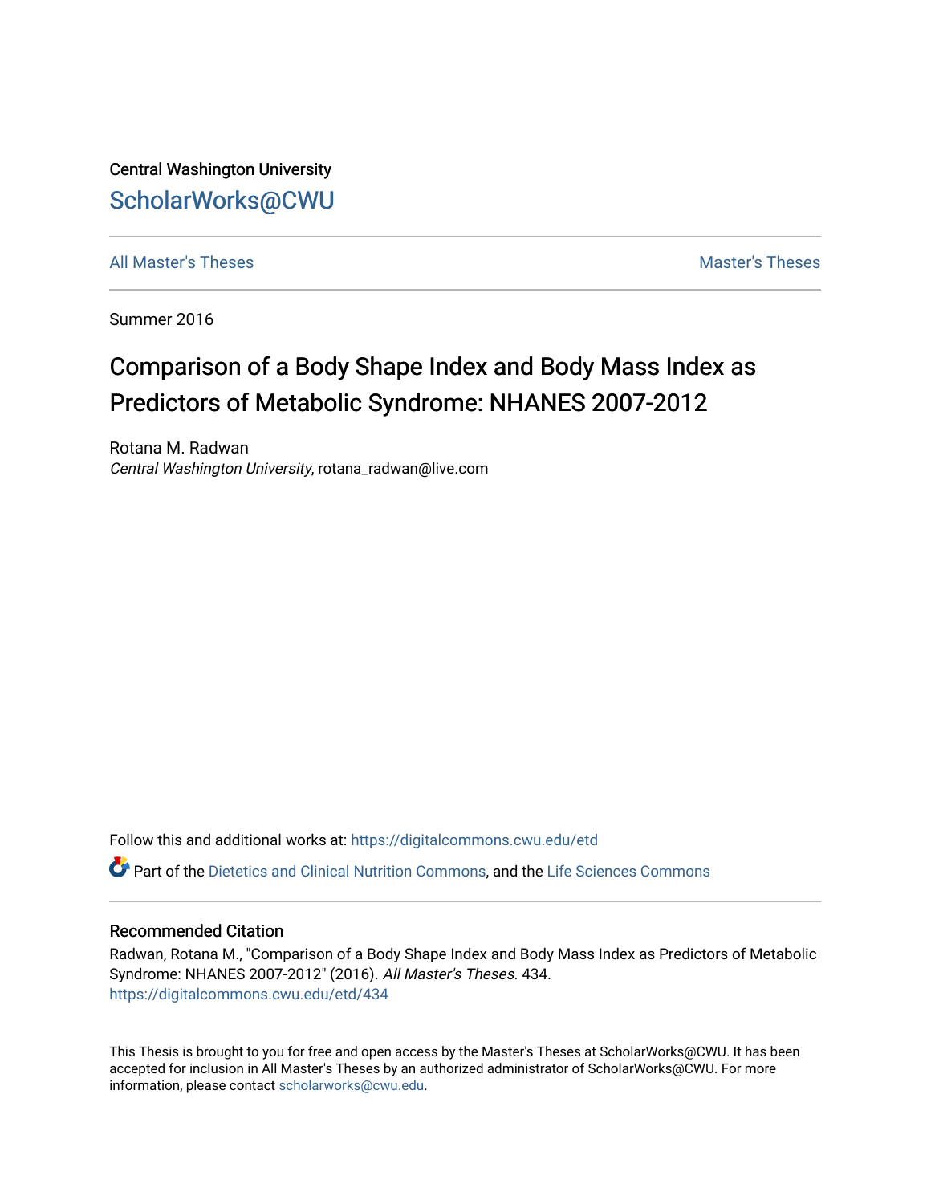Central Washington University

# ScholarWorks@CWU

All Master's Theses | Master's Theses

Summer 2016

# Comparison of a Body Shape Index and Body Mass Index as Predictors of Metabolic Syndrome: NHANES 2007-2012

Rotana M. Radwan
*Central Washington University*, rotana_radwan@live.com

Follow this and additional works at: https://digitalcommons.cwu.edu/etd

Part of the Dietetics and Clinical Nutrition Commons, and the Life Sciences Commons

## Recommended Citation

Radwan, Rotana M., "Comparison of a Body Shape Index and Body Mass Index as Predictors of Metabolic Syndrome: NHANES 2007-2012" (2016). *All Master's Theses*. 434.
https://digitalcommons.cwu.edu/etd/434

This Thesis is brought to you for free and open access by the Master's Theses at ScholarWorks@CWU. It has been accepted for inclusion in All Master's Theses by an authorized administrator of ScholarWorks@CWU. For more information, please contact scholarworks@cwu.edu.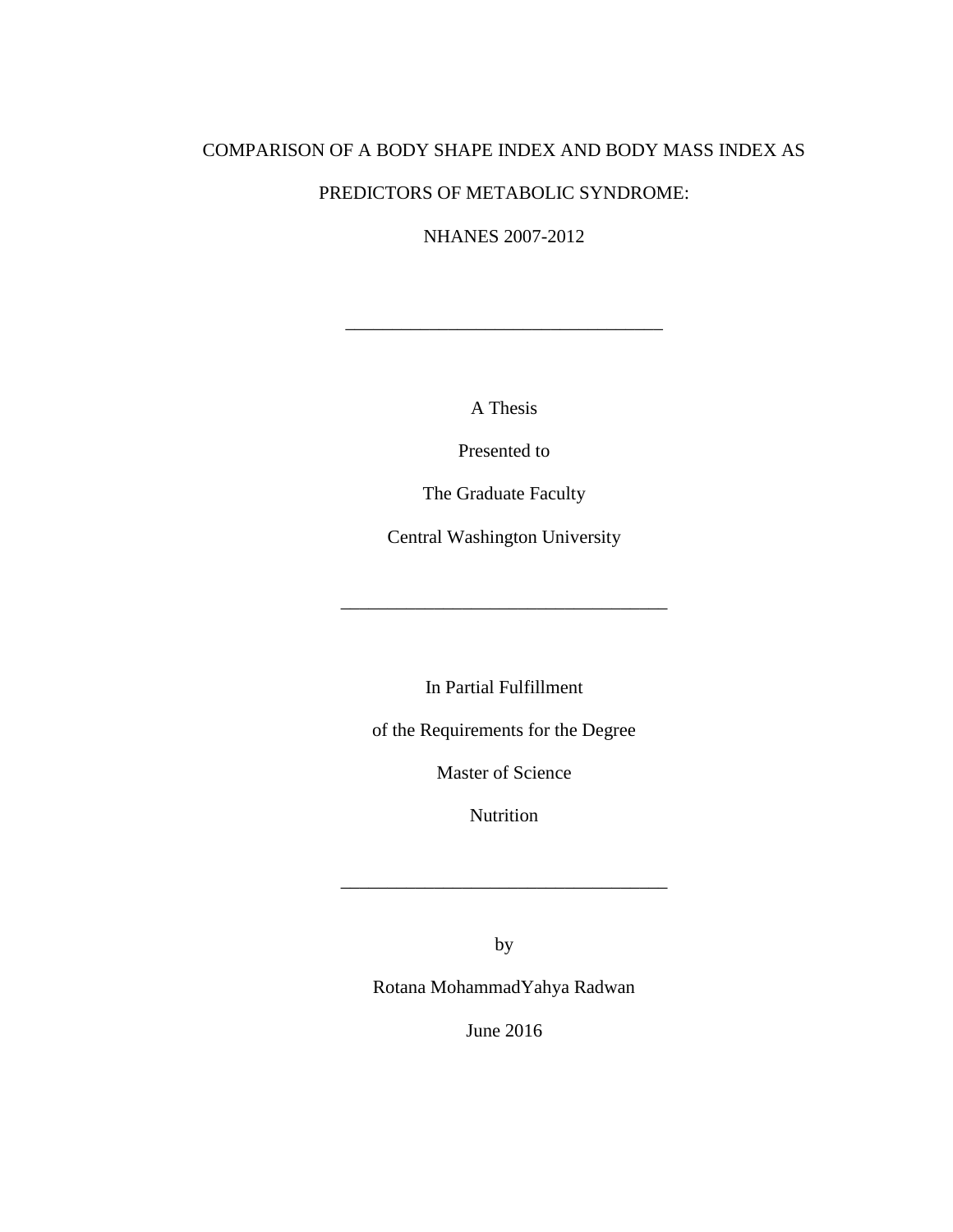# COMPARISON OF A BODY SHAPE INDEX AND BODY MASS INDEX AS PREDICTORS OF METABOLIC SYNDROME: NHANES 2007-2012

---

A Thesis

Presented to

The Graduate Faculty

Central Washington University

---

In Partial Fulfillment

of the Requirements for the Degree

Master of Science

Nutrition

---

by

Rotana MohammadYahya Radwan

June 2016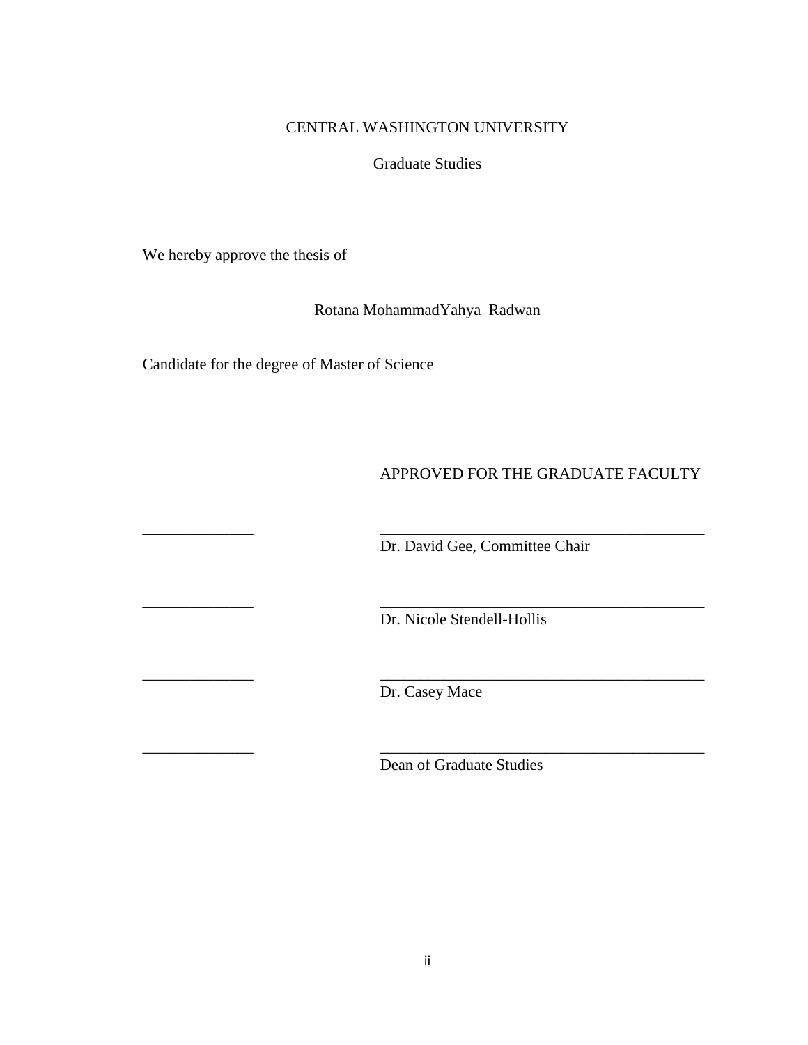CENTRAL WASHINGTON UNIVERSITY

Graduate Studies

We hereby approve the thesis of

Rotana MohammadYahya Radwan

Candidate for the degree of Master of Science

APPROVED FOR THE GRADUATE FACULTY

______________ __________________________________________
Dr. David Gee, Committee Chair

______________ __________________________________________
Dr. Nicole Stendell-Hollis

______________ __________________________________________
Dr. Casey Mace

______________ __________________________________________
Dean of Graduate Studies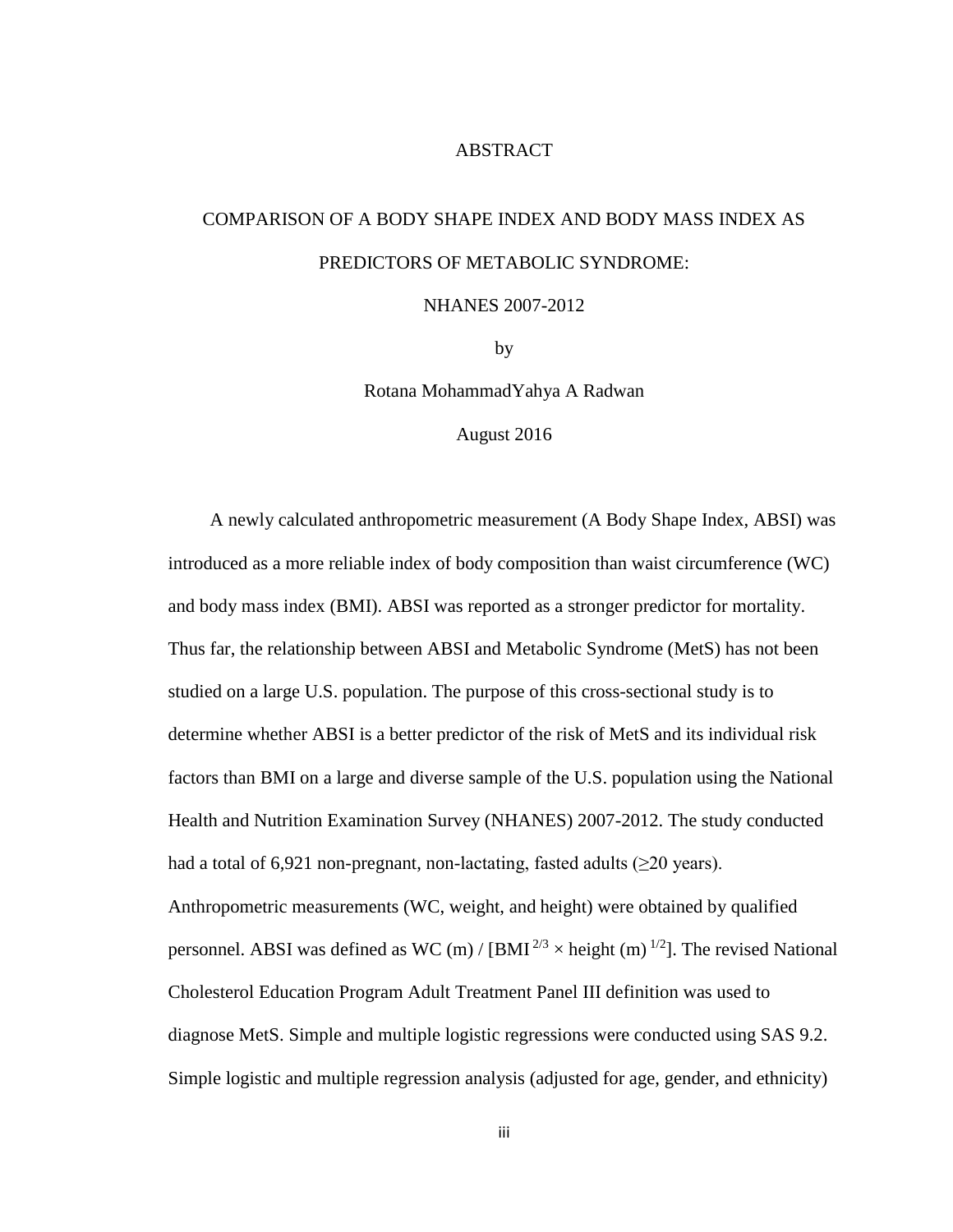# ABSTRACT

## COMPARISON OF A BODY SHAPE INDEX AND BODY MASS INDEX AS PREDICTORS OF METABOLIC SYNDROME: NHANES 2007-2012

by

Rotana MohammadYahya A Radwan

August 2016

A newly calculated anthropometric measurement (A Body Shape Index, ABSI) was introduced as a more reliable index of body composition than waist circumference (WC) and body mass index (BMI). ABSI was reported as a stronger predictor for mortality. Thus far, the relationship between ABSI and Metabolic Syndrome (MetS) has not been studied on a large U.S. population. The purpose of this cross-sectional study is to determine whether ABSI is a better predictor of the risk of MetS and its individual risk factors than BMI on a large and diverse sample of the U.S. population using the National Health and Nutrition Examination Survey (NHANES) 2007-2012. The study conducted had a total of 6,921 non-pregnant, non-lactating, fasted adults ($\geq$20 years). Anthropometric measurements (WC, weight, and height) were obtained by qualified personnel. ABSI was defined as WC (m) / [$BMI^{2/3} \times$ height (m)$^{1/2}$]. The revised National Cholesterol Education Program Adult Treatment Panel III definition was used to diagnose MetS. Simple and multiple logistic regressions were conducted using SAS 9.2. Simple logistic and multiple regression analysis (adjusted for age, gender, and ethnicity)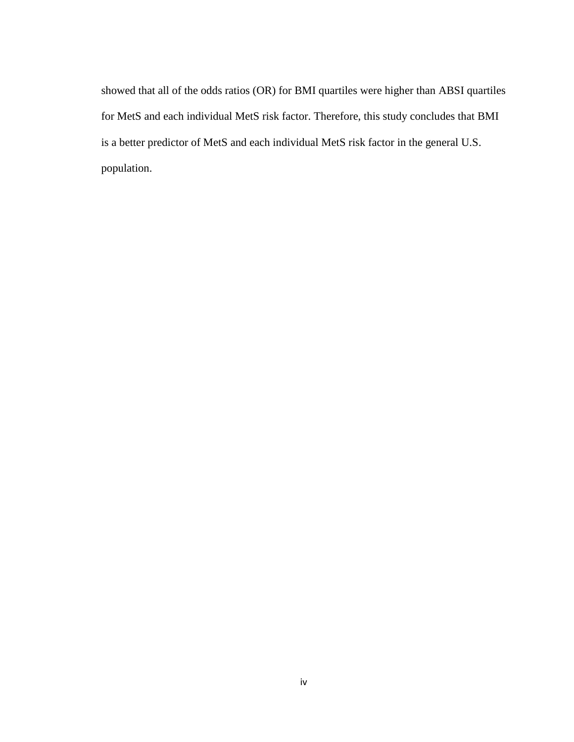showed that all of the odds ratios (OR) for BMI quartiles were higher than ABSI quartiles for MetS and each individual MetS risk factor. Therefore, this study concludes that BMI is a better predictor of MetS and each individual MetS risk factor in the general U.S. population.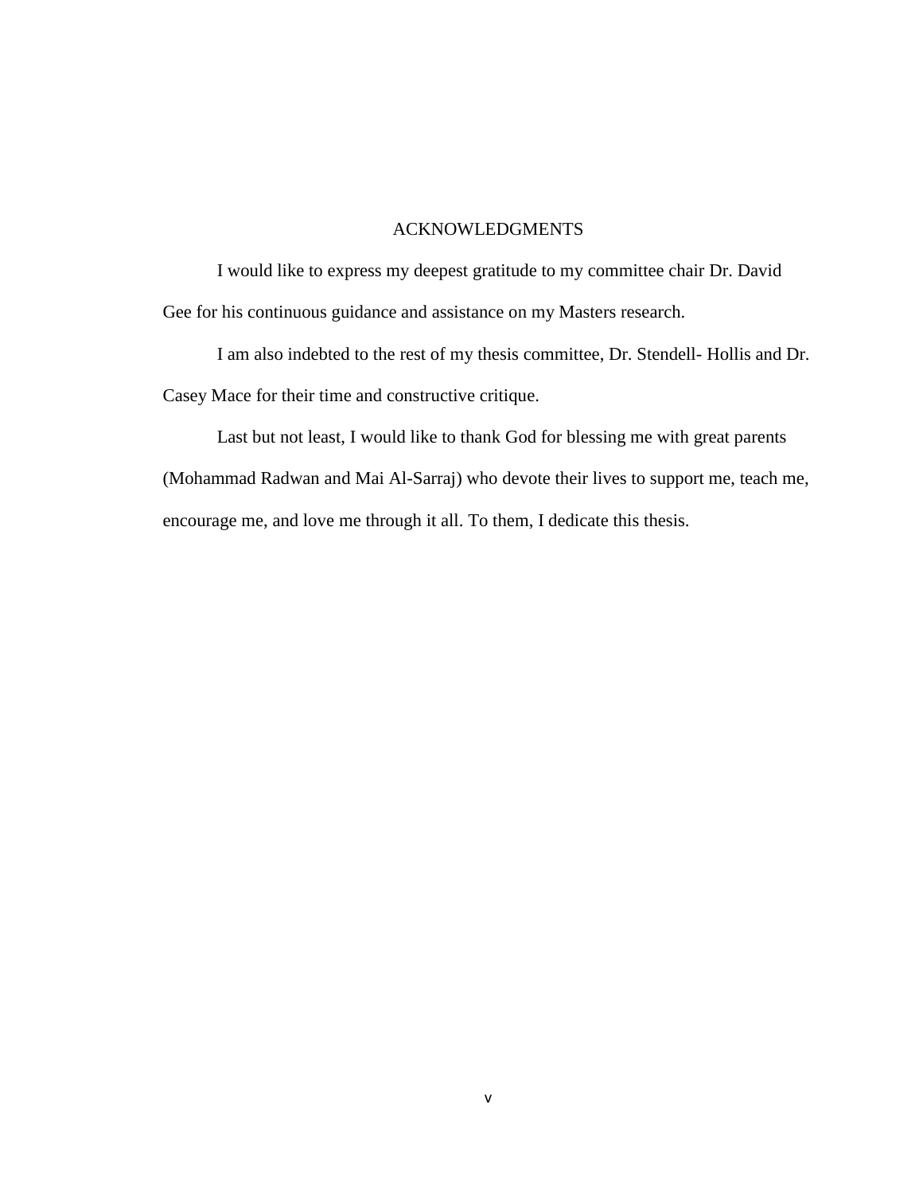# ACKNOWLEDGMENTS

I would like to express my deepest gratitude to my committee chair Dr. David Gee for his continuous guidance and assistance on my Masters research.

I am also indebted to the rest of my thesis committee, Dr. Stendell- Hollis and Dr. Casey Mace for their time and constructive critique.

Last but not least, I would like to thank God for blessing me with great parents (Mohammad Radwan and Mai Al-Sarraj) who devote their lives to support me, teach me, encourage me, and love me through it all. To them, I dedicate this thesis.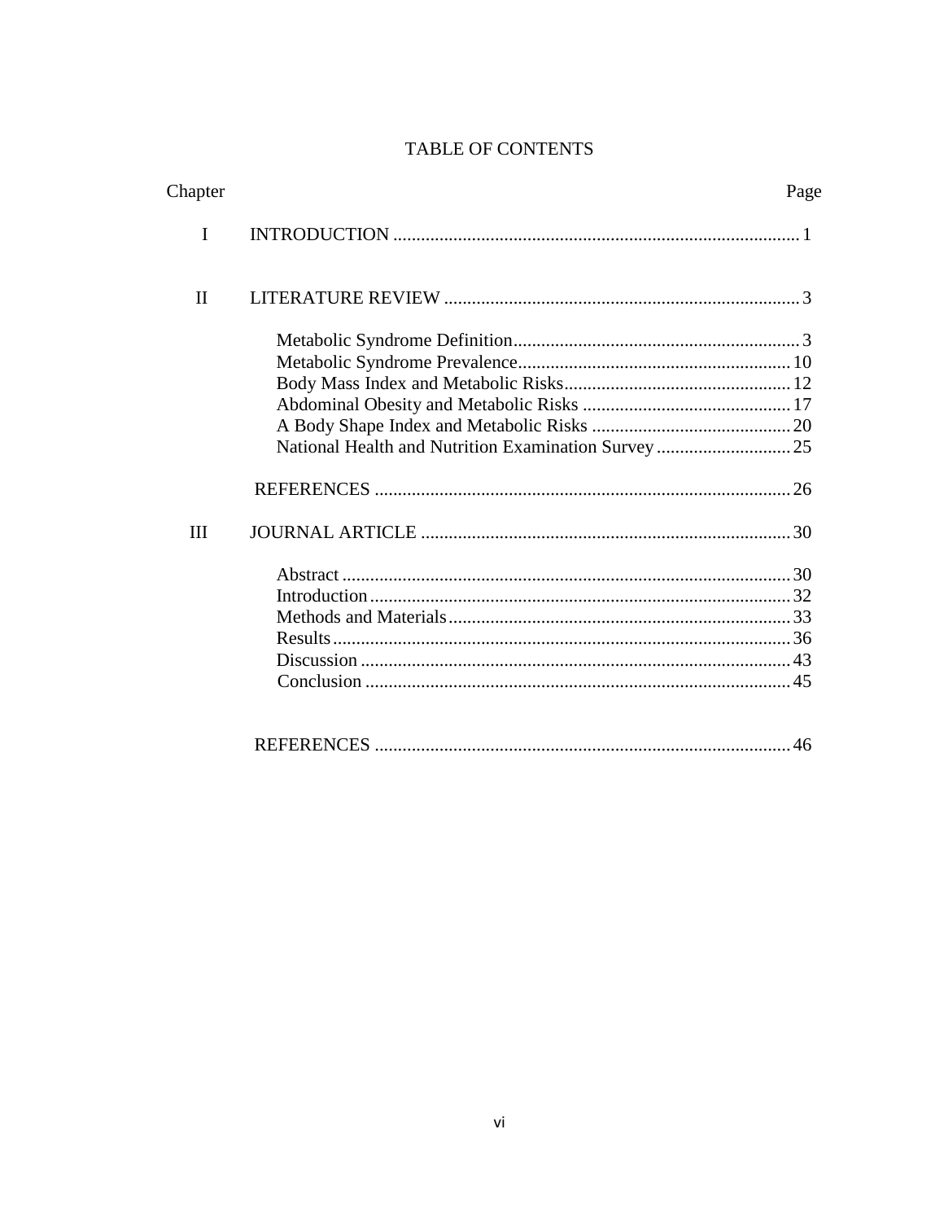# TABLE OF CONTENTS

| Chapter | | Page |
|---|---|---|
| I | INTRODUCTION | 1 |
| II | LITERATURE REVIEW | 3 |
| | Metabolic Syndrome Definition | 3 |
| | Metabolic Syndrome Prevalence | 10 |
| | Body Mass Index and Metabolic Risks | 12 |
| | Abdominal Obesity and Metabolic Risks | 17 |
| | A Body Shape Index and Metabolic Risks | 20 |
| | National Health and Nutrition Examination Survey | 25 |
| | REFERENCES | 26 |
| III | JOURNAL ARTICLE | 30 |
| | Abstract | 30 |
| | Introduction | 32 |
| | Methods and Materials | 33 |
| | Results | 36 |
| | Discussion | 43 |
| | Conclusion | 45 |
| | REFERENCES | 46 |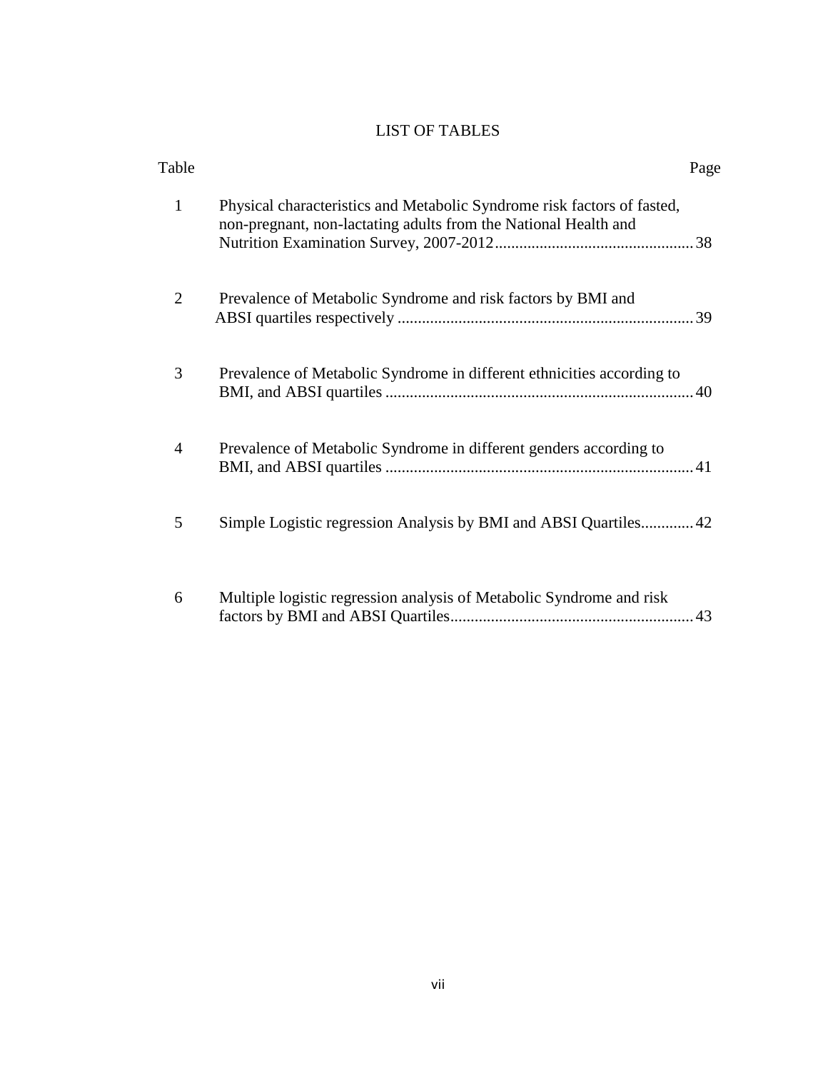# LIST OF TABLES

| Table | | Page |
|---|---|---|
| 1 | Physical characteristics and Metabolic Syndrome risk factors of fasted, non-pregnant, non-lactating adults from the National Health and Nutrition Examination Survey, 2007-2012 | 38 |
| 2 | Prevalence of Metabolic Syndrome and risk factors by BMI and ABSI quartiles respectively | 39 |
| 3 | Prevalence of Metabolic Syndrome in different ethnicities according to BMI, and ABSI quartiles | 40 |
| 4 | Prevalence of Metabolic Syndrome in different genders according to BMI, and ABSI quartiles | 41 |
| 5 | Simple Logistic regression Analysis by BMI and ABSI Quartiles | 42 |
| 6 | Multiple logistic regression analysis of Metabolic Syndrome and risk factors by BMI and ABSI Quartiles | 43 |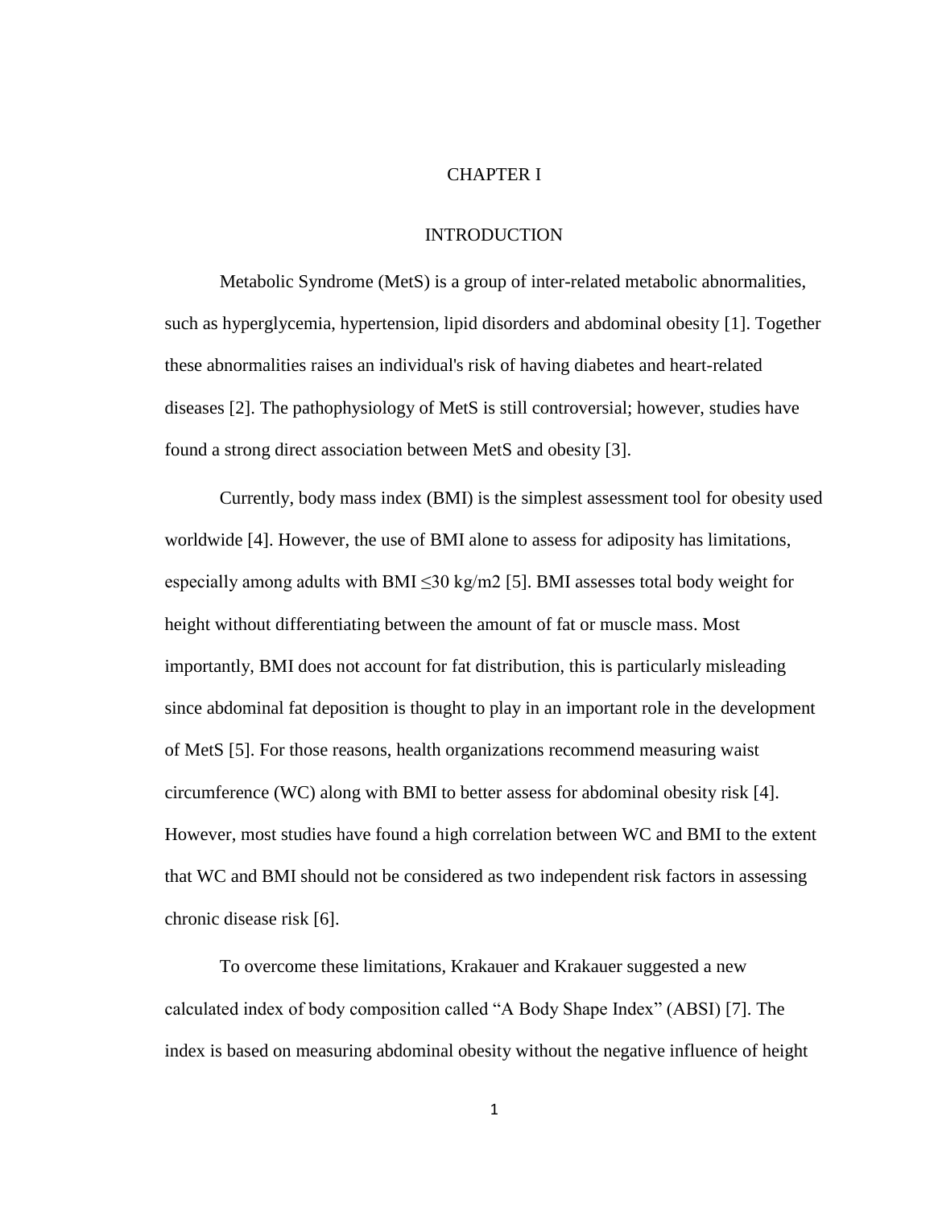# CHAPTER I

## INTRODUCTION

Metabolic Syndrome (MetS) is a group of inter-related metabolic abnormalities, such as hyperglycemia, hypertension, lipid disorders and abdominal obesity [1]. Together these abnormalities raises an individual's risk of having diabetes and heart-related diseases [2]. The pathophysiology of MetS is still controversial; however, studies have found a strong direct association between MetS and obesity [3].

Currently, body mass index (BMI) is the simplest assessment tool for obesity used worldwide [4]. However, the use of BMI alone to assess for adiposity has limitations, especially among adults with BMI $\leq$30 kg/m2 [5]. BMI assesses total body weight for height without differentiating between the amount of fat or muscle mass. Most importantly, BMI does not account for fat distribution, this is particularly misleading since abdominal fat deposition is thought to play in an important role in the development of MetS [5]. For those reasons, health organizations recommend measuring waist circumference (WC) along with BMI to better assess for abdominal obesity risk [4]. However, most studies have found a high correlation between WC and BMI to the extent that WC and BMI should not be considered as two independent risk factors in assessing chronic disease risk [6].

To overcome these limitations, Krakauer and Krakauer suggested a new calculated index of body composition called “A Body Shape Index” (ABSI) [7]. The index is based on measuring abdominal obesity without the negative influence of height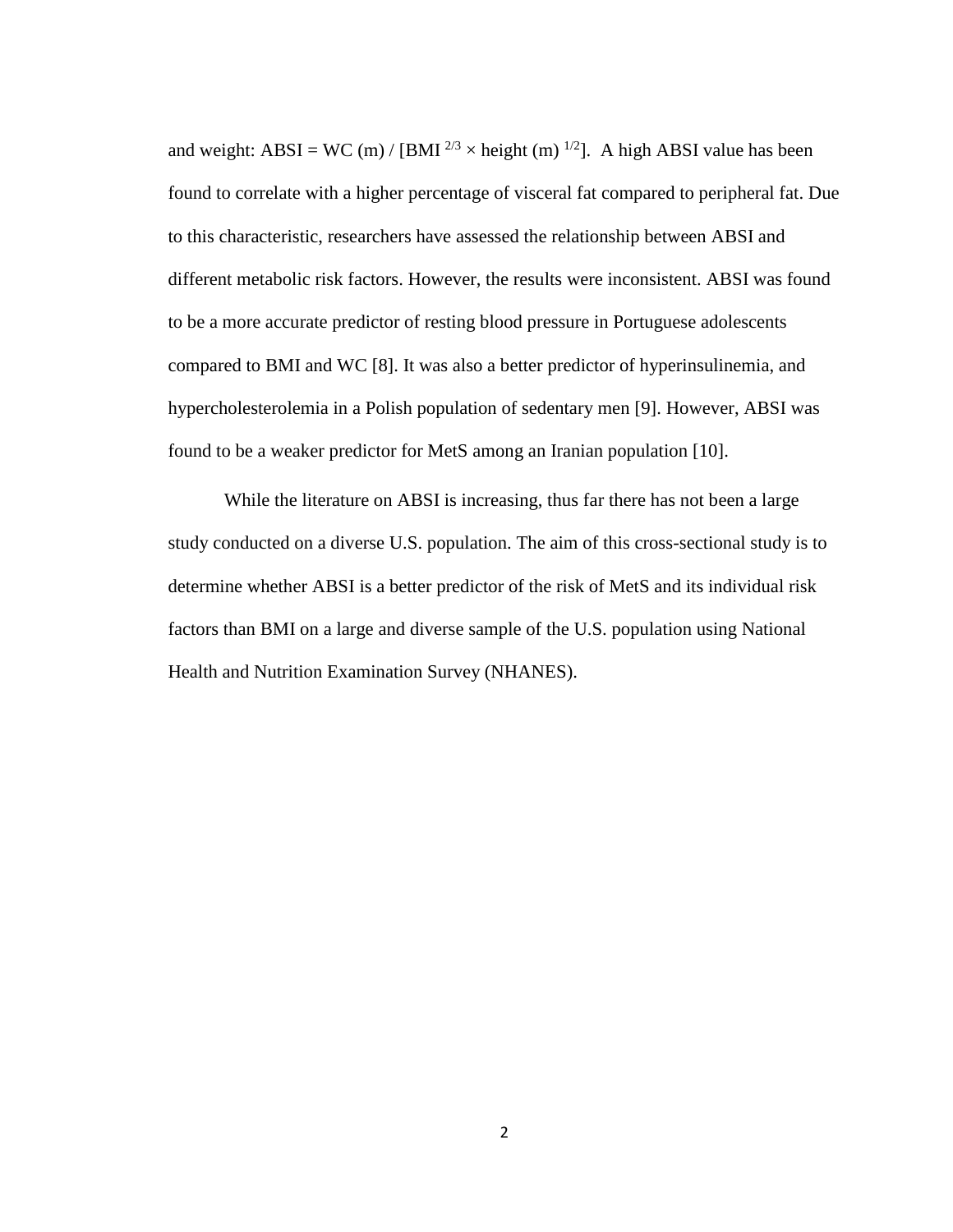and weight: ABSI = WC (m) / [BMI $^{2/3}$ × height (m) $^{1/2}$]. A high ABSI value has been found to correlate with a higher percentage of visceral fat compared to peripheral fat. Due to this characteristic, researchers have assessed the relationship between ABSI and different metabolic risk factors. However, the results were inconsistent. ABSI was found to be a more accurate predictor of resting blood pressure in Portuguese adolescents compared to BMI and WC [8]. It was also a better predictor of hyperinsulinemia, and hypercholesterolemia in a Polish population of sedentary men [9]. However, ABSI was found to be a weaker predictor for MetS among an Iranian population [10].

While the literature on ABSI is increasing, thus far there has not been a large study conducted on a diverse U.S. population. The aim of this cross-sectional study is to determine whether ABSI is a better predictor of the risk of MetS and its individual risk factors than BMI on a large and diverse sample of the U.S. population using National Health and Nutrition Examination Survey (NHANES).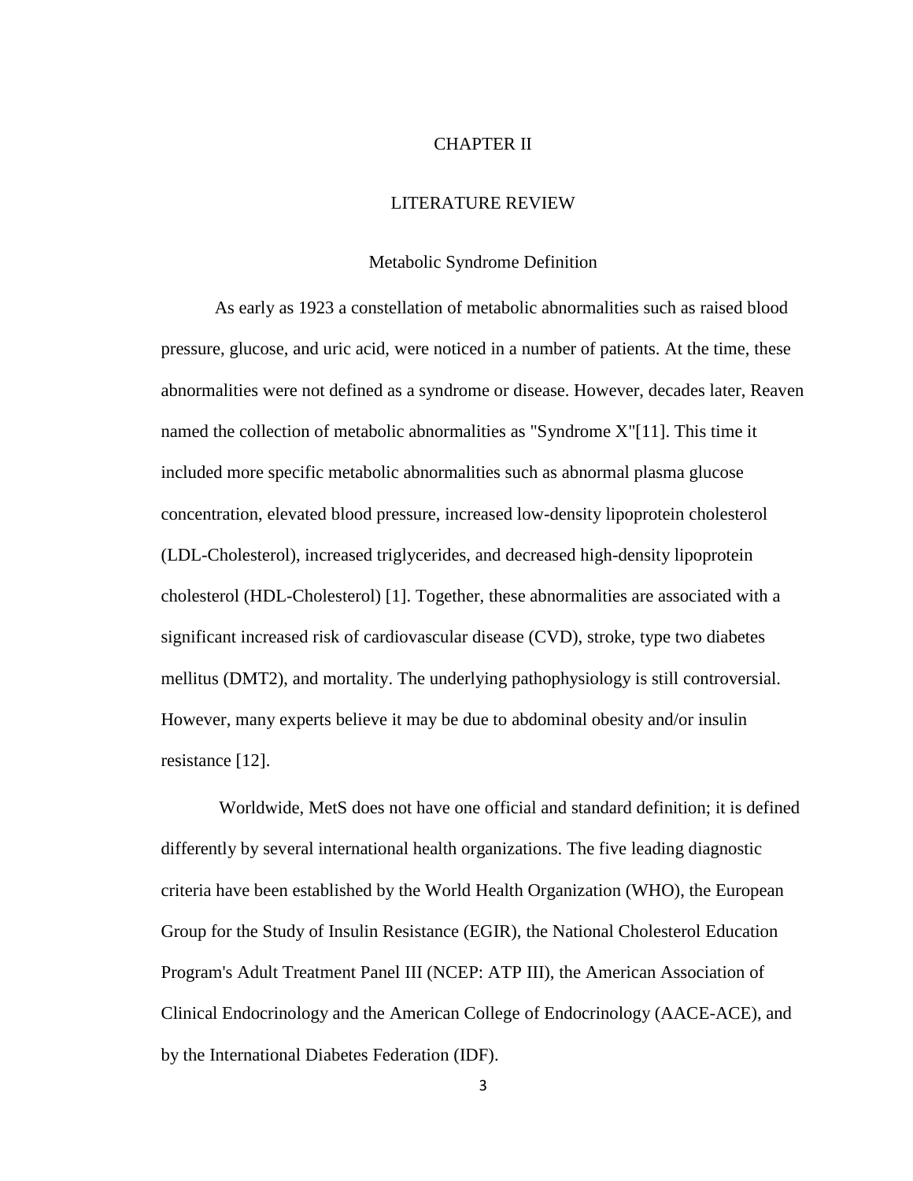# CHAPTER II

# LITERATURE REVIEW

## Metabolic Syndrome Definition

As early as 1923 a constellation of metabolic abnormalities such as raised blood pressure, glucose, and uric acid, were noticed in a number of patients. At the time, these abnormalities were not defined as a syndrome or disease. However, decades later, Reaven named the collection of metabolic abnormalities as "Syndrome X"[11]. This time it included more specific metabolic abnormalities such as abnormal plasma glucose concentration, elevated blood pressure, increased low-density lipoprotein cholesterol (LDL-Cholesterol), increased triglycerides, and decreased high-density lipoprotein cholesterol (HDL-Cholesterol) [1]. Together, these abnormalities are associated with a significant increased risk of cardiovascular disease (CVD), stroke, type two diabetes mellitus (DMT2), and mortality. The underlying pathophysiology is still controversial. However, many experts believe it may be due to abdominal obesity and/or insulin resistance [12].

Worldwide, MetS does not have one official and standard definition; it is defined differently by several international health organizations. The five leading diagnostic criteria have been established by the World Health Organization (WHO), the European Group for the Study of Insulin Resistance (EGIR), the National Cholesterol Education Program's Adult Treatment Panel III (NCEP: ATP III), the American Association of Clinical Endocrinology and the American College of Endocrinology (AACE-ACE), and by the International Diabetes Federation (IDF).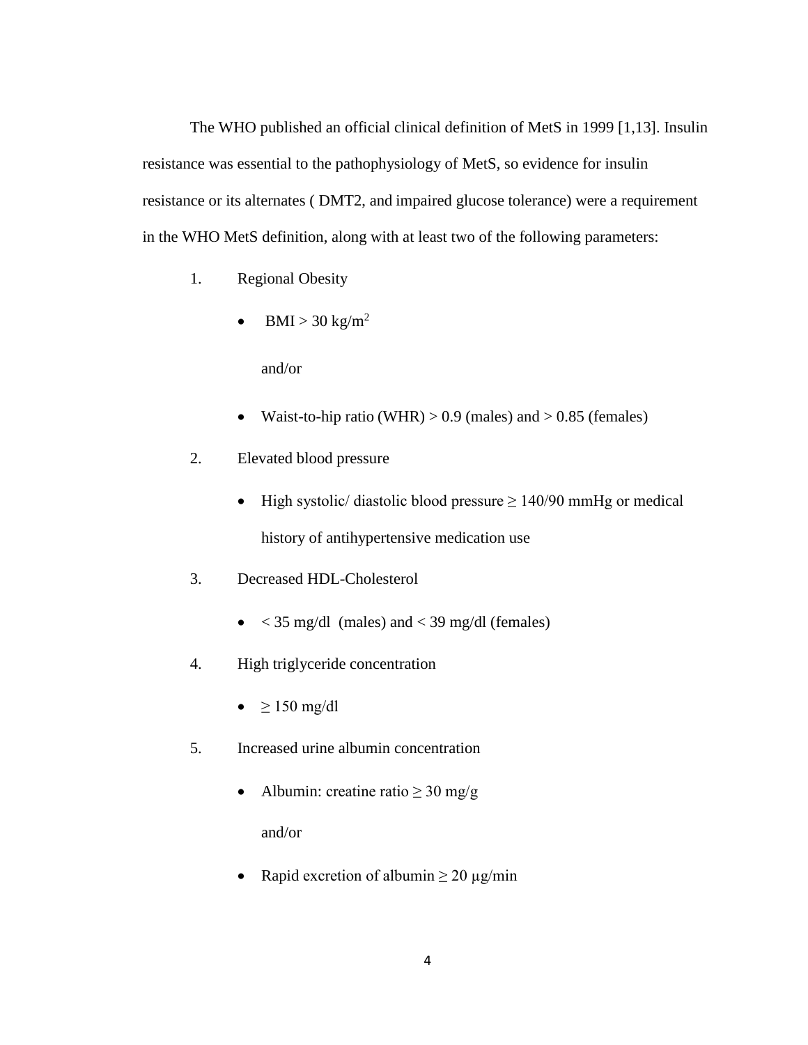The WHO published an official clinical definition of MetS in 1999 [1,13]. Insulin resistance was essential to the pathophysiology of MetS, so evidence for insulin resistance or its alternates ( DMT2, and impaired glucose tolerance) were a requirement in the WHO MetS definition, along with at least two of the following parameters:

1. Regional Obesity
   - BMI > 30 kg/m$^2$

     and/or

   - Waist-to-hip ratio (WHR) > 0.9 (males) and > 0.85 (females)
2. Elevated blood pressure
   - High systolic/ diastolic blood pressure ≥ 140/90 mmHg or medical history of antihypertensive medication use
3. Decreased HDL-Cholesterol
   - < 35 mg/dl (males) and < 39 mg/dl (females)
4. High triglyceride concentration
   - ≥ 150 mg/dl
5. Increased urine albumin concentration
   - Albumin: creatine ratio ≥ 30 mg/g

     and/or

   - Rapid excretion of albumin ≥ 20 μg/min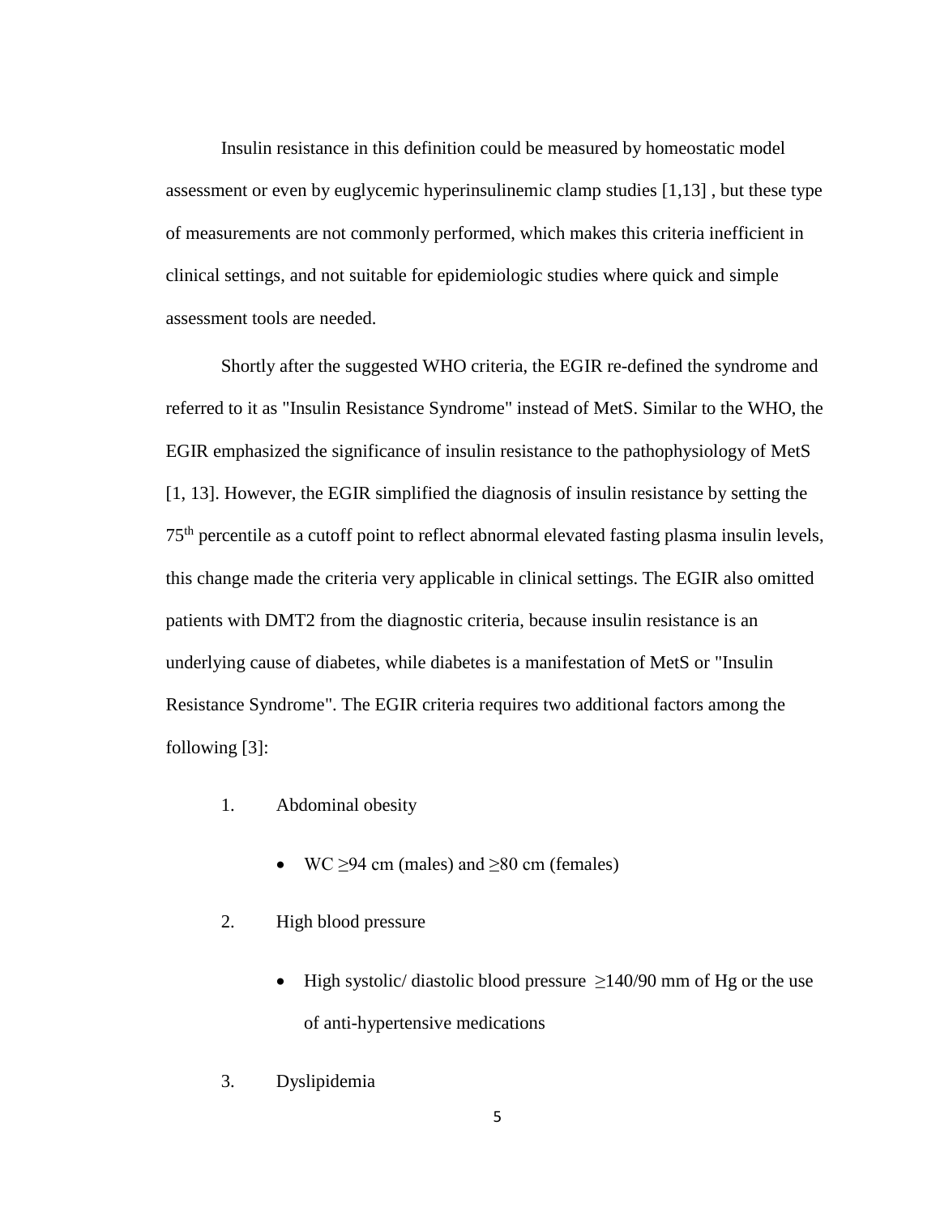Insulin resistance in this definition could be measured by homeostatic model assessment or even by euglycemic hyperinsulinemic clamp studies [1,13] , but these type of measurements are not commonly performed, which makes this criteria inefficient in clinical settings, and not suitable for epidemiologic studies where quick and simple assessment tools are needed.

Shortly after the suggested WHO criteria, the EGIR re-defined the syndrome and referred to it as "Insulin Resistance Syndrome" instead of MetS. Similar to the WHO, the EGIR emphasized the significance of insulin resistance to the pathophysiology of MetS [1, 13]. However, the EGIR simplified the diagnosis of insulin resistance by setting the $75^{th}$ percentile as a cutoff point to reflect abnormal elevated fasting plasma insulin levels, this change made the criteria very applicable in clinical settings. The EGIR also omitted patients with DMT2 from the diagnostic criteria, because insulin resistance is an underlying cause of diabetes, while diabetes is a manifestation of MetS or "Insulin Resistance Syndrome". The EGIR criteria requires two additional factors among the following [3]:

1. Abdominal obesity
   - WC ≥94 cm (males) and ≥80 cm (females)
2. High blood pressure
   - High systolic/ diastolic blood pressure ≥140/90 mm of Hg or the use of anti-hypertensive medications
3. Dyslipidemia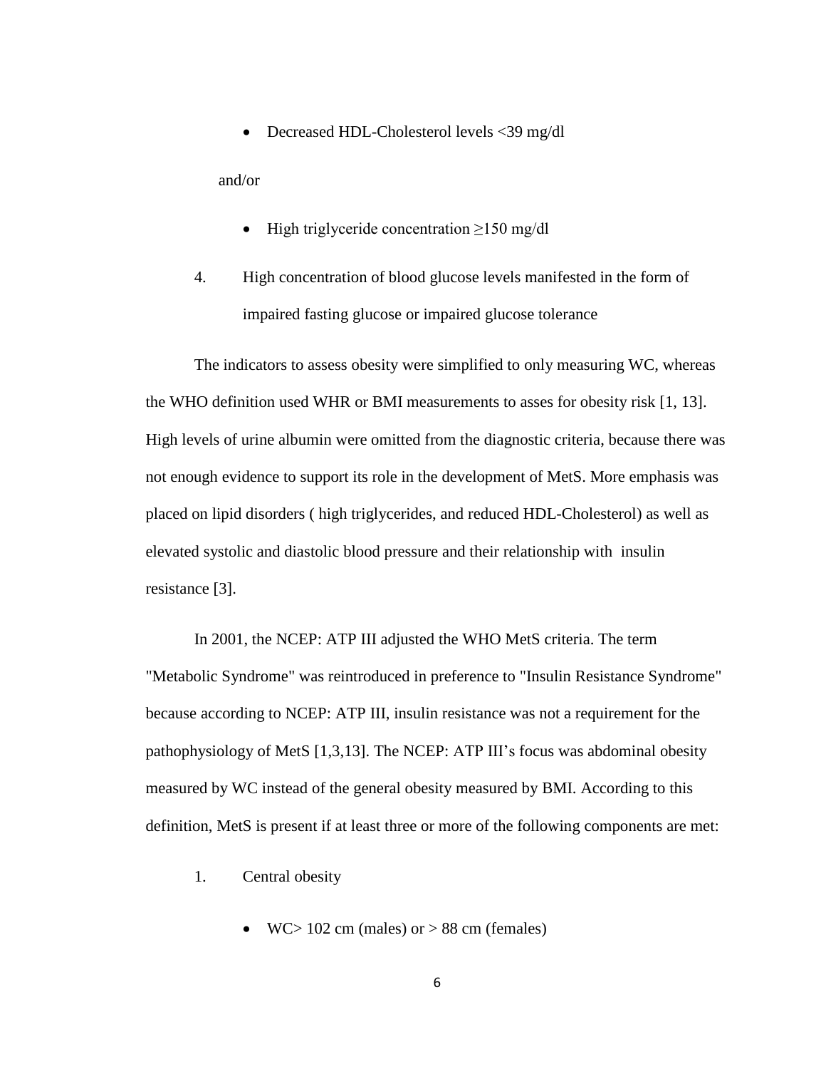- Decreased HDL-Cholesterol levels <39 mg/dl

and/or

- High triglyceride concentration ≥150 mg/dl

4. High concentration of blood glucose levels manifested in the form of impaired fasting glucose or impaired glucose tolerance

The indicators to assess obesity were simplified to only measuring WC, whereas the WHO definition used WHR or BMI measurements to asses for obesity risk [1, 13]. High levels of urine albumin were omitted from the diagnostic criteria, because there was not enough evidence to support its role in the development of MetS. More emphasis was placed on lipid disorders ( high triglycerides, and reduced HDL-Cholesterol) as well as elevated systolic and diastolic blood pressure and their relationship with insulin resistance [3].

In 2001, the NCEP: ATP III adjusted the WHO MetS criteria. The term "Metabolic Syndrome" was reintroduced in preference to "Insulin Resistance Syndrome" because according to NCEP: ATP III, insulin resistance was not a requirement for the pathophysiology of MetS [1,3,13]. The NCEP: ATP III's focus was abdominal obesity measured by WC instead of the general obesity measured by BMI. According to this definition, MetS is present if at least three or more of the following components are met:

1. Central obesity
    - WC> 102 cm (males) or > 88 cm (females)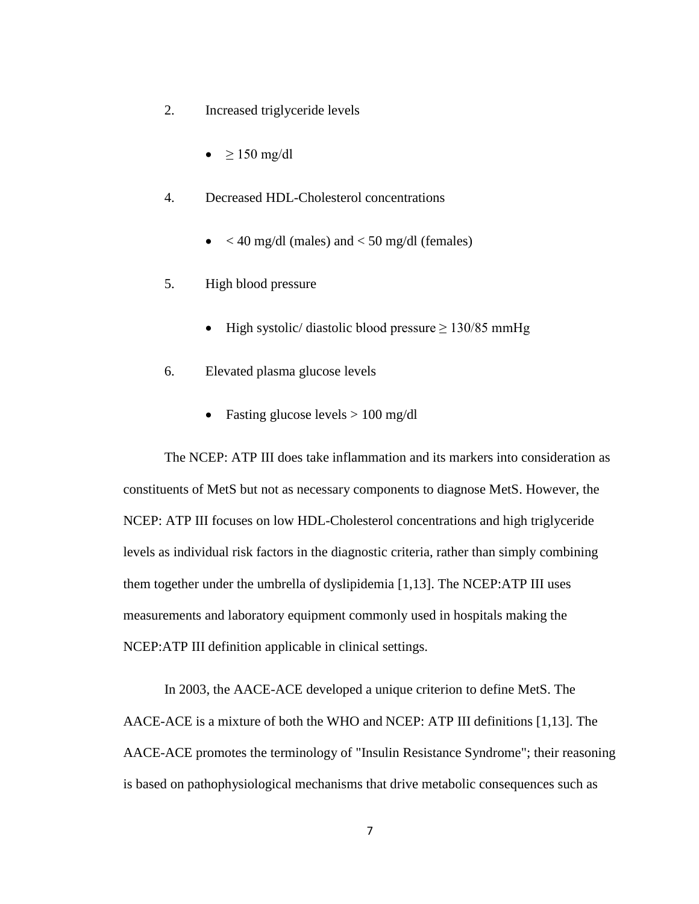2. Increased triglyceride levels

    - $\geq$ 150 mg/dl

4. Decreased HDL-Cholesterol concentrations

    - < 40 mg/dl (males) and < 50 mg/dl (females)

5. High blood pressure

    - High systolic/ diastolic blood pressure $\geq$ 130/85 mmHg

6. Elevated plasma glucose levels

    - Fasting glucose levels > 100 mg/dl

The NCEP: ATP III does take inflammation and its markers into consideration as constituents of MetS but not as necessary components to diagnose MetS. However, the NCEP: ATP III focuses on low HDL-Cholesterol concentrations and high triglyceride levels as individual risk factors in the diagnostic criteria, rather than simply combining them together under the umbrella of dyslipidemia [1,13]. The NCEP:ATP III uses measurements and laboratory equipment commonly used in hospitals making the NCEP:ATP III definition applicable in clinical settings.

In 2003, the AACE-ACE developed a unique criterion to define MetS. The AACE-ACE is a mixture of both the WHO and NCEP: ATP III definitions [1,13]. The AACE-ACE promotes the terminology of "Insulin Resistance Syndrome"; their reasoning is based on pathophysiological mechanisms that drive metabolic consequences such as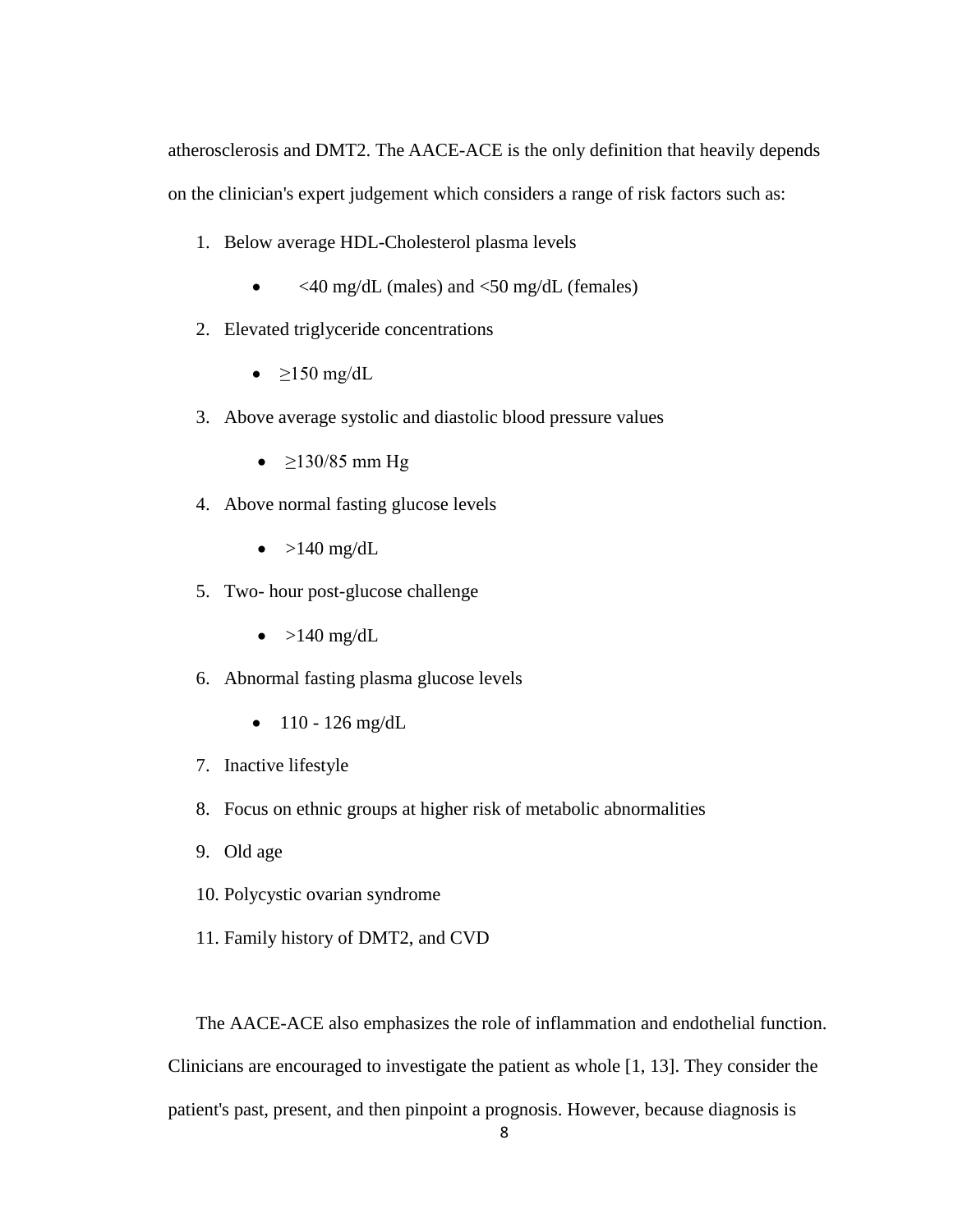atherosclerosis and DMT2. The AACE-ACE is the only definition that heavily depends on the clinician's expert judgement which considers a range of risk factors such as:

1. Below average HDL-Cholesterol plasma levels
    - <40 mg/dL (males) and <50 mg/dL (females)
2. Elevated triglyceride concentrations
    - ≥150 mg/dL
3. Above average systolic and diastolic blood pressure values
    - ≥130/85 mm Hg
4. Above normal fasting glucose levels
    - >140 mg/dL
5. Two- hour post-glucose challenge
    - >140 mg/dL
6. Abnormal fasting plasma glucose levels
    - 110 - 126 mg/dL
7. Inactive lifestyle
8. Focus on ethnic groups at higher risk of metabolic abnormalities
9. Old age
10. Polycystic ovarian syndrome
11. Family history of DMT2, and CVD

The AACE-ACE also emphasizes the role of inflammation and endothelial function. Clinicians are encouraged to investigate the patient as whole [1, 13]. They consider the patient's past, present, and then pinpoint a prognosis. However, because diagnosis is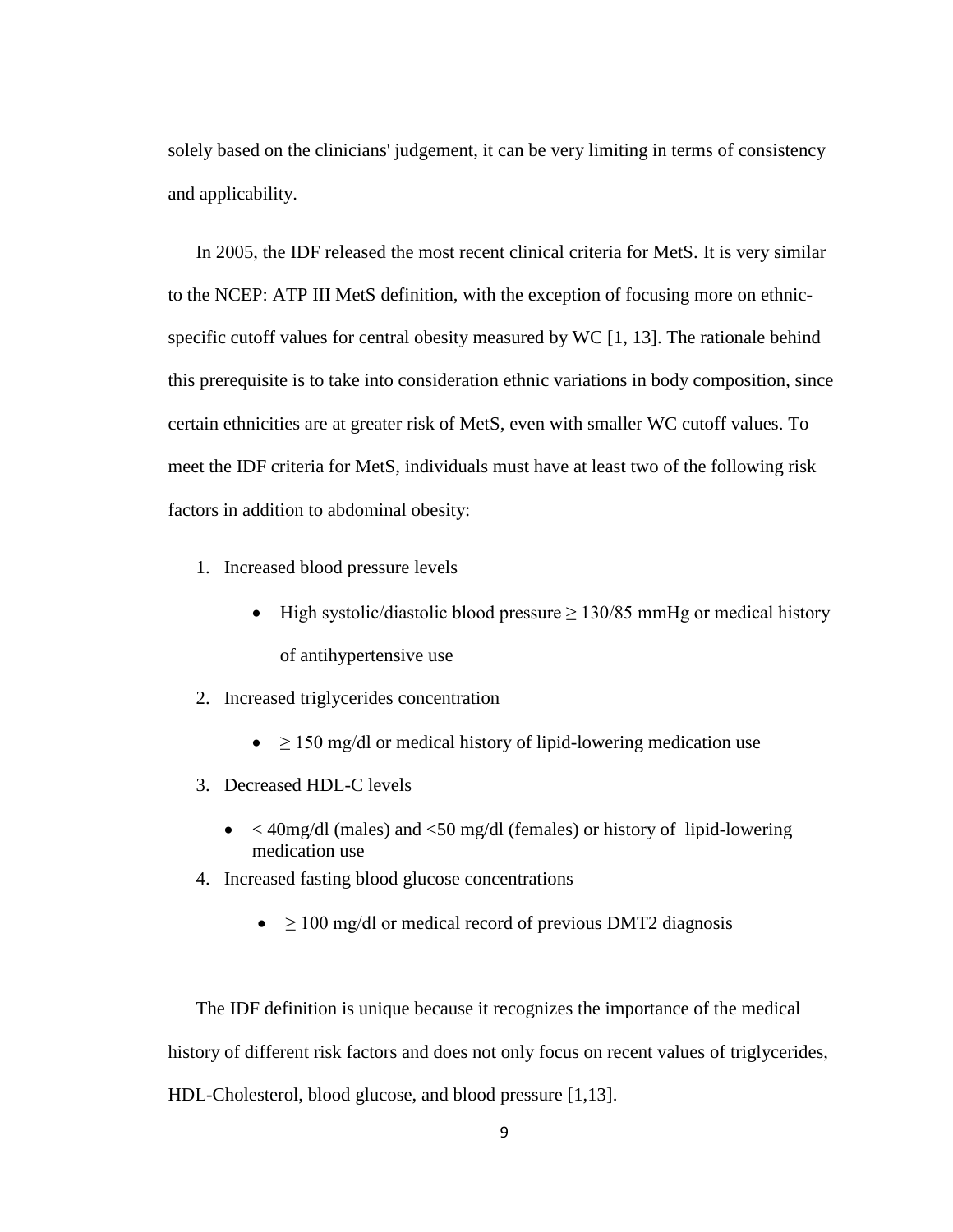solely based on the clinicians' judgement, it can be very limiting in terms of consistency and applicability.

In 2005, the IDF released the most recent clinical criteria for MetS. It is very similar to the NCEP: ATP III MetS definition, with the exception of focusing more on ethnic-specific cutoff values for central obesity measured by WC [1, 13]. The rationale behind this prerequisite is to take into consideration ethnic variations in body composition, since certain ethnicities are at greater risk of MetS, even with smaller WC cutoff values. To meet the IDF criteria for MetS, individuals must have at least two of the following risk factors in addition to abdominal obesity:

1. Increased blood pressure levels
   - High systolic/diastolic blood pressure ≥ 130/85 mmHg or medical history of antihypertensive use
2. Increased triglycerides concentration
   - ≥ 150 mg/dl or medical history of lipid-lowering medication use
3. Decreased HDL-C levels
   - < 40mg/dl (males) and <50 mg/dl (females) or history of lipid-lowering medication use
4. Increased fasting blood glucose concentrations
   - ≥ 100 mg/dl or medical record of previous DMT2 diagnosis

The IDF definition is unique because it recognizes the importance of the medical history of different risk factors and does not only focus on recent values of triglycerides, HDL-Cholesterol, blood glucose, and blood pressure [1,13].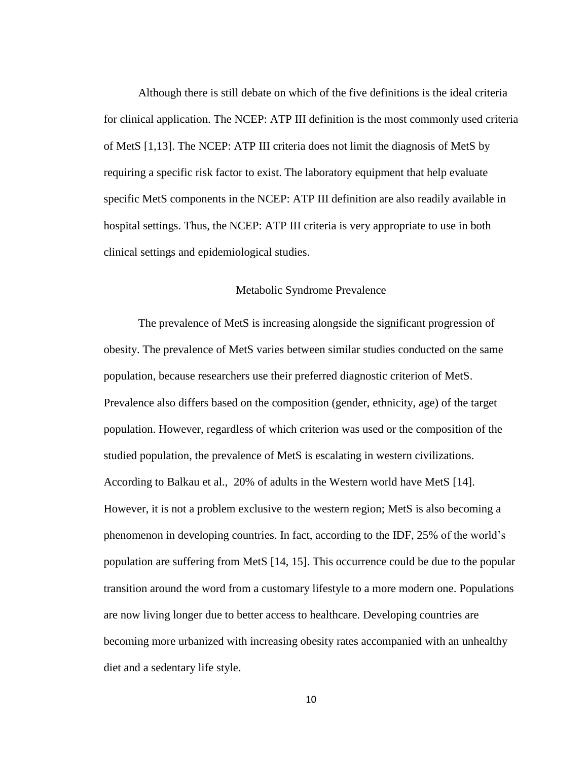Although there is still debate on which of the five definitions is the ideal criteria for clinical application. The NCEP: ATP III definition is the most commonly used criteria of MetS [1,13]. The NCEP: ATP III criteria does not limit the diagnosis of MetS by requiring a specific risk factor to exist. The laboratory equipment that help evaluate specific MetS components in the NCEP: ATP III definition are also readily available in hospital settings. Thus, the NCEP: ATP III criteria is very appropriate to use in both clinical settings and epidemiological studies.

## Metabolic Syndrome Prevalence

The prevalence of MetS is increasing alongside the significant progression of obesity. The prevalence of MetS varies between similar studies conducted on the same population, because researchers use their preferred diagnostic criterion of MetS. Prevalence also differs based on the composition (gender, ethnicity, age) of the target population. However, regardless of which criterion was used or the composition of the studied population, the prevalence of MetS is escalating in western civilizations. According to Balkau et al., 20% of adults in the Western world have MetS [14]. However, it is not a problem exclusive to the western region; MetS is also becoming a phenomenon in developing countries. In fact, according to the IDF, 25% of the world's population are suffering from MetS [14, 15]. This occurrence could be due to the popular transition around the word from a customary lifestyle to a more modern one. Populations are now living longer due to better access to healthcare. Developing countries are becoming more urbanized with increasing obesity rates accompanied with an unhealthy diet and a sedentary life style.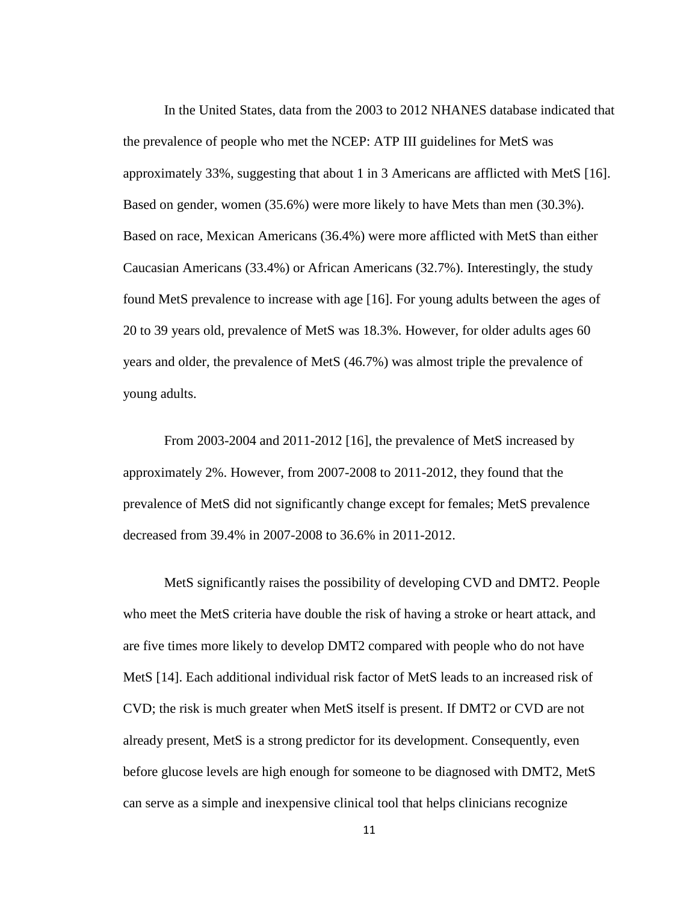In the United States, data from the 2003 to 2012 NHANES database indicated that the prevalence of people who met the NCEP: ATP III guidelines for MetS was approximately 33%, suggesting that about 1 in 3 Americans are afflicted with MetS [16]. Based on gender, women (35.6%) were more likely to have Mets than men (30.3%). Based on race, Mexican Americans (36.4%) were more afflicted with MetS than either Caucasian Americans (33.4%) or African Americans (32.7%). Interestingly, the study found MetS prevalence to increase with age [16]. For young adults between the ages of 20 to 39 years old, prevalence of MetS was 18.3%. However, for older adults ages 60 years and older, the prevalence of MetS (46.7%) was almost triple the prevalence of young adults.

From 2003-2004 and 2011-2012 [16], the prevalence of MetS increased by approximately 2%. However, from 2007-2008 to 2011-2012, they found that the prevalence of MetS did not significantly change except for females; MetS prevalence decreased from 39.4% in 2007-2008 to 36.6% in 2011-2012.

MetS significantly raises the possibility of developing CVD and DMT2. People who meet the MetS criteria have double the risk of having a stroke or heart attack, and are five times more likely to develop DMT2 compared with people who do not have MetS [14]. Each additional individual risk factor of MetS leads to an increased risk of CVD; the risk is much greater when MetS itself is present. If DMT2 or CVD are not already present, MetS is a strong predictor for its development. Consequently, even before glucose levels are high enough for someone to be diagnosed with DMT2, MetS can serve as a simple and inexpensive clinical tool that helps clinicians recognize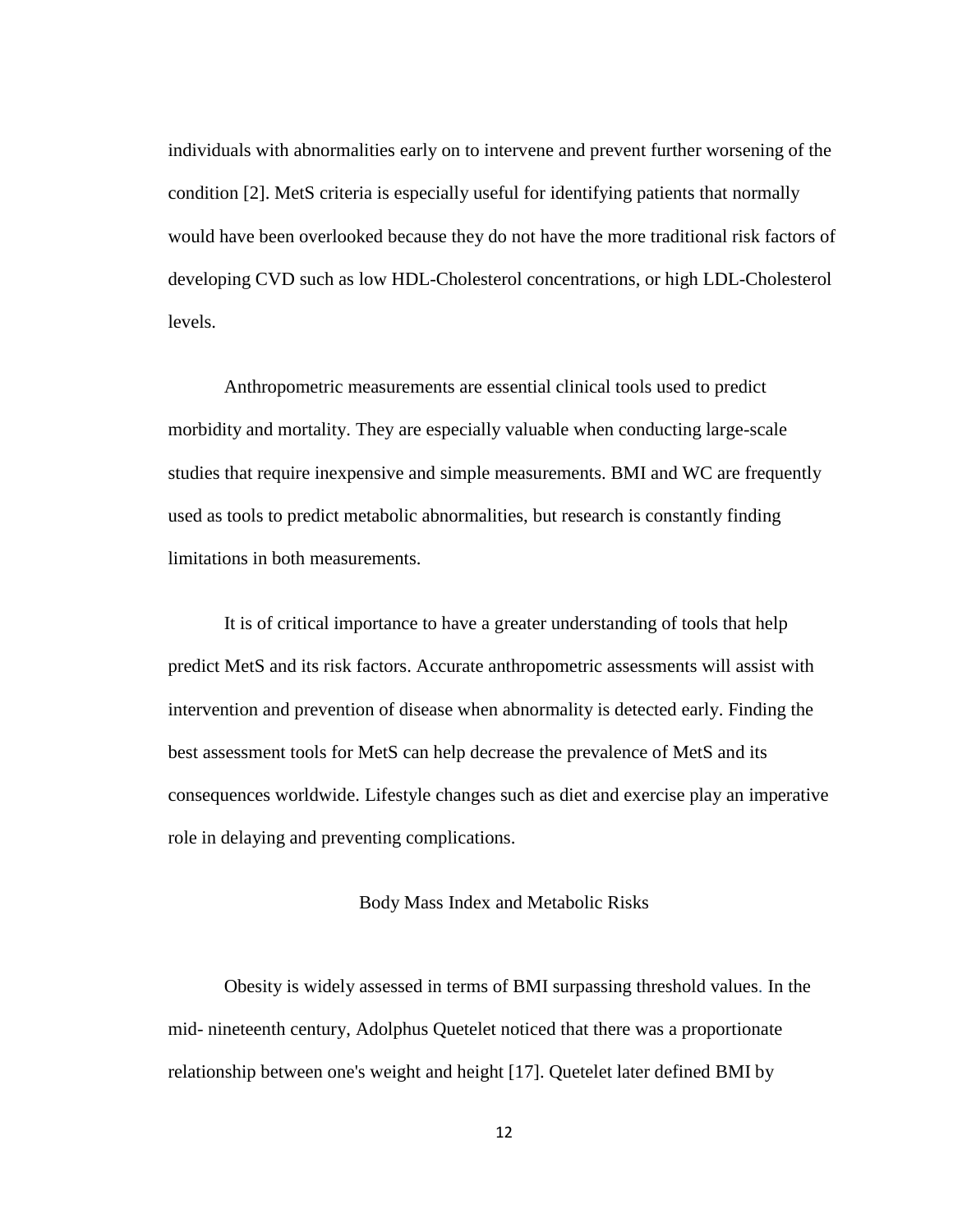individuals with abnormalities early on to intervene and prevent further worsening of the condition [2]. MetS criteria is especially useful for identifying patients that normally would have been overlooked because they do not have the more traditional risk factors of developing CVD such as low HDL-Cholesterol concentrations, or high LDL-Cholesterol levels.

Anthropometric measurements are essential clinical tools used to predict morbidity and mortality. They are especially valuable when conducting large-scale studies that require inexpensive and simple measurements. BMI and WC are frequently used as tools to predict metabolic abnormalities, but research is constantly finding limitations in both measurements.

It is of critical importance to have a greater understanding of tools that help predict MetS and its risk factors. Accurate anthropometric assessments will assist with intervention and prevention of disease when abnormality is detected early. Finding the best assessment tools for MetS can help decrease the prevalence of MetS and its consequences worldwide. Lifestyle changes such as diet and exercise play an imperative role in delaying and preventing complications.

## Body Mass Index and Metabolic Risks

Obesity is widely assessed in terms of BMI surpassing threshold values. In the mid- nineteenth century, Adolphus Quetelet noticed that there was a proportionate relationship between one's weight and height [17]. Quetelet later defined BMI by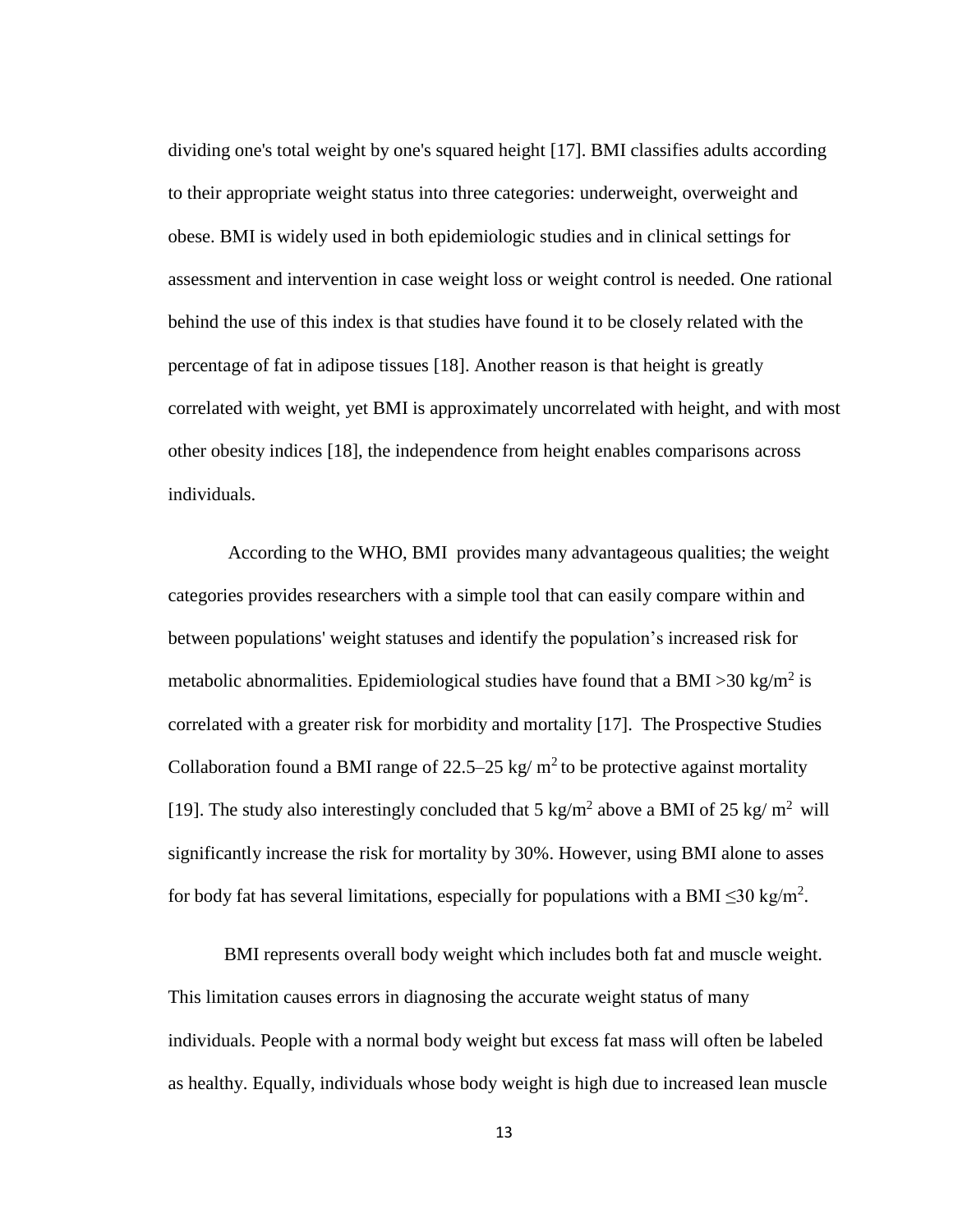dividing one's total weight by one's squared height [17]. BMI classifies adults according to their appropriate weight status into three categories: underweight, overweight and obese. BMI is widely used in both epidemiologic studies and in clinical settings for assessment and intervention in case weight loss or weight control is needed. One rational behind the use of this index is that studies have found it to be closely related with the percentage of fat in adipose tissues [18]. Another reason is that height is greatly correlated with weight, yet BMI is approximately uncorrelated with height, and with most other obesity indices [18], the independence from height enables comparisons across individuals.

According to the WHO, BMI provides many advantageous qualities; the weight categories provides researchers with a simple tool that can easily compare within and between populations' weight statuses and identify the population's increased risk for metabolic abnormalities. Epidemiological studies have found that a BMI >30 kg/m$^2$ is correlated with a greater risk for morbidity and mortality [17]. The Prospective Studies Collaboration found a BMI range of 22.5–25 kg/ m$^2$ to be protective against mortality [19]. The study also interestingly concluded that 5 kg/m$^2$ above a BMI of 25 kg/ m$^2$ will significantly increase the risk for mortality by 30%. However, using BMI alone to asses for body fat has several limitations, especially for populations with a BMI ≤30 kg/m$^2$.

BMI represents overall body weight which includes both fat and muscle weight. This limitation causes errors in diagnosing the accurate weight status of many individuals. People with a normal body weight but excess fat mass will often be labeled as healthy. Equally, individuals whose body weight is high due to increased lean muscle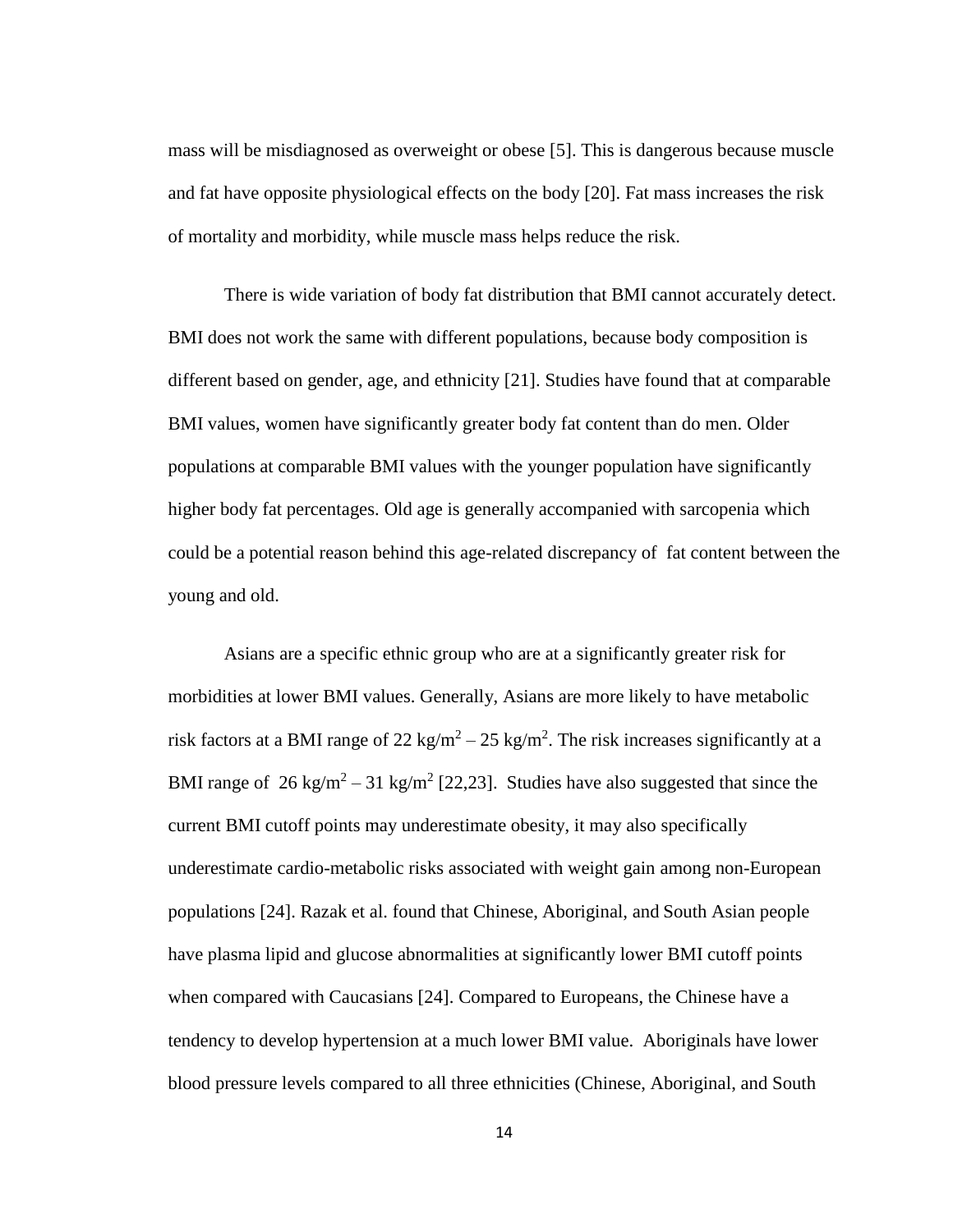mass will be misdiagnosed as overweight or obese [5]. This is dangerous because muscle and fat have opposite physiological effects on the body [20]. Fat mass increases the risk of mortality and morbidity, while muscle mass helps reduce the risk.

There is wide variation of body fat distribution that BMI cannot accurately detect. BMI does not work the same with different populations, because body composition is different based on gender, age, and ethnicity [21]. Studies have found that at comparable BMI values, women have significantly greater body fat content than do men. Older populations at comparable BMI values with the younger population have significantly higher body fat percentages. Old age is generally accompanied with sarcopenia which could be a potential reason behind this age-related discrepancy of fat content between the young and old.

Asians are a specific ethnic group who are at a significantly greater risk for morbidities at lower BMI values. Generally, Asians are more likely to have metabolic risk factors at a BMI range of 22 $kg/m^2$ – 25 $kg/m^2$. The risk increases significantly at a BMI range of 26 $kg/m^2$ – 31 $kg/m^2$ [22,23]. Studies have also suggested that since the current BMI cutoff points may underestimate obesity, it may also specifically underestimate cardio-metabolic risks associated with weight gain among non-European populations [24]. Razak et al. found that Chinese, Aboriginal, and South Asian people have plasma lipid and glucose abnormalities at significantly lower BMI cutoff points when compared with Caucasians [24]. Compared to Europeans, the Chinese have a tendency to develop hypertension at a much lower BMI value. Aboriginals have lower blood pressure levels compared to all three ethnicities (Chinese, Aboriginal, and South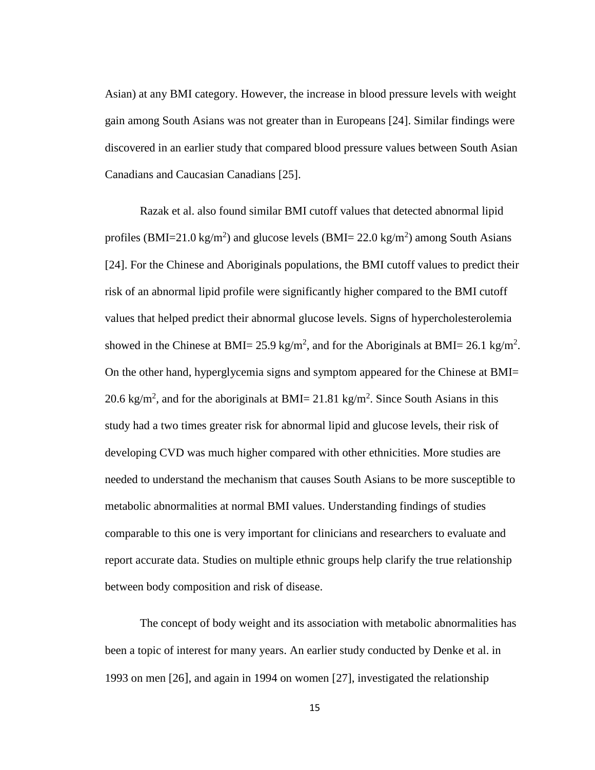Asian) at any BMI category. However, the increase in blood pressure levels with weight gain among South Asians was not greater than in Europeans [24]. Similar findings were discovered in an earlier study that compared blood pressure values between South Asian Canadians and Caucasian Canadians [25].

Razak et al. also found similar BMI cutoff values that detected abnormal lipid profiles (BMI=21.0 kg/$m^2$) and glucose levels (BMI= 22.0 kg/$m^2$) among South Asians [24]. For the Chinese and Aboriginals populations, the BMI cutoff values to predict their risk of an abnormal lipid profile were significantly higher compared to the BMI cutoff values that helped predict their abnormal glucose levels. Signs of hypercholesterolemia showed in the Chinese at BMI= 25.9 kg/$m^2$, and for the Aboriginals at BMI= 26.1 kg/$m^2$. On the other hand, hyperglycemia signs and symptom appeared for the Chinese at BMI= 20.6 kg/$m^2$, and for the aboriginals at BMI= 21.81 kg/$m^2$. Since South Asians in this study had a two times greater risk for abnormal lipid and glucose levels, their risk of developing CVD was much higher compared with other ethnicities. More studies are needed to understand the mechanism that causes South Asians to be more susceptible to metabolic abnormalities at normal BMI values. Understanding findings of studies comparable to this one is very important for clinicians and researchers to evaluate and report accurate data. Studies on multiple ethnic groups help clarify the true relationship between body composition and risk of disease.

The concept of body weight and its association with metabolic abnormalities has been a topic of interest for many years. An earlier study conducted by Denke et al. in 1993 on men [26], and again in 1994 on women [27], investigated the relationship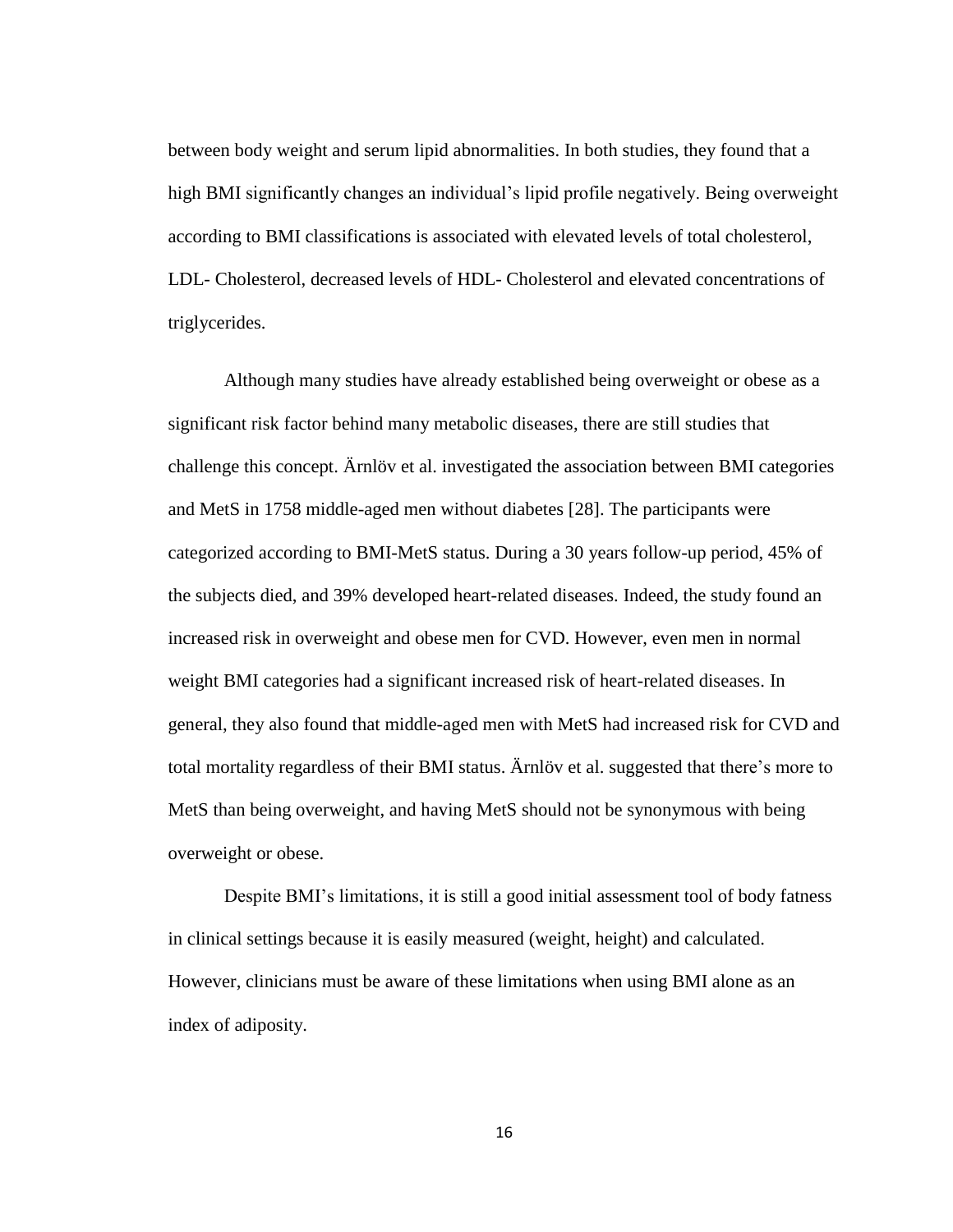between body weight and serum lipid abnormalities. In both studies, they found that a high BMI significantly changes an individual's lipid profile negatively. Being overweight according to BMI classifications is associated with elevated levels of total cholesterol, LDL- Cholesterol, decreased levels of HDL- Cholesterol and elevated concentrations of triglycerides.

Although many studies have already established being overweight or obese as a significant risk factor behind many metabolic diseases, there are still studies that challenge this concept. Ärnlöv et al. investigated the association between BMI categories and MetS in 1758 middle-aged men without diabetes [28]. The participants were categorized according to BMI-MetS status. During a 30 years follow-up period, 45% of the subjects died, and 39% developed heart-related diseases. Indeed, the study found an increased risk in overweight and obese men for CVD. However, even men in normal weight BMI categories had a significant increased risk of heart-related diseases. In general, they also found that middle-aged men with MetS had increased risk for CVD and total mortality regardless of their BMI status. Ärnlöv et al. suggested that there's more to MetS than being overweight, and having MetS should not be synonymous with being overweight or obese.

Despite BMI's limitations, it is still a good initial assessment tool of body fatness in clinical settings because it is easily measured (weight, height) and calculated. However, clinicians must be aware of these limitations when using BMI alone as an index of adiposity.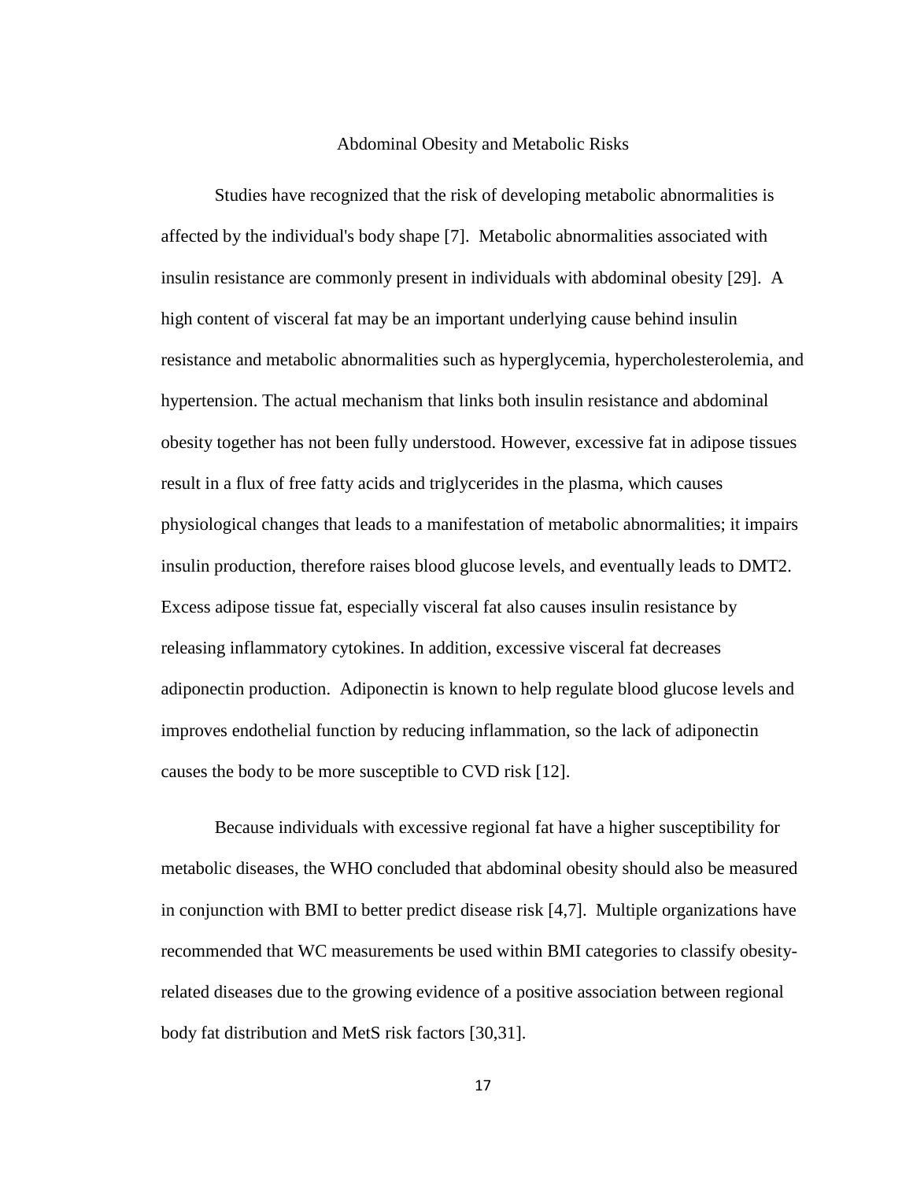## Abdominal Obesity and Metabolic Risks

Studies have recognized that the risk of developing metabolic abnormalities is affected by the individual's body shape [7]. Metabolic abnormalities associated with insulin resistance are commonly present in individuals with abdominal obesity [29]. A high content of visceral fat may be an important underlying cause behind insulin resistance and metabolic abnormalities such as hyperglycemia, hypercholesterolemia, and hypertension. The actual mechanism that links both insulin resistance and abdominal obesity together has not been fully understood. However, excessive fat in adipose tissues result in a flux of free fatty acids and triglycerides in the plasma, which causes physiological changes that leads to a manifestation of metabolic abnormalities; it impairs insulin production, therefore raises blood glucose levels, and eventually leads to DMT2. Excess adipose tissue fat, especially visceral fat also causes insulin resistance by releasing inflammatory cytokines. In addition, excessive visceral fat decreases adiponectin production. Adiponectin is known to help regulate blood glucose levels and improves endothelial function by reducing inflammation, so the lack of adiponectin causes the body to be more susceptible to CVD risk [12].

Because individuals with excessive regional fat have a higher susceptibility for metabolic diseases, the WHO concluded that abdominal obesity should also be measured in conjunction with BMI to better predict disease risk [4,7]. Multiple organizations have recommended that WC measurements be used within BMI categories to classify obesity-related diseases due to the growing evidence of a positive association between regional body fat distribution and MetS risk factors [30,31].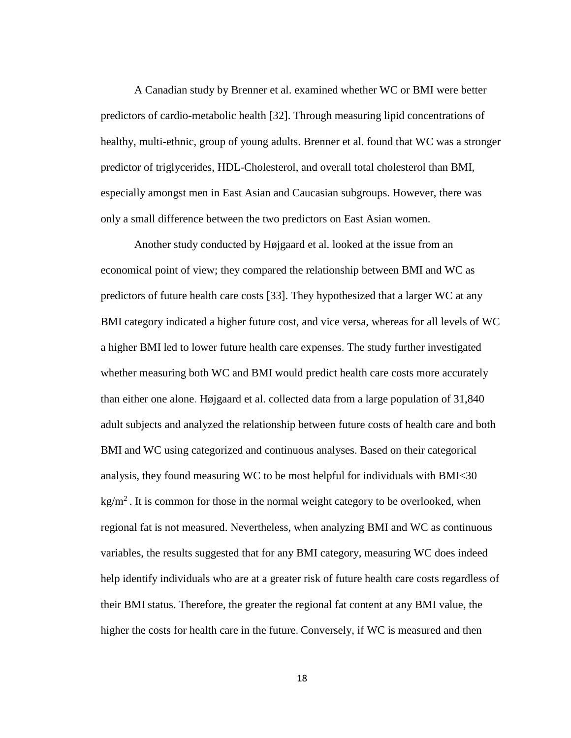A Canadian study by Brenner et al. examined whether WC or BMI were better predictors of cardio-metabolic health [32]. Through measuring lipid concentrations of healthy, multi-ethnic, group of young adults. Brenner et al. found that WC was a stronger predictor of triglycerides, HDL-Cholesterol, and overall total cholesterol than BMI, especially amongst men in East Asian and Caucasian subgroups. However, there was only a small difference between the two predictors on East Asian women.

Another study conducted by Højgaard et al. looked at the issue from an economical point of view; they compared the relationship between BMI and WC as predictors of future health care costs [33]. They hypothesized that a larger WC at any BMI category indicated a higher future cost, and vice versa, whereas for all levels of WC a higher BMI led to lower future health care expenses. The study further investigated whether measuring both WC and BMI would predict health care costs more accurately than either one alone. Højgaard et al. collected data from a large population of 31,840 adult subjects and analyzed the relationship between future costs of health care and both BMI and WC using categorized and continuous analyses. Based on their categorical analysis, they found measuring WC to be most helpful for individuals with BMI<30 $kg/m^2$. It is common for those in the normal weight category to be overlooked, when regional fat is not measured. Nevertheless, when analyzing BMI and WC as continuous variables, the results suggested that for any BMI category, measuring WC does indeed help identify individuals who are at a greater risk of future health care costs regardless of their BMI status. Therefore, the greater the regional fat content at any BMI value, the higher the costs for health care in the future. Conversely, if WC is measured and then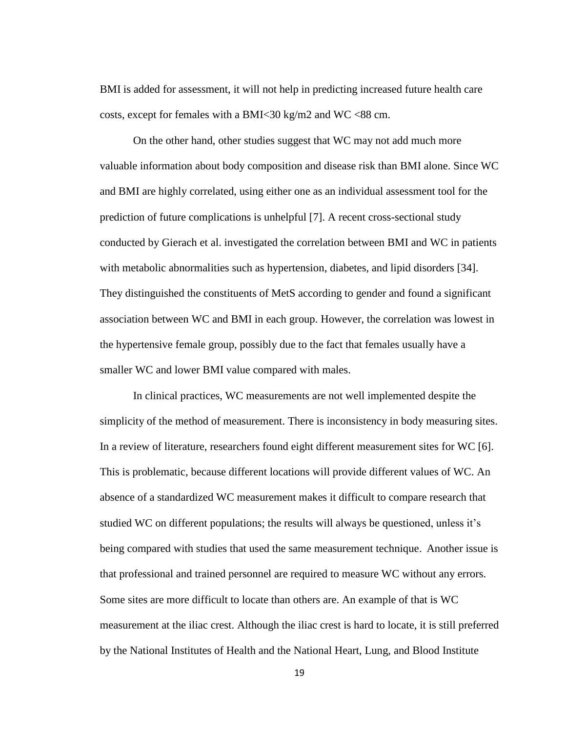BMI is added for assessment, it will not help in predicting increased future health care costs, except for females with a BMI<30 kg/m2 and WC <88 cm.

On the other hand, other studies suggest that WC may not add much more valuable information about body composition and disease risk than BMI alone. Since WC and BMI are highly correlated, using either one as an individual assessment tool for the prediction of future complications is unhelpful [7]. A recent cross-sectional study conducted by Gierach et al. investigated the correlation between BMI and WC in patients with metabolic abnormalities such as hypertension, diabetes, and lipid disorders [34]. They distinguished the constituents of MetS according to gender and found a significant association between WC and BMI in each group. However, the correlation was lowest in the hypertensive female group, possibly due to the fact that females usually have a smaller WC and lower BMI value compared with males.

In clinical practices, WC measurements are not well implemented despite the simplicity of the method of measurement. There is inconsistency in body measuring sites. In a review of literature, researchers found eight different measurement sites for WC [6]. This is problematic, because different locations will provide different values of WC. An absence of a standardized WC measurement makes it difficult to compare research that studied WC on different populations; the results will always be questioned, unless it's being compared with studies that used the same measurement technique. Another issue is that professional and trained personnel are required to measure WC without any errors. Some sites are more difficult to locate than others are. An example of that is WC measurement at the iliac crest. Although the iliac crest is hard to locate, it is still preferred by the National Institutes of Health and the National Heart, Lung, and Blood Institute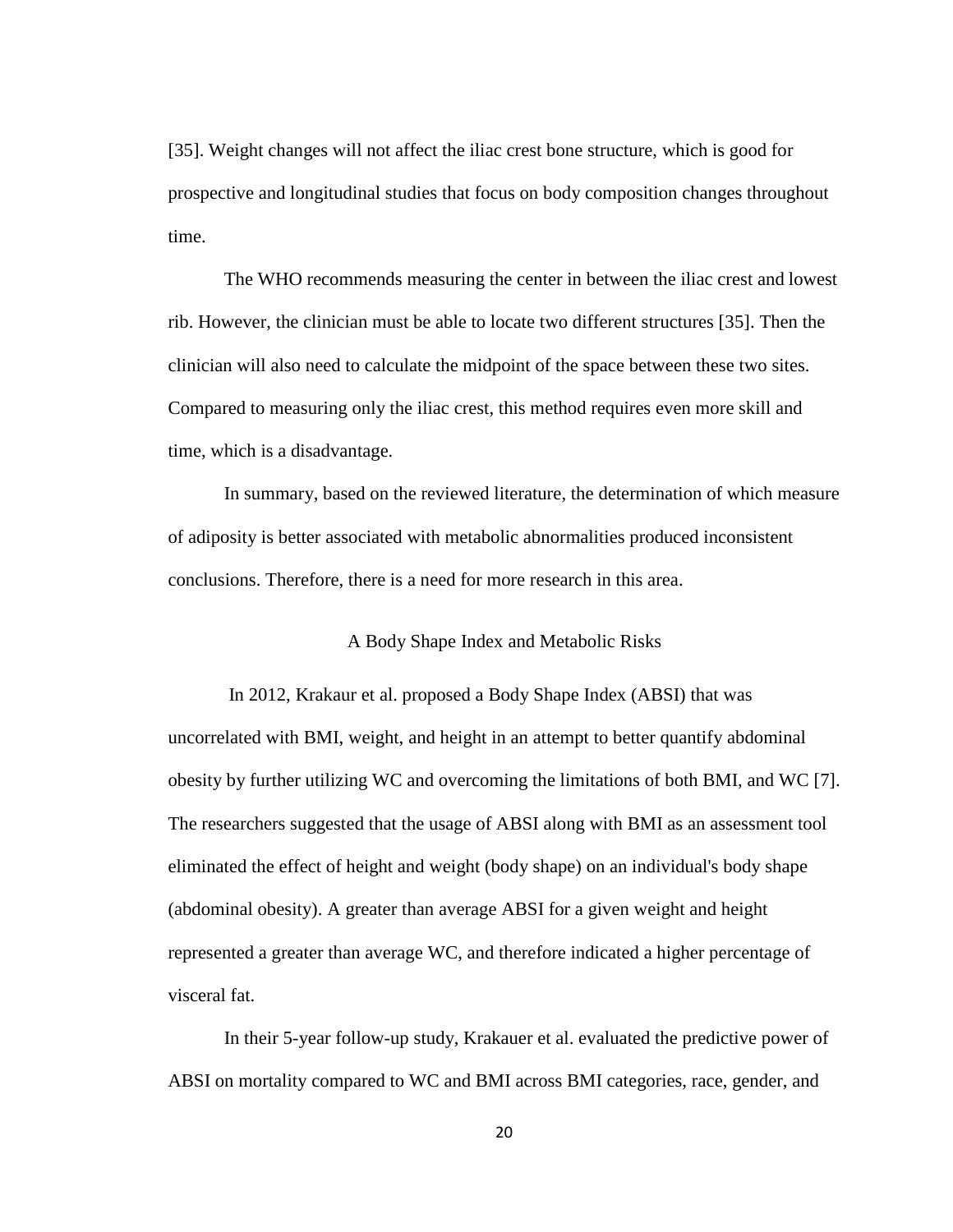[35]. Weight changes will not affect the iliac crest bone structure, which is good for prospective and longitudinal studies that focus on body composition changes throughout time.

The WHO recommends measuring the center in between the iliac crest and lowest rib. However, the clinician must be able to locate two different structures [35]. Then the clinician will also need to calculate the midpoint of the space between these two sites. Compared to measuring only the iliac crest, this method requires even more skill and time, which is a disadvantage.

In summary, based on the reviewed literature, the determination of which measure of adiposity is better associated with metabolic abnormalities produced inconsistent conclusions. Therefore, there is a need for more research in this area.

## A Body Shape Index and Metabolic Risks

In 2012, Krakaur et al. proposed a Body Shape Index (ABSI) that was uncorrelated with BMI, weight, and height in an attempt to better quantify abdominal obesity by further utilizing WC and overcoming the limitations of both BMI, and WC [7]. The researchers suggested that the usage of ABSI along with BMI as an assessment tool eliminated the effect of height and weight (body shape) on an individual's body shape (abdominal obesity). A greater than average ABSI for a given weight and height represented a greater than average WC, and therefore indicated a higher percentage of visceral fat.

In their 5-year follow-up study, Krakauer et al. evaluated the predictive power of ABSI on mortality compared to WC and BMI across BMI categories, race, gender, and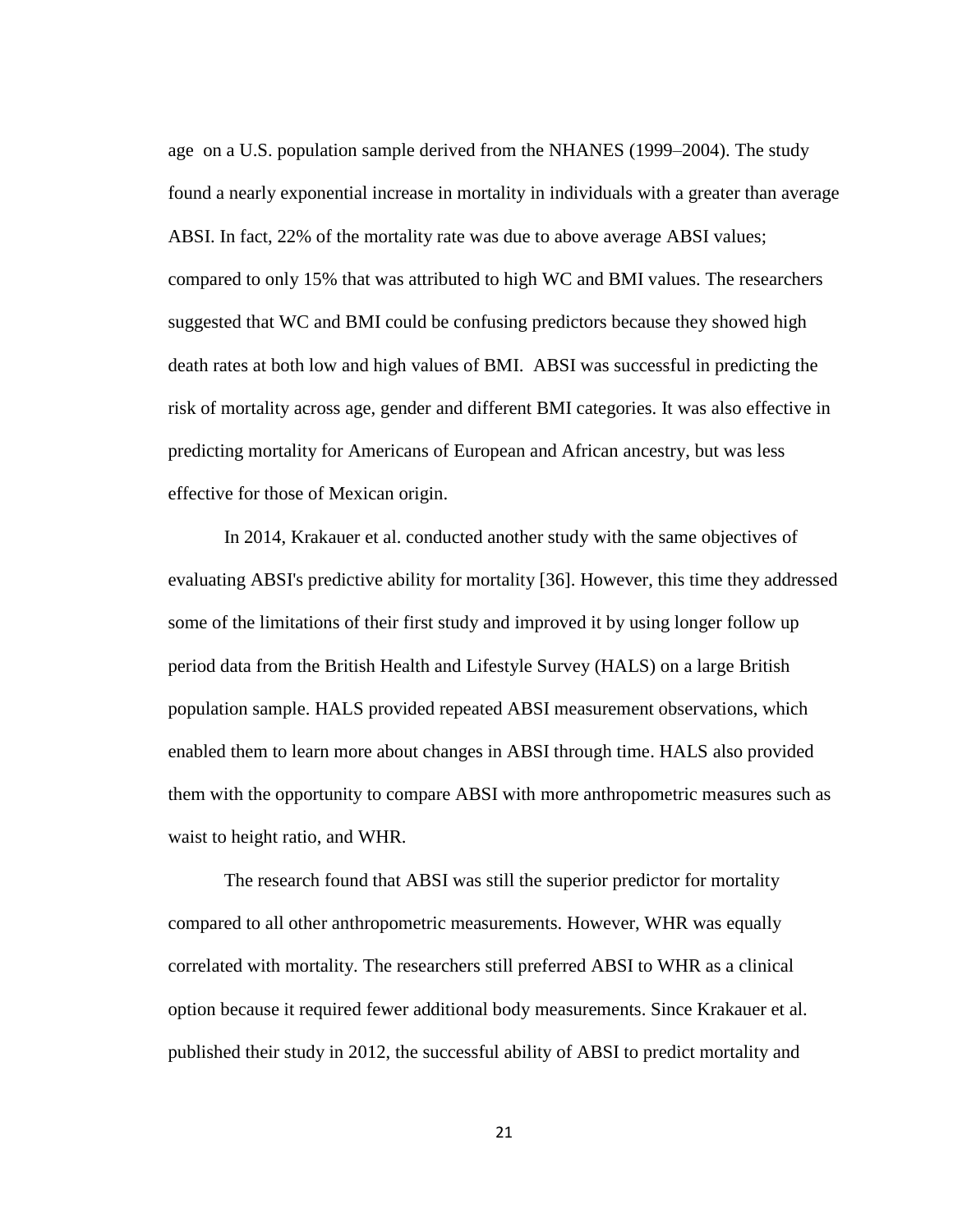age on a U.S. population sample derived from the NHANES (1999–2004). The study found a nearly exponential increase in mortality in individuals with a greater than average ABSI. In fact, 22% of the mortality rate was due to above average ABSI values; compared to only 15% that was attributed to high WC and BMI values. The researchers suggested that WC and BMI could be confusing predictors because they showed high death rates at both low and high values of BMI. ABSI was successful in predicting the risk of mortality across age, gender and different BMI categories. It was also effective in predicting mortality for Americans of European and African ancestry, but was less effective for those of Mexican origin.

In 2014, Krakauer et al. conducted another study with the same objectives of evaluating ABSI's predictive ability for mortality [36]. However, this time they addressed some of the limitations of their first study and improved it by using longer follow up period data from the British Health and Lifestyle Survey (HALS) on a large British population sample. HALS provided repeated ABSI measurement observations, which enabled them to learn more about changes in ABSI through time. HALS also provided them with the opportunity to compare ABSI with more anthropometric measures such as waist to height ratio, and WHR.

The research found that ABSI was still the superior predictor for mortality compared to all other anthropometric measurements. However, WHR was equally correlated with mortality. The researchers still preferred ABSI to WHR as a clinical option because it required fewer additional body measurements. Since Krakauer et al. published their study in 2012, the successful ability of ABSI to predict mortality and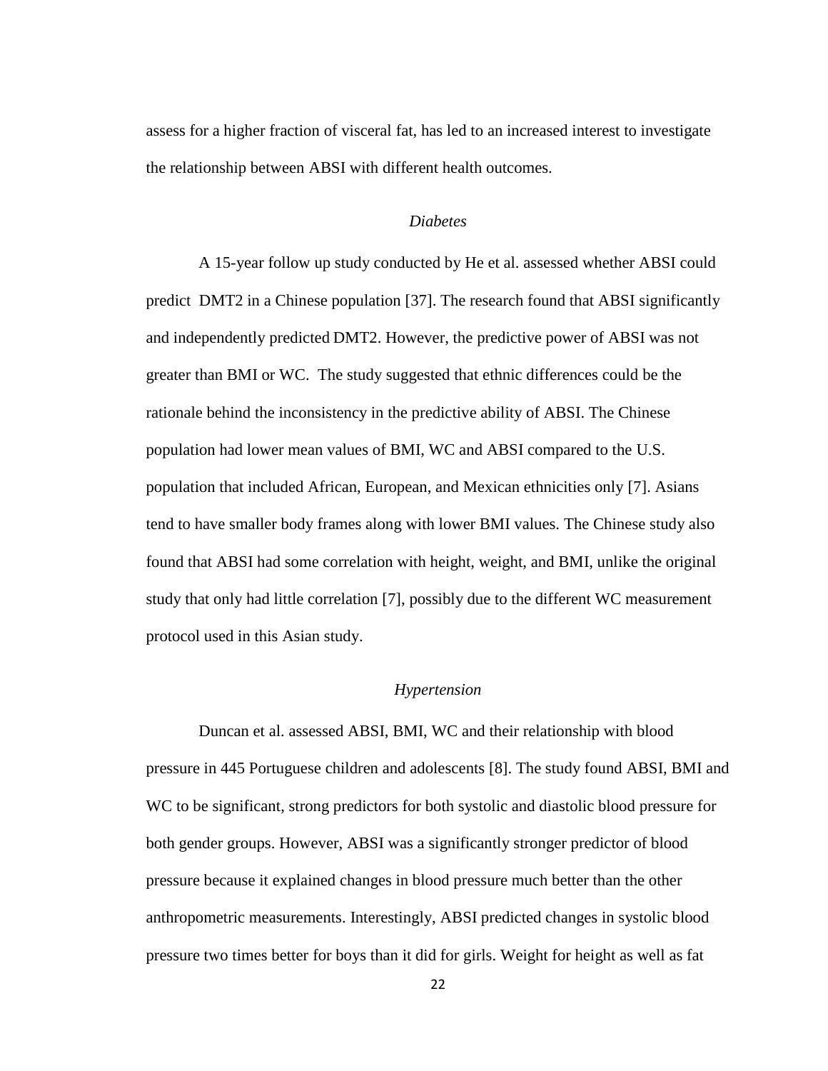assess for a higher fraction of visceral fat, has led to an increased interest to investigate the relationship between ABSI with different health outcomes.

### *Diabetes*

A 15-year follow up study conducted by He et al. assessed whether ABSI could predict DMT2 in a Chinese population [37]. The research found that ABSI significantly and independently predicted DMT2. However, the predictive power of ABSI was not greater than BMI or WC. The study suggested that ethnic differences could be the rationale behind the inconsistency in the predictive ability of ABSI. The Chinese population had lower mean values of BMI, WC and ABSI compared to the U.S. population that included African, European, and Mexican ethnicities only [7]. Asians tend to have smaller body frames along with lower BMI values. The Chinese study also found that ABSI had some correlation with height, weight, and BMI, unlike the original study that only had little correlation [7], possibly due to the different WC measurement protocol used in this Asian study.

### *Hypertension*

Duncan et al. assessed ABSI, BMI, WC and their relationship with blood pressure in 445 Portuguese children and adolescents [8]. The study found ABSI, BMI and WC to be significant, strong predictors for both systolic and diastolic blood pressure for both gender groups. However, ABSI was a significantly stronger predictor of blood pressure because it explained changes in blood pressure much better than the other anthropometric measurements. Interestingly, ABSI predicted changes in systolic blood pressure two times better for boys than it did for girls. Weight for height as well as fat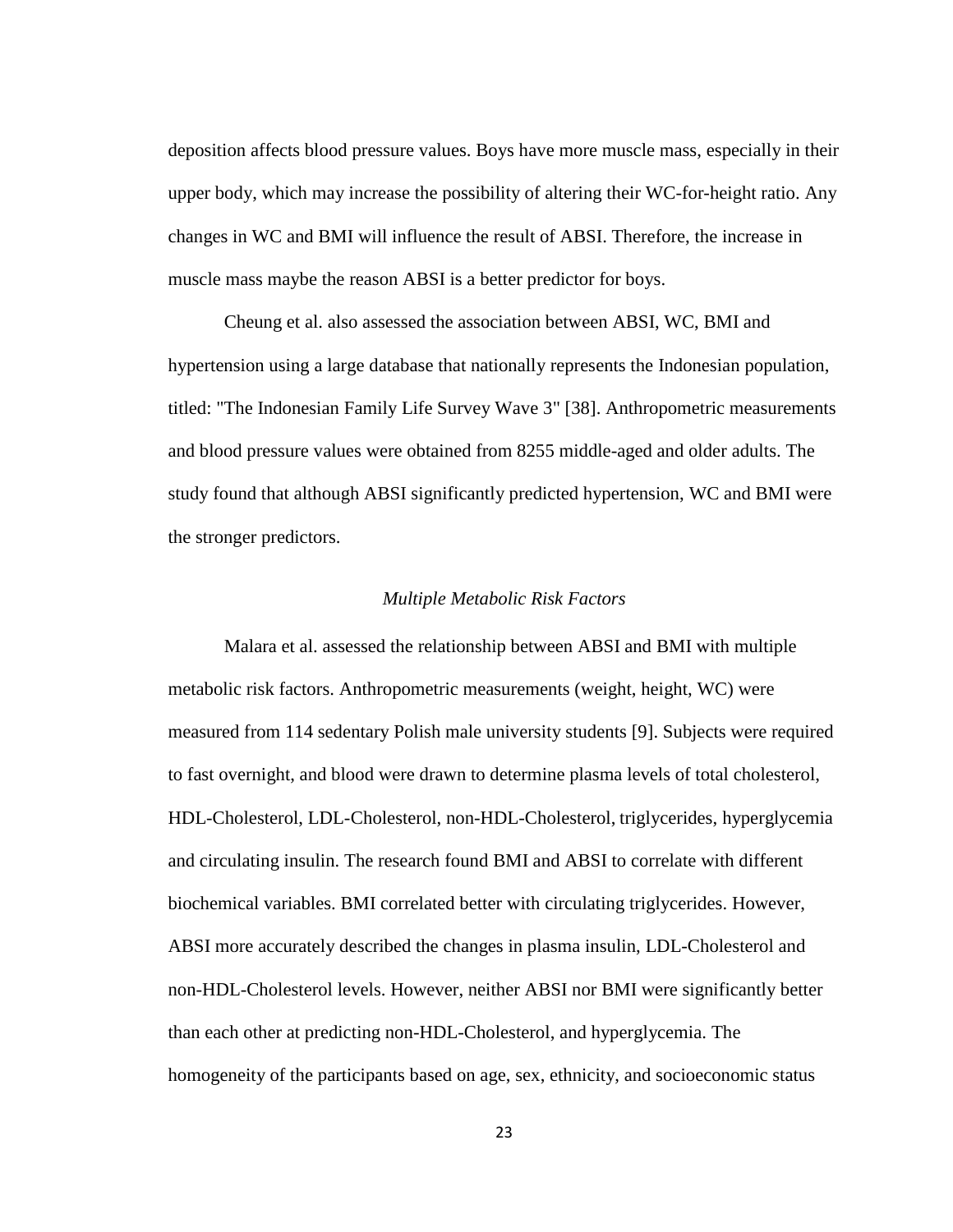deposition affects blood pressure values. Boys have more muscle mass, especially in their upper body, which may increase the possibility of altering their WC-for-height ratio. Any changes in WC and BMI will influence the result of ABSI. Therefore, the increase in muscle mass maybe the reason ABSI is a better predictor for boys.

Cheung et al. also assessed the association between ABSI, WC, BMI and hypertension using a large database that nationally represents the Indonesian population, titled: "The Indonesian Family Life Survey Wave 3" [38]. Anthropometric measurements and blood pressure values were obtained from 8255 middle-aged and older adults. The study found that although ABSI significantly predicted hypertension, WC and BMI were the stronger predictors.

### *Multiple Metabolic Risk Factors*

Malara et al. assessed the relationship between ABSI and BMI with multiple metabolic risk factors. Anthropometric measurements (weight, height, WC) were measured from 114 sedentary Polish male university students [9]. Subjects were required to fast overnight, and blood were drawn to determine plasma levels of total cholesterol, HDL-Cholesterol, LDL-Cholesterol, non-HDL-Cholesterol, triglycerides, hyperglycemia and circulating insulin. The research found BMI and ABSI to correlate with different biochemical variables. BMI correlated better with circulating triglycerides. However, ABSI more accurately described the changes in plasma insulin, LDL-Cholesterol and non-HDL-Cholesterol levels. However, neither ABSI nor BMI were significantly better than each other at predicting non-HDL-Cholesterol, and hyperglycemia. The homogeneity of the participants based on age, sex, ethnicity, and socioeconomic status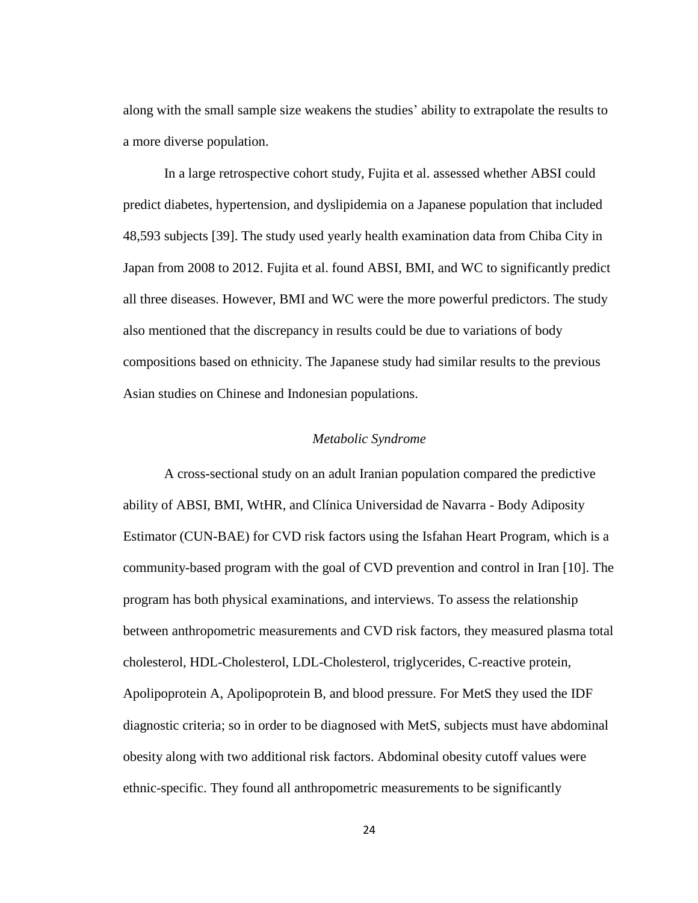along with the small sample size weakens the studies' ability to extrapolate the results to a more diverse population.

In a large retrospective cohort study, Fujita et al. assessed whether ABSI could predict diabetes, hypertension, and dyslipidemia on a Japanese population that included 48,593 subjects [39]. The study used yearly health examination data from Chiba City in Japan from 2008 to 2012. Fujita et al. found ABSI, BMI, and WC to significantly predict all three diseases. However, BMI and WC were the more powerful predictors. The study also mentioned that the discrepancy in results could be due to variations of body compositions based on ethnicity. The Japanese study had similar results to the previous Asian studies on Chinese and Indonesian populations.

### *Metabolic Syndrome*

A cross-sectional study on an adult Iranian population compared the predictive ability of ABSI, BMI, WtHR, and Clínica Universidad de Navarra - Body Adiposity Estimator (CUN-BAE) for CVD risk factors using the Isfahan Heart Program, which is a community-based program with the goal of CVD prevention and control in Iran [10]. The program has both physical examinations, and interviews. To assess the relationship between anthropometric measurements and CVD risk factors, they measured plasma total cholesterol, HDL-Cholesterol, LDL-Cholesterol, triglycerides, C-reactive protein, Apolipoprotein A, Apolipoprotein B, and blood pressure. For MetS they used the IDF diagnostic criteria; so in order to be diagnosed with MetS, subjects must have abdominal obesity along with two additional risk factors. Abdominal obesity cutoff values were ethnic-specific. They found all anthropometric measurements to be significantly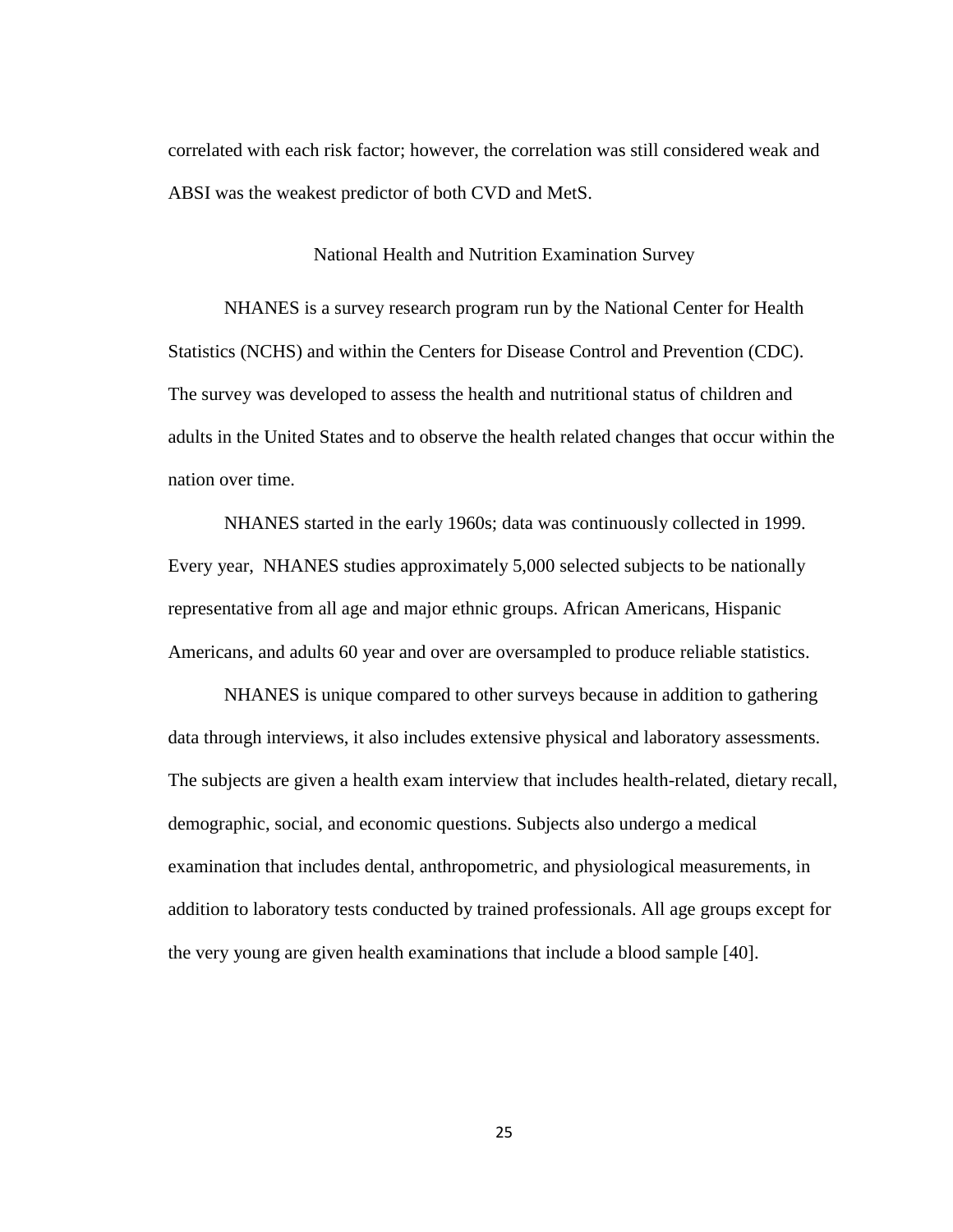correlated with each risk factor; however, the correlation was still considered weak and ABSI was the weakest predictor of both CVD and MetS.

## National Health and Nutrition Examination Survey

NHANES is a survey research program run by the National Center for Health Statistics (NCHS) and within the Centers for Disease Control and Prevention (CDC). The survey was developed to assess the health and nutritional status of children and adults in the United States and to observe the health related changes that occur within the nation over time.

NHANES started in the early 1960s; data was continuously collected in 1999. Every year, NHANES studies approximately 5,000 selected subjects to be nationally representative from all age and major ethnic groups. African Americans, Hispanic Americans, and adults 60 year and over are oversampled to produce reliable statistics.

NHANES is unique compared to other surveys because in addition to gathering data through interviews, it also includes extensive physical and laboratory assessments. The subjects are given a health exam interview that includes health-related, dietary recall, demographic, social, and economic questions. Subjects also undergo a medical examination that includes dental, anthropometric, and physiological measurements, in addition to laboratory tests conducted by trained professionals. All age groups except for the very young are given health examinations that include a blood sample [40].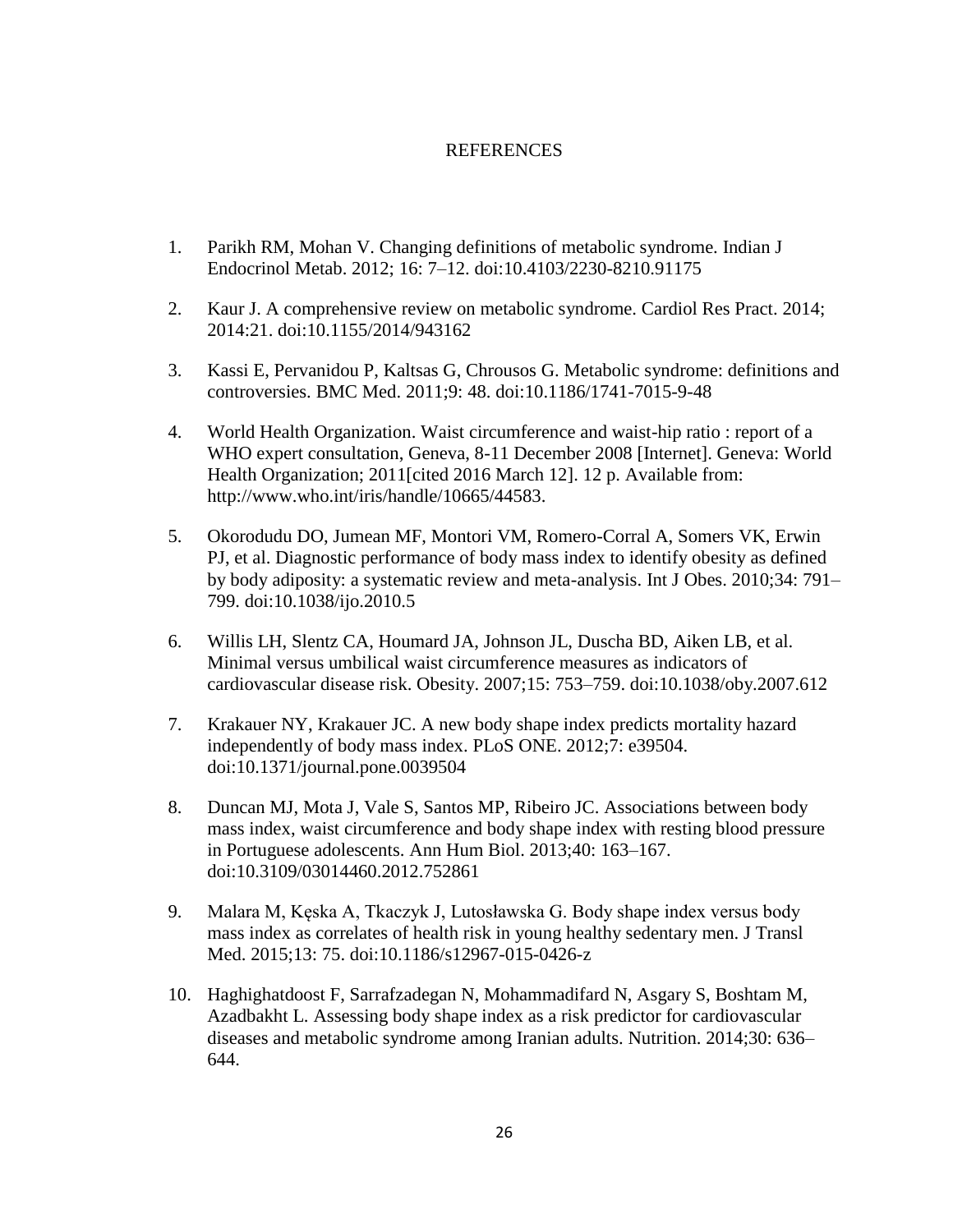# REFERENCES

1. Parikh RM, Mohan V. Changing definitions of metabolic syndrome. Indian J Endocrinol Metab. 2012; 16: 7–12. doi:10.4103/2230-8210.91175

2. Kaur J. A comprehensive review on metabolic syndrome. Cardiol Res Pract. 2014; 2014:21. doi:10.1155/2014/943162

3. Kassi E, Pervanidou P, Kaltsas G, Chrousos G. Metabolic syndrome: definitions and controversies. BMC Med. 2011;9: 48. doi:10.1186/1741-7015-9-48

4. World Health Organization. Waist circumference and waist-hip ratio : report of a WHO expert consultation, Geneva, 8-11 December 2008 [Internet]. Geneva: World Health Organization; 2011[cited 2016 March 12]. 12 p. Available from: http://www.who.int/iris/handle/10665/44583.

5. Okorodudu DO, Jumean MF, Montori VM, Romero-Corral A, Somers VK, Erwin PJ, et al. Diagnostic performance of body mass index to identify obesity as defined by body adiposity: a systematic review and meta-analysis. Int J Obes. 2010;34: 791–799. doi:10.1038/ijo.2010.5

6. Willis LH, Slentz CA, Houmard JA, Johnson JL, Duscha BD, Aiken LB, et al. Minimal versus umbilical waist circumference measures as indicators of cardiovascular disease risk. Obesity. 2007;15: 753–759. doi:10.1038/oby.2007.612

7. Krakauer NY, Krakauer JC. A new body shape index predicts mortality hazard independently of body mass index. PLoS ONE. 2012;7: e39504. doi:10.1371/journal.pone.0039504

8. Duncan MJ, Mota J, Vale S, Santos MP, Ribeiro JC. Associations between body mass index, waist circumference and body shape index with resting blood pressure in Portuguese adolescents. Ann Hum Biol. 2013;40: 163–167. doi:10.3109/03014460.2012.752861

9. Malara M, Kęska A, Tkaczyk J, Lutosławska G. Body shape index versus body mass index as correlates of health risk in young healthy sedentary men. J Transl Med. 2015;13: 75. doi:10.1186/s12967-015-0426-z

10. Haghighatdoost F, Sarrafzadegan N, Mohammadifard N, Asgary S, Boshtam M, Azadbakht L. Assessing body shape index as a risk predictor for cardiovascular diseases and metabolic syndrome among Iranian adults. Nutrition. 2014;30: 636–644.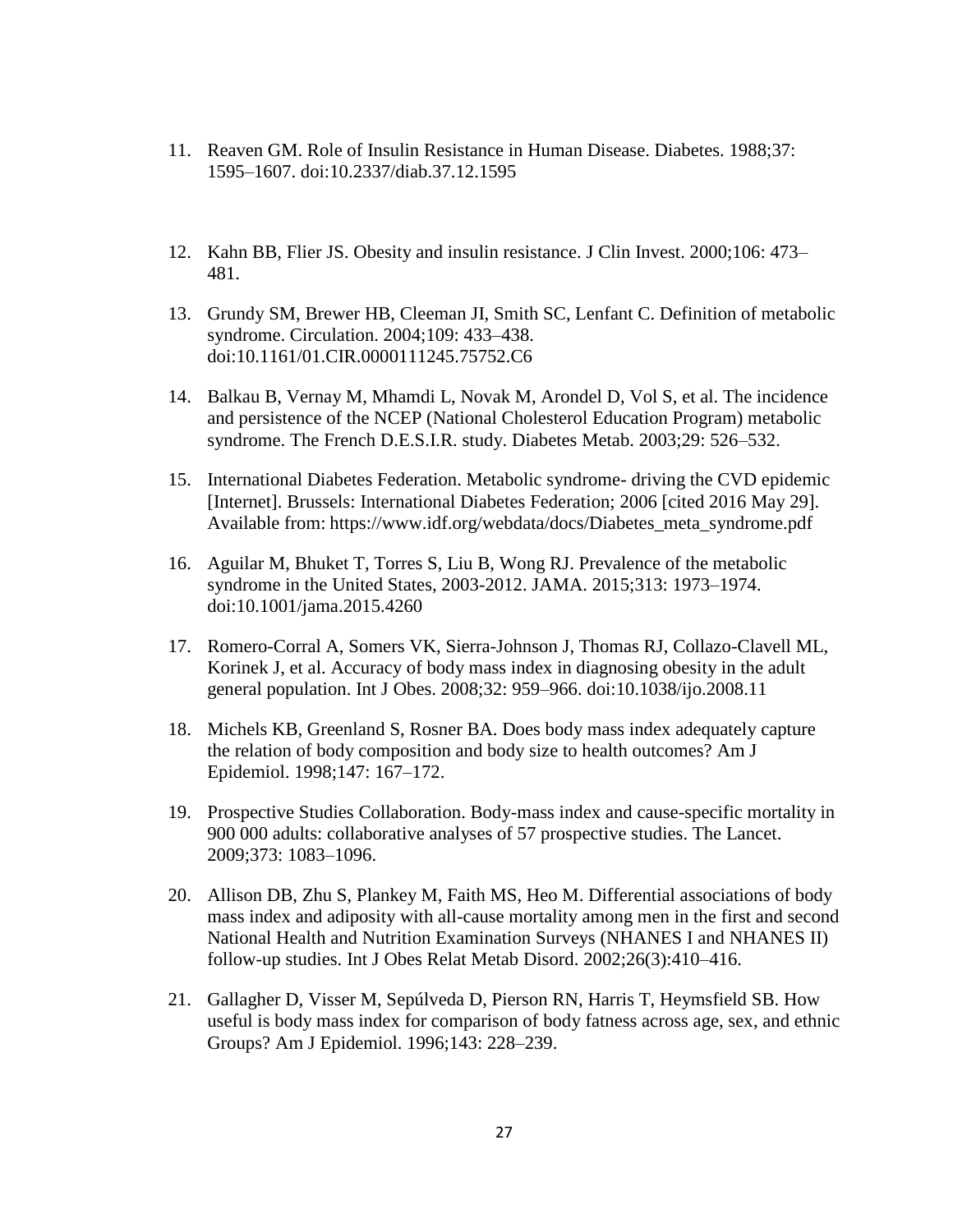11. Reaven GM. Role of Insulin Resistance in Human Disease. Diabetes. 1988;37: 1595–1607. doi:10.2337/diab.37.12.1595

12. Kahn BB, Flier JS. Obesity and insulin resistance. J Clin Invest. 2000;106: 473–481.

13. Grundy SM, Brewer HB, Cleeman JI, Smith SC, Lenfant C. Definition of metabolic syndrome. Circulation. 2004;109: 433–438. doi:10.1161/01.CIR.0000111245.75752.C6

14. Balkau B, Vernay M, Mhamdi L, Novak M, Arondel D, Vol S, et al. The incidence and persistence of the NCEP (National Cholesterol Education Program) metabolic syndrome. The French D.E.S.I.R. study. Diabetes Metab. 2003;29: 526–532.

15. International Diabetes Federation. Metabolic syndrome- driving the CVD epidemic [Internet]. Brussels: International Diabetes Federation; 2006 [cited 2016 May 29]. Available from: https://www.idf.org/webdata/docs/Diabetes_meta_syndrome.pdf

16. Aguilar M, Bhuket T, Torres S, Liu B, Wong RJ. Prevalence of the metabolic syndrome in the United States, 2003-2012. JAMA. 2015;313: 1973–1974. doi:10.1001/jama.2015.4260

17. Romero-Corral A, Somers VK, Sierra-Johnson J, Thomas RJ, Collazo-Clavell ML, Korinek J, et al. Accuracy of body mass index in diagnosing obesity in the adult general population. Int J Obes. 2008;32: 959–966. doi:10.1038/ijo.2008.11

18. Michels KB, Greenland S, Rosner BA. Does body mass index adequately capture the relation of body composition and body size to health outcomes? Am J Epidemiol. 1998;147: 167–172.

19. Prospective Studies Collaboration. Body-mass index and cause-specific mortality in 900 000 adults: collaborative analyses of 57 prospective studies. The Lancet. 2009;373: 1083–1096.

20. Allison DB, Zhu S, Plankey M, Faith MS, Heo M. Differential associations of body mass index and adiposity with all-cause mortality among men in the first and second National Health and Nutrition Examination Surveys (NHANES I and NHANES II) follow-up studies. Int J Obes Relat Metab Disord. 2002;26(3):410–416.

21. Gallagher D, Visser M, Sepúlveda D, Pierson RN, Harris T, Heymsfield SB. How useful is body mass index for comparison of body fatness across age, sex, and ethnic Groups? Am J Epidemiol. 1996;143: 228–239.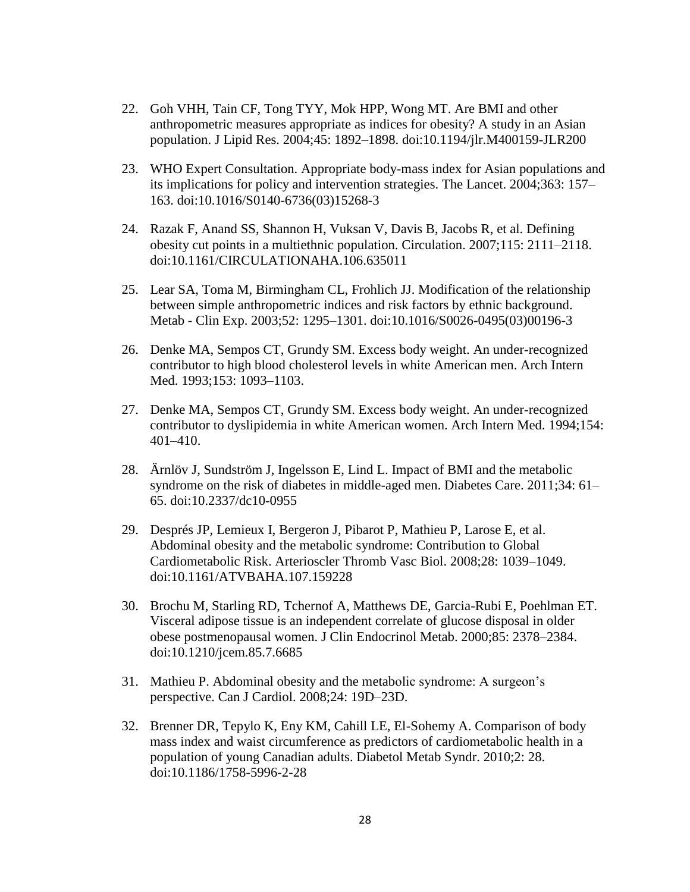22. Goh VHH, Tain CF, Tong TYY, Mok HPP, Wong MT. Are BMI and other anthropometric measures appropriate as indices for obesity? A study in an Asian population. J Lipid Res. 2004;45: 1892–1898. doi:10.1194/jlr.M400159-JLR200

23. WHO Expert Consultation. Appropriate body-mass index for Asian populations and its implications for policy and intervention strategies. The Lancet. 2004;363: 157–163. doi:10.1016/S0140-6736(03)15268-3

24. Razak F, Anand SS, Shannon H, Vuksan V, Davis B, Jacobs R, et al. Defining obesity cut points in a multiethnic population. Circulation. 2007;115: 2111–2118. doi:10.1161/CIRCULATIONAHA.106.635011

25. Lear SA, Toma M, Birmingham CL, Frohlich JJ. Modification of the relationship between simple anthropometric indices and risk factors by ethnic background. Metab - Clin Exp. 2003;52: 1295–1301. doi:10.1016/S0026-0495(03)00196-3

26. Denke MA, Sempos CT, Grundy SM. Excess body weight. An under-recognized contributor to high blood cholesterol levels in white American men. Arch Intern Med. 1993;153: 1093–1103.

27. Denke MA, Sempos CT, Grundy SM. Excess body weight. An under-recognized contributor to dyslipidemia in white American women. Arch Intern Med. 1994;154: 401–410.

28. Ärnlöv J, Sundström J, Ingelsson E, Lind L. Impact of BMI and the metabolic syndrome on the risk of diabetes in middle-aged men. Diabetes Care. 2011;34: 61–65. doi:10.2337/dc10-0955

29. Després JP, Lemieux I, Bergeron J, Pibarot P, Mathieu P, Larose E, et al. Abdominal obesity and the metabolic syndrome: Contribution to Global Cardiometabolic Risk. Arterioscler Thromb Vasc Biol. 2008;28: 1039–1049. doi:10.1161/ATVBAHA.107.159228

30. Brochu M, Starling RD, Tchernof A, Matthews DE, Garcia-Rubi E, Poehlman ET. Visceral adipose tissue is an independent correlate of glucose disposal in older obese postmenopausal women. J Clin Endocrinol Metab. 2000;85: 2378–2384. doi:10.1210/jcem.85.7.6685

31. Mathieu P. Abdominal obesity and the metabolic syndrome: A surgeon's perspective. Can J Cardiol. 2008;24: 19D–23D.

32. Brenner DR, Tepylo K, Eny KM, Cahill LE, El-Sohemy A. Comparison of body mass index and waist circumference as predictors of cardiometabolic health in a population of young Canadian adults. Diabetol Metab Syndr. 2010;2: 28. doi:10.1186/1758-5996-2-28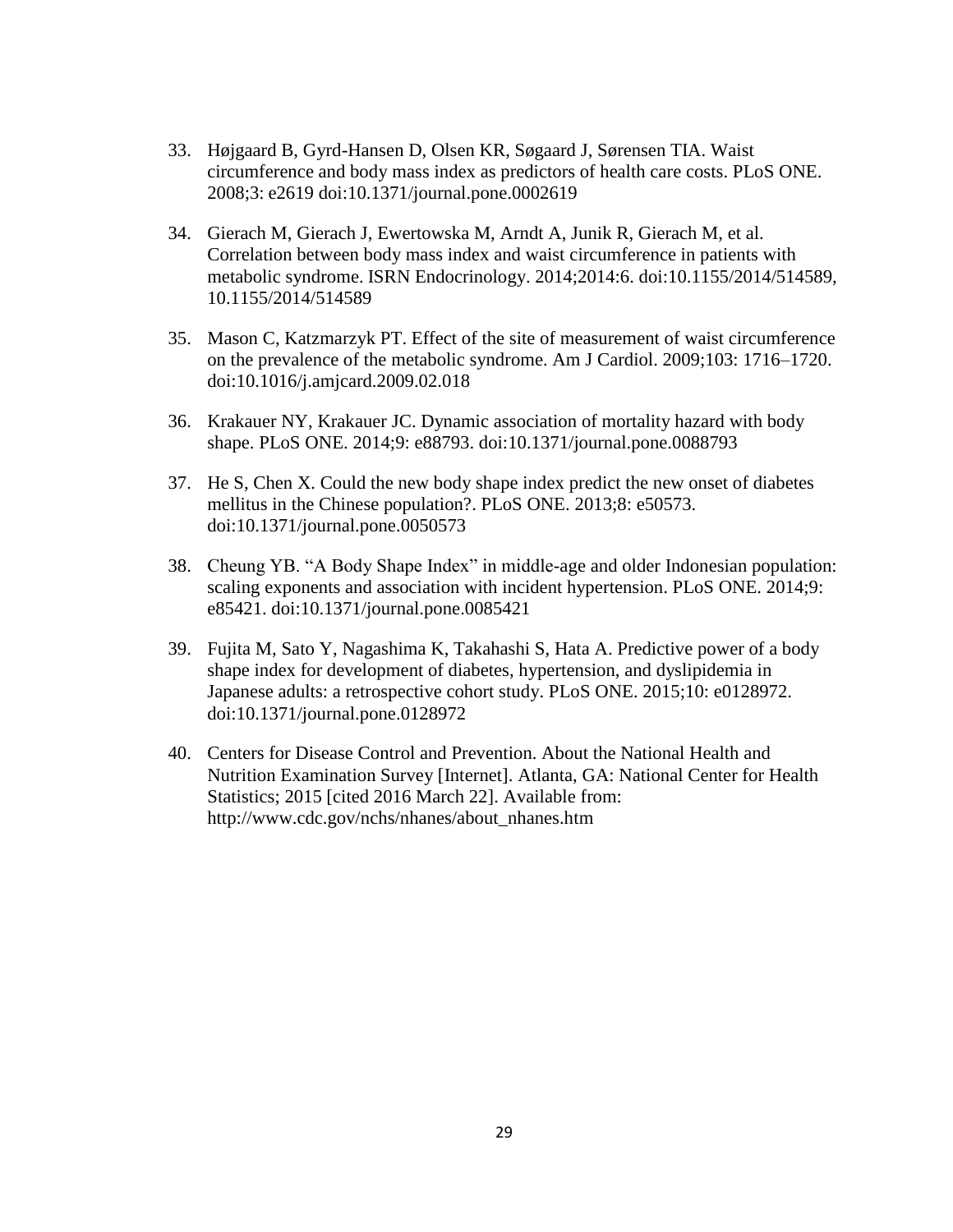33. Højgaard B, Gyrd-Hansen D, Olsen KR, Søgaard J, Sørensen TIA. Waist circumference and body mass index as predictors of health care costs. PLoS ONE. 2008;3: e2619 doi:10.1371/journal.pone.0002619

34. Gierach M, Gierach J, Ewertowska M, Arndt A, Junik R, Gierach M, et al. Correlation between body mass index and waist circumference in patients with metabolic syndrome. ISRN Endocrinology. 2014;2014:6. doi:10.1155/2014/514589, 10.1155/2014/514589

35. Mason C, Katzmarzyk PT. Effect of the site of measurement of waist circumference on the prevalence of the metabolic syndrome. Am J Cardiol. 2009;103: 1716–1720. doi:10.1016/j.amjcard.2009.02.018

36. Krakauer NY, Krakauer JC. Dynamic association of mortality hazard with body shape. PLoS ONE. 2014;9: e88793. doi:10.1371/journal.pone.0088793

37. He S, Chen X. Could the new body shape index predict the new onset of diabetes mellitus in the Chinese population?. PLoS ONE. 2013;8: e50573. doi:10.1371/journal.pone.0050573

38. Cheung YB. "A Body Shape Index" in middle-age and older Indonesian population: scaling exponents and association with incident hypertension. PLoS ONE. 2014;9: e85421. doi:10.1371/journal.pone.0085421

39. Fujita M, Sato Y, Nagashima K, Takahashi S, Hata A. Predictive power of a body shape index for development of diabetes, hypertension, and dyslipidemia in Japanese adults: a retrospective cohort study. PLoS ONE. 2015;10: e0128972. doi:10.1371/journal.pone.0128972

40. Centers for Disease Control and Prevention. About the National Health and Nutrition Examination Survey [Internet]. Atlanta, GA: National Center for Health Statistics; 2015 [cited 2016 March 22]. Available from: http://www.cdc.gov/nchs/nhanes/about_nhanes.htm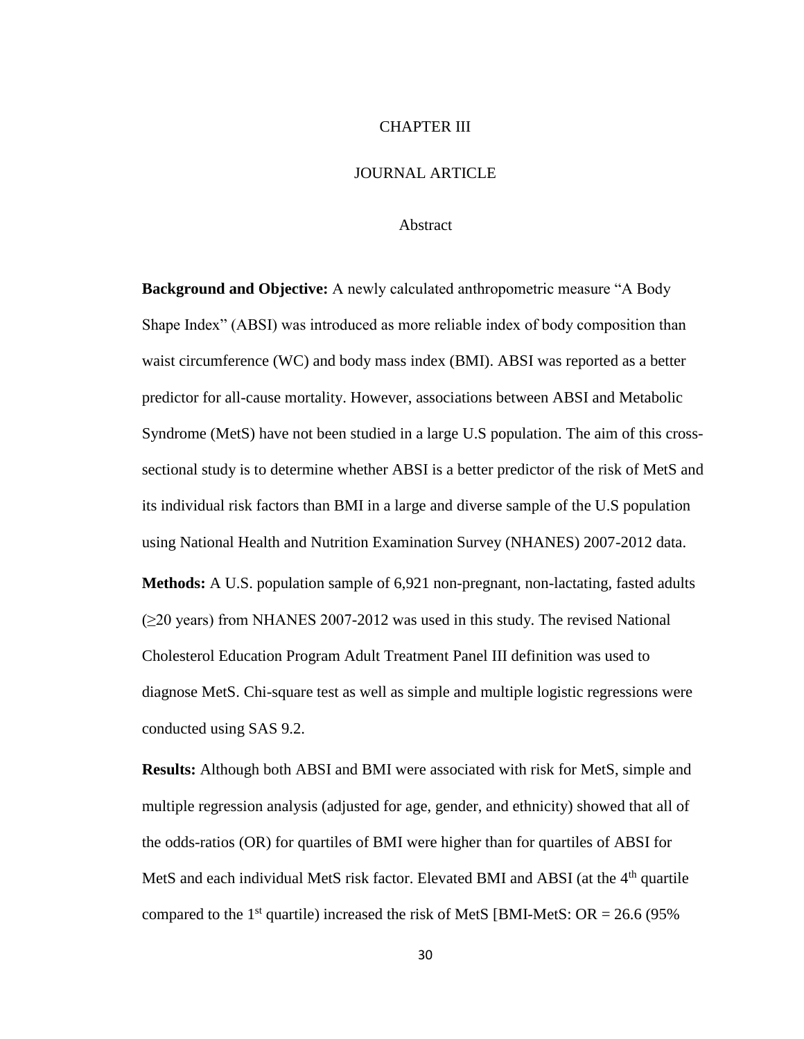# CHAPTER III

## JOURNAL ARTICLE

### Abstract

**Background and Objective:** A newly calculated anthropometric measure "A Body Shape Index" (ABSI) was introduced as more reliable index of body composition than waist circumference (WC) and body mass index (BMI). ABSI was reported as a better predictor for all-cause mortality. However, associations between ABSI and Metabolic Syndrome (MetS) have not been studied in a large U.S population. The aim of this cross-sectional study is to determine whether ABSI is a better predictor of the risk of MetS and its individual risk factors than BMI in a large and diverse sample of the U.S population using National Health and Nutrition Examination Survey (NHANES) 2007-2012 data.

**Methods:** A U.S. population sample of 6,921 non-pregnant, non-lactating, fasted adults (≥20 years) from NHANES 2007-2012 was used in this study. The revised National Cholesterol Education Program Adult Treatment Panel III definition was used to diagnose MetS. Chi-square test as well as simple and multiple logistic regressions were conducted using SAS 9.2.

**Results:** Although both ABSI and BMI were associated with risk for MetS, simple and multiple regression analysis (adjusted for age, gender, and ethnicity) showed that all of the odds-ratios (OR) for quartiles of BMI were higher than for quartiles of ABSI for MetS and each individual MetS risk factor. Elevated BMI and ABSI (at the 4th quartile compared to the 1st quartile) increased the risk of MetS [BMI-MetS: OR = 26.6 (95%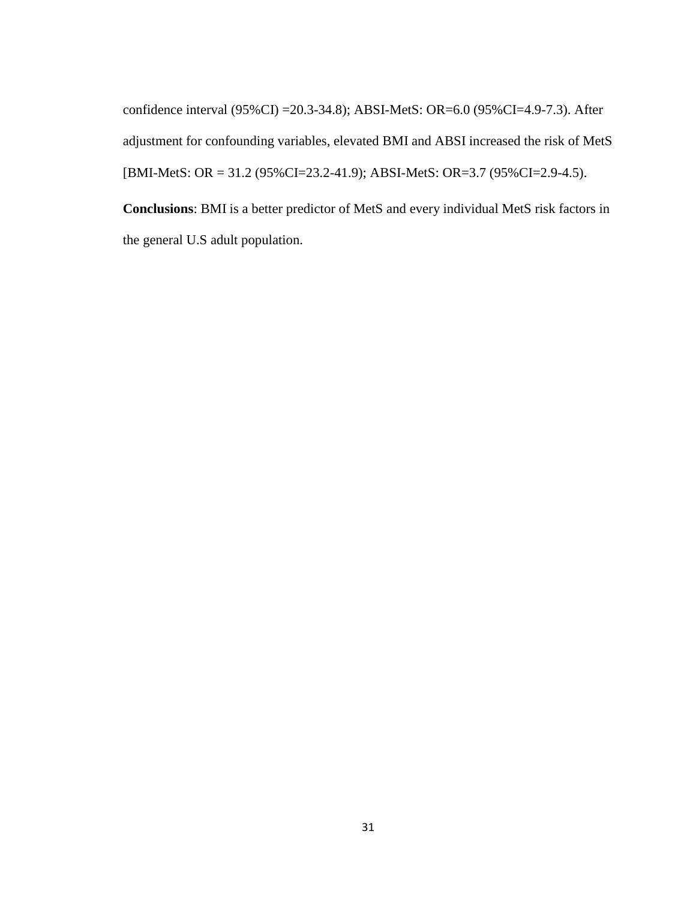confidence interval (95%CI) =20.3-34.8); ABSI-MetS: OR=6.0 (95%CI=4.9-7.3). After adjustment for confounding variables, elevated BMI and ABSI increased the risk of MetS [BMI-MetS: OR = 31.2 (95%CI=23.2-41.9); ABSI-MetS: OR=3.7 (95%CI=2.9-4.5).

**Conclusions**: BMI is a better predictor of MetS and every individual MetS risk factors in the general U.S adult population.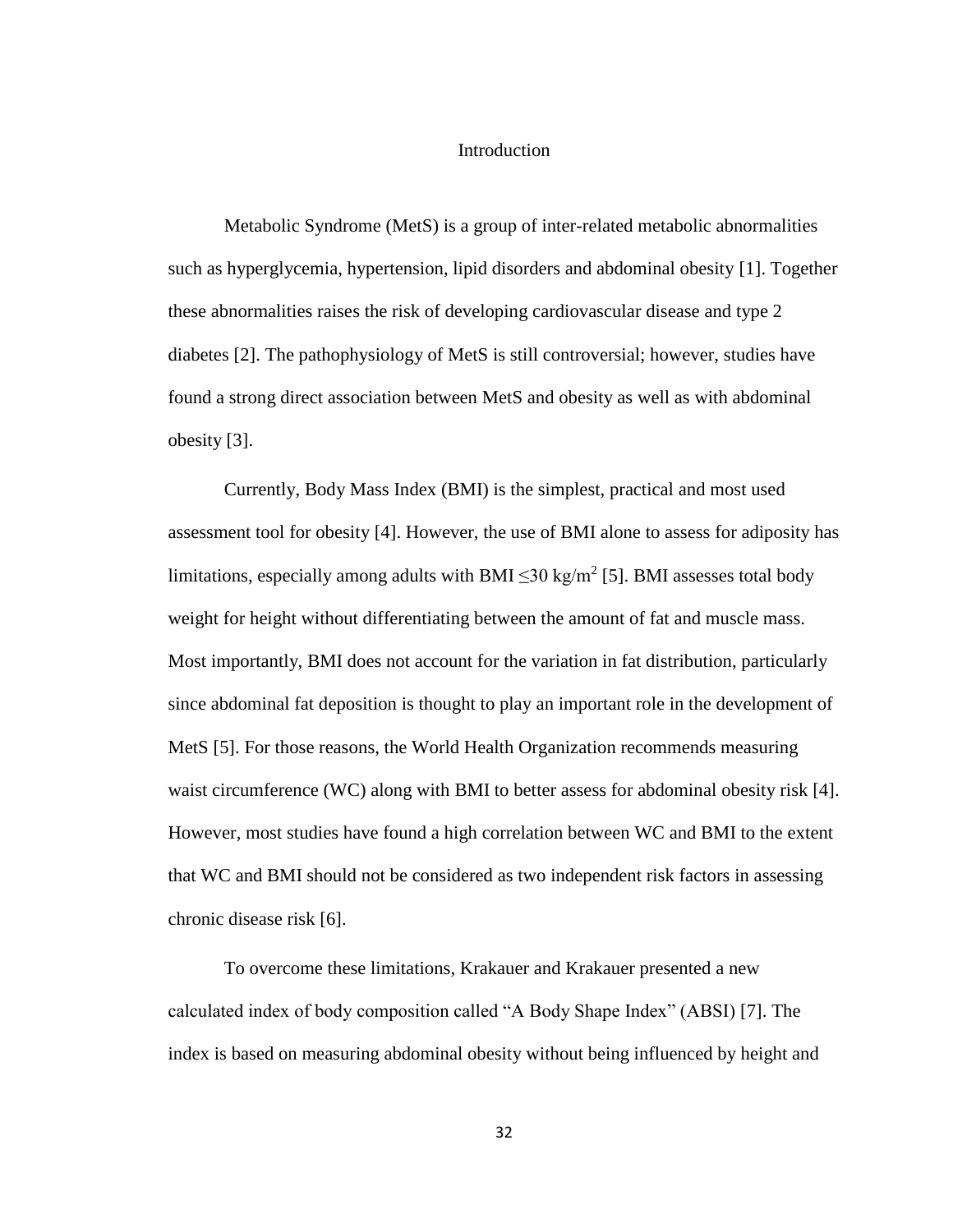# Introduction

Metabolic Syndrome (MetS) is a group of inter-related metabolic abnormalities such as hyperglycemia, hypertension, lipid disorders and abdominal obesity [1]. Together these abnormalities raises the risk of developing cardiovascular disease and type 2 diabetes [2]. The pathophysiology of MetS is still controversial; however, studies have found a strong direct association between MetS and obesity as well as with abdominal obesity [3].

Currently, Body Mass Index (BMI) is the simplest, practical and most used assessment tool for obesity [4]. However, the use of BMI alone to assess for adiposity has limitations, especially among adults with BMI $\leq$30 kg/m$^2$ [5]. BMI assesses total body weight for height without differentiating between the amount of fat and muscle mass. Most importantly, BMI does not account for the variation in fat distribution, particularly since abdominal fat deposition is thought to play an important role in the development of MetS [5]. For those reasons, the World Health Organization recommends measuring waist circumference (WC) along with BMI to better assess for abdominal obesity risk [4]. However, most studies have found a high correlation between WC and BMI to the extent that WC and BMI should not be considered as two independent risk factors in assessing chronic disease risk [6].

To overcome these limitations, Krakauer and Krakauer presented a new calculated index of body composition called "A Body Shape Index" (ABSI) [7]. The index is based on measuring abdominal obesity without being influenced by height and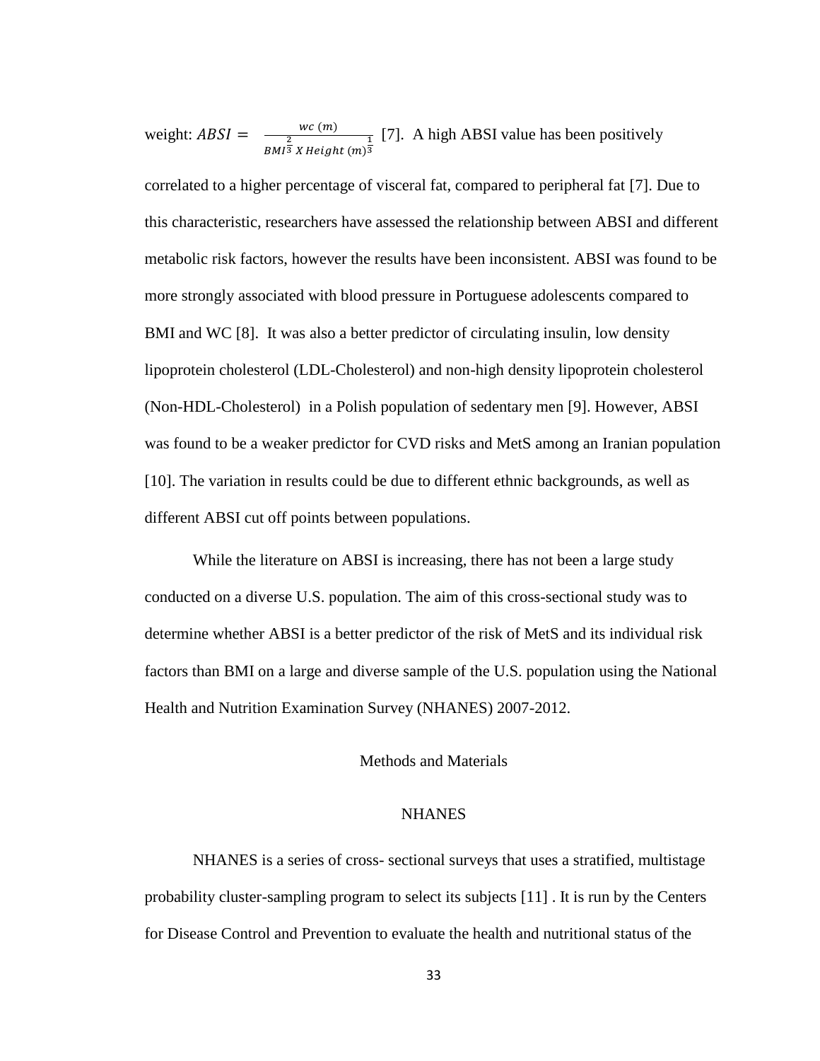weight: $ABSI = \frac{wc\ (m)}{BMI^{\frac{2}{3}}\ X\ Height\ (m)^{\frac{1}{3}}}$ [7]. A high ABSI value has been positively correlated to a higher percentage of visceral fat, compared to peripheral fat [7]. Due to this characteristic, researchers have assessed the relationship between ABSI and different metabolic risk factors, however the results have been inconsistent. ABSI was found to be more strongly associated with blood pressure in Portuguese adolescents compared to BMI and WC [8]. It was also a better predictor of circulating insulin, low density lipoprotein cholesterol (LDL-Cholesterol) and non-high density lipoprotein cholesterol (Non-HDL-Cholesterol) in a Polish population of sedentary men [9]. However, ABSI was found to be a weaker predictor for CVD risks and MetS among an Iranian population [10]. The variation in results could be due to different ethnic backgrounds, as well as different ABSI cut off points between populations.

While the literature on ABSI is increasing, there has not been a large study conducted on a diverse U.S. population. The aim of this cross-sectional study was to determine whether ABSI is a better predictor of the risk of MetS and its individual risk factors than BMI on a large and diverse sample of the U.S. population using the National Health and Nutrition Examination Survey (NHANES) 2007-2012.

## Methods and Materials

### NHANES

NHANES is a series of cross- sectional surveys that uses a stratified, multistage probability cluster-sampling program to select its subjects [11] . It is run by the Centers for Disease Control and Prevention to evaluate the health and nutritional status of the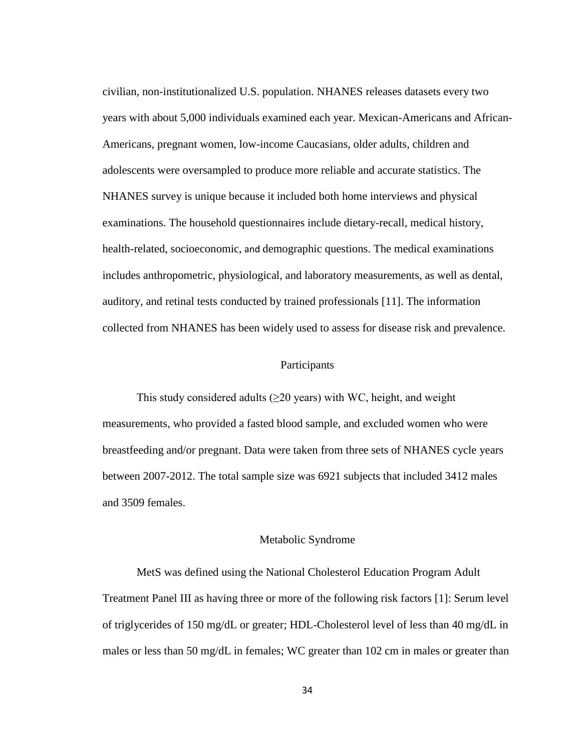civilian, non-institutionalized U.S. population. NHANES releases datasets every two years with about 5,000 individuals examined each year. Mexican-Americans and African-Americans, pregnant women, low-income Caucasians, older adults, children and adolescents were oversampled to produce more reliable and accurate statistics. The NHANES survey is unique because it included both home interviews and physical examinations. The household questionnaires include dietary-recall, medical history, health-related, socioeconomic, and demographic questions. The medical examinations includes anthropometric, physiological, and laboratory measurements, as well as dental, auditory, and retinal tests conducted by trained professionals [11]. The information collected from NHANES has been widely used to assess for disease risk and prevalence.

## Participants

This study considered adults ($\geq$20 years) with WC, height, and weight measurements, who provided a fasted blood sample, and excluded women who were breastfeeding and/or pregnant. Data were taken from three sets of NHANES cycle years between 2007-2012. The total sample size was 6921 subjects that included 3412 males and 3509 females.

## Metabolic Syndrome

MetS was defined using the National Cholesterol Education Program Adult Treatment Panel III as having three or more of the following risk factors [1]: Serum level of triglycerides of 150 mg/dL or greater; HDL-Cholesterol level of less than 40 mg/dL in males or less than 50 mg/dL in females; WC greater than 102 cm in males or greater than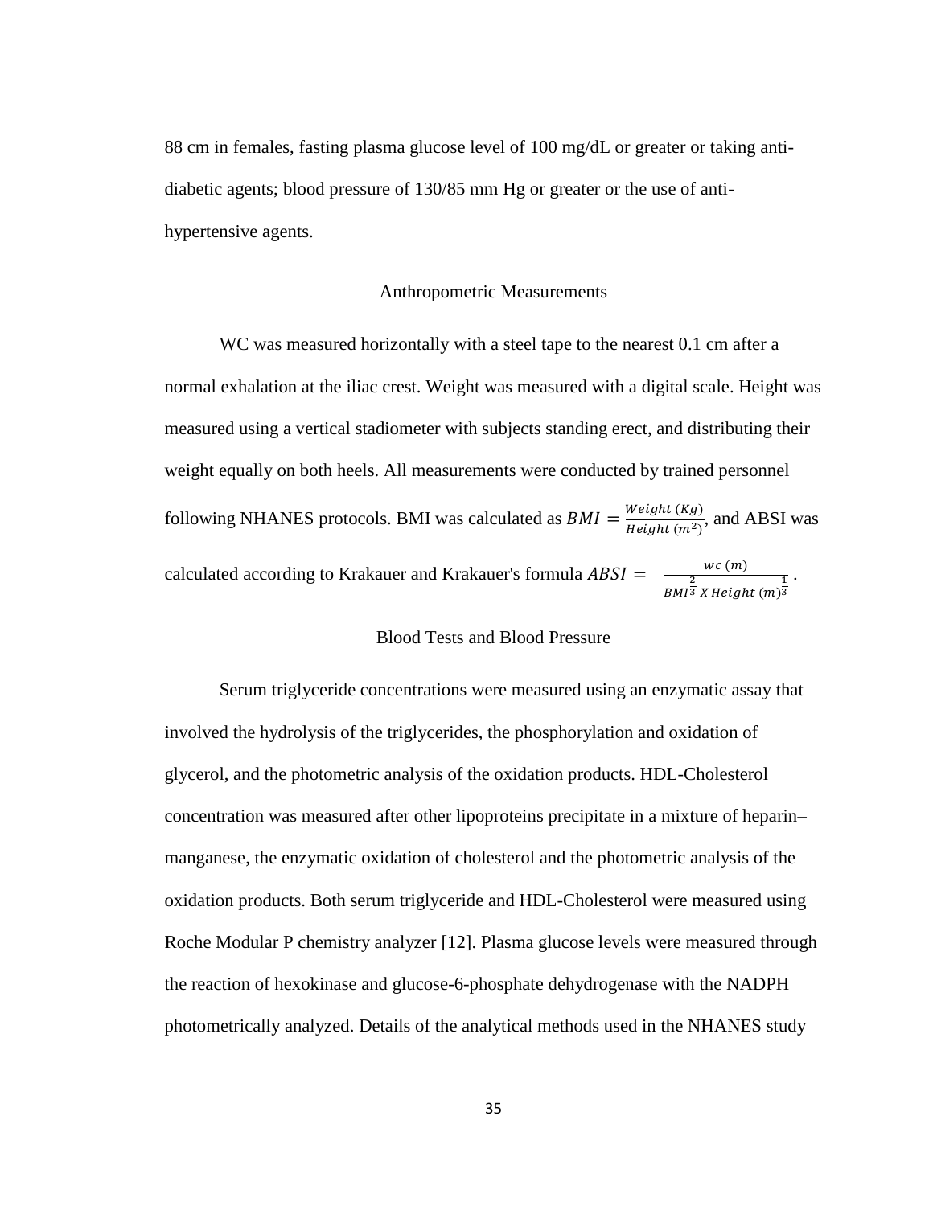88 cm in females, fasting plasma glucose level of 100 mg/dL or greater or taking anti-diabetic agents; blood pressure of 130/85 mm Hg or greater or the use of anti-hypertensive agents.

## Anthropometric Measurements

WC was measured horizontally with a steel tape to the nearest 0.1 cm after a normal exhalation at the iliac crest. Weight was measured with a digital scale. Height was measured using a vertical stadiometer with subjects standing erect, and distributing their weight equally on both heels. All measurements were conducted by trained personnel following NHANES protocols. BMI was calculated as $BMI = \frac{Weight\ (Kg)}{Height\ (m^2)}$, and ABSI was calculated according to Krakauer and Krakauer's formula $ABSI = \frac{wc\ (m)}{BMI^{\frac{2}{3}}\ X\ Height\ (m)^{\frac{1}{3}}}$.

## Blood Tests and Blood Pressure

Serum triglyceride concentrations were measured using an enzymatic assay that involved the hydrolysis of the triglycerides, the phosphorylation and oxidation of glycerol, and the photometric analysis of the oxidation products. HDL-Cholesterol concentration was measured after other lipoproteins precipitate in a mixture of heparin–manganese, the enzymatic oxidation of cholesterol and the photometric analysis of the oxidation products. Both serum triglyceride and HDL-Cholesterol were measured using Roche Modular P chemistry analyzer [12]. Plasma glucose levels were measured through the reaction of hexokinase and glucose-6-phosphate dehydrogenase with the NADPH photometrically analyzed. Details of the analytical methods used in the NHANES study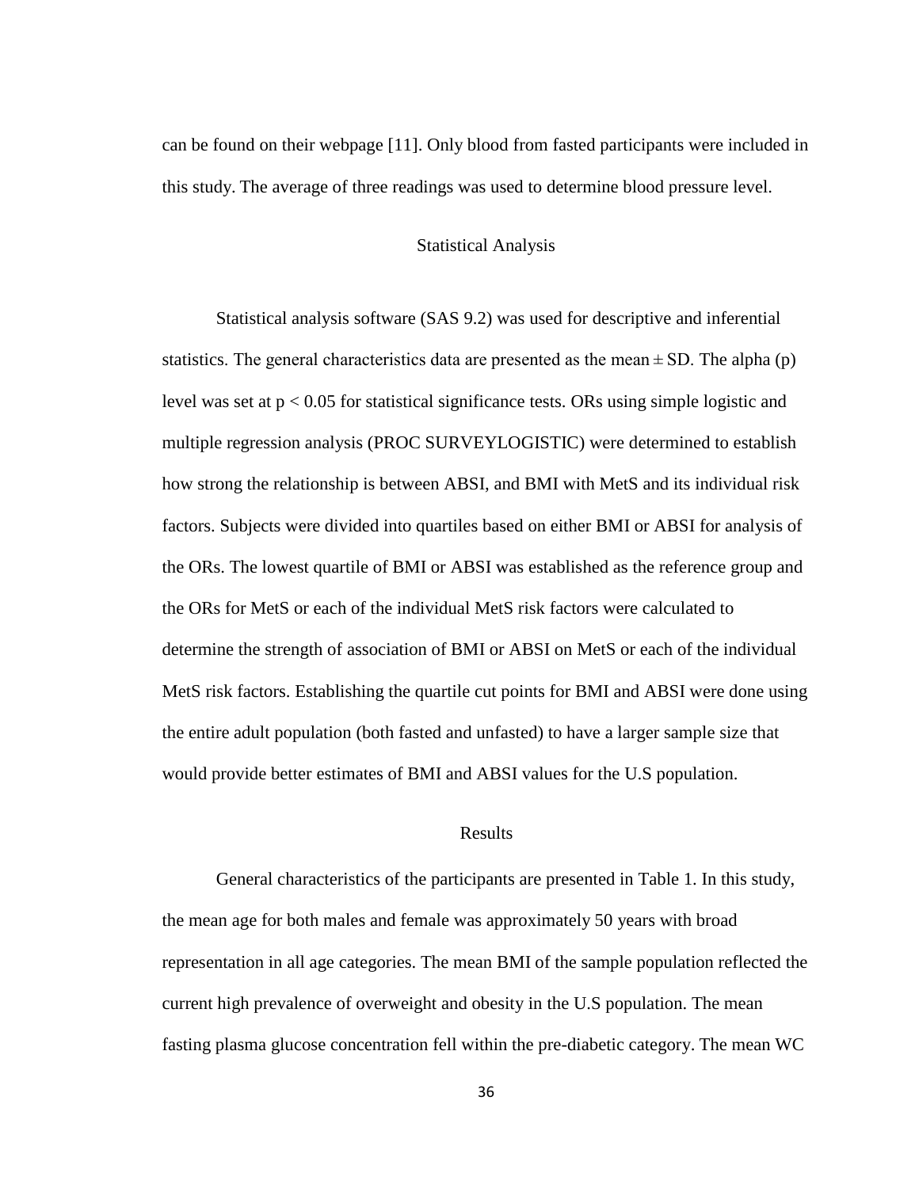can be found on their webpage [11]. Only blood from fasted participants were included in this study. The average of three readings was used to determine blood pressure level.

## Statistical Analysis

Statistical analysis software (SAS 9.2) was used for descriptive and inferential statistics. The general characteristics data are presented as the mean ± SD. The alpha (p) level was set at $p < 0.05$ for statistical significance tests. ORs using simple logistic and multiple regression analysis (PROC SURVEYLOGISTIC) were determined to establish how strong the relationship is between ABSI, and BMI with MetS and its individual risk factors. Subjects were divided into quartiles based on either BMI or ABSI for analysis of the ORs. The lowest quartile of BMI or ABSI was established as the reference group and the ORs for MetS or each of the individual MetS risk factors were calculated to determine the strength of association of BMI or ABSI on MetS or each of the individual MetS risk factors. Establishing the quartile cut points for BMI and ABSI were done using the entire adult population (both fasted and unfasted) to have a larger sample size that would provide better estimates of BMI and ABSI values for the U.S population.

## Results

General characteristics of the participants are presented in Table 1. In this study, the mean age for both males and female was approximately 50 years with broad representation in all age categories. The mean BMI of the sample population reflected the current high prevalence of overweight and obesity in the U.S population. The mean fasting plasma glucose concentration fell within the pre-diabetic category. The mean WC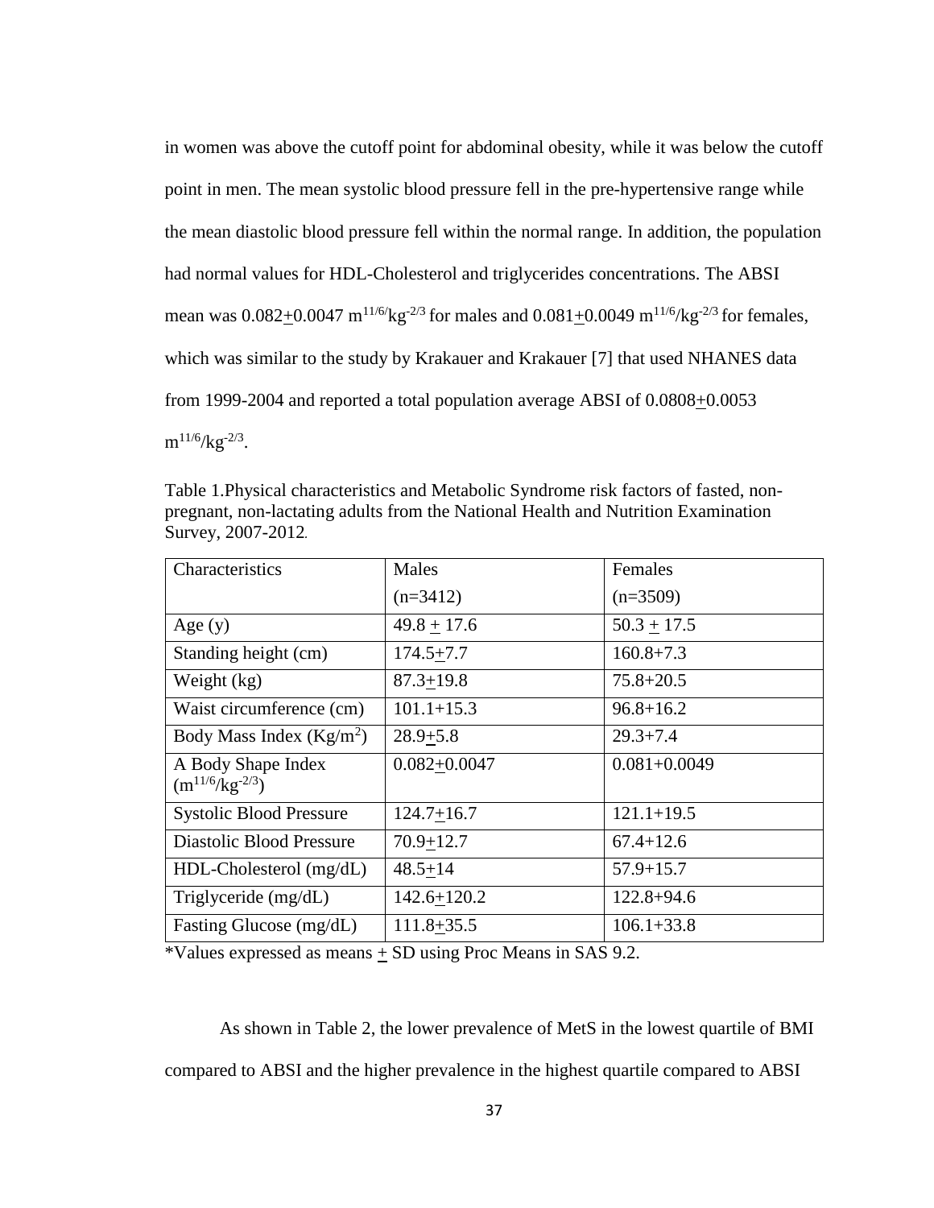in women was above the cutoff point for abdominal obesity, while it was below the cutoff point in men. The mean systolic blood pressure fell in the pre-hypertensive range while the mean diastolic blood pressure fell within the normal range. In addition, the population had normal values for HDL-Cholesterol and triglycerides concentrations. The ABSI mean was $0.082 \pm 0.0047$ $m^{11/6}/kg^{-2/3}$ for males and $0.081 \pm 0.0049$ $m^{11/6}/kg^{-2/3}$ for females, which was similar to the study by Krakauer and Krakauer [7] that used NHANES data from 1999-2004 and reported a total population average ABSI of $0.0808 \pm 0.0053$ $m^{11/6}/kg^{-2/3}$.

Table 1.Physical characteristics and Metabolic Syndrome risk factors of fasted, non-pregnant, non-lactating adults from the National Health and Nutrition Examination Survey, 2007-2012.

| Characteristics | Males (n=3412) | Females (n=3509) |
|---|---|---|
| Age (y) | $49.8 \pm 17.6$ | $50.3 \pm 17.5$ |
| Standing height (cm) | $174.5 \pm 7.7$ | $160.8 + 7.3$ |
| Weight (kg) | $87.3 \pm 19.8$ | $75.8 + 20.5$ |
| Waist circumference (cm) | $101.1 + 15.3$ | $96.8 + 16.2$ |
| Body Mass Index ($Kg/m^2$) | $28.9 \pm 5.8$ | $29.3 + 7.4$ |
| A Body Shape Index ($m^{11/6}/kg^{-2/3}$) | $0.082 \pm 0.0047$ | $0.081 + 0.0049$ |
| Systolic Blood Pressure | $124.7 \pm 16.7$ | $121.1 + 19.5$ |
| Diastolic Blood Pressure | $70.9 \pm 12.7$ | $67.4 + 12.6$ |
| HDL-Cholesterol (mg/dL) | $48.5 \pm 14$ | $57.9 + 15.7$ |
| Triglyceride (mg/dL) | $142.6 \pm 120.2$ | $122.8 + 94.6$ |
| Fasting Glucose (mg/dL) | $111.8 \pm 35.5$ | $106.1 + 33.8$ |

*Values expressed as means $\pm$ SD using Proc Means in SAS 9.2.

As shown in Table 2, the lower prevalence of MetS in the lowest quartile of BMI compared to ABSI and the higher prevalence in the highest quartile compared to ABSI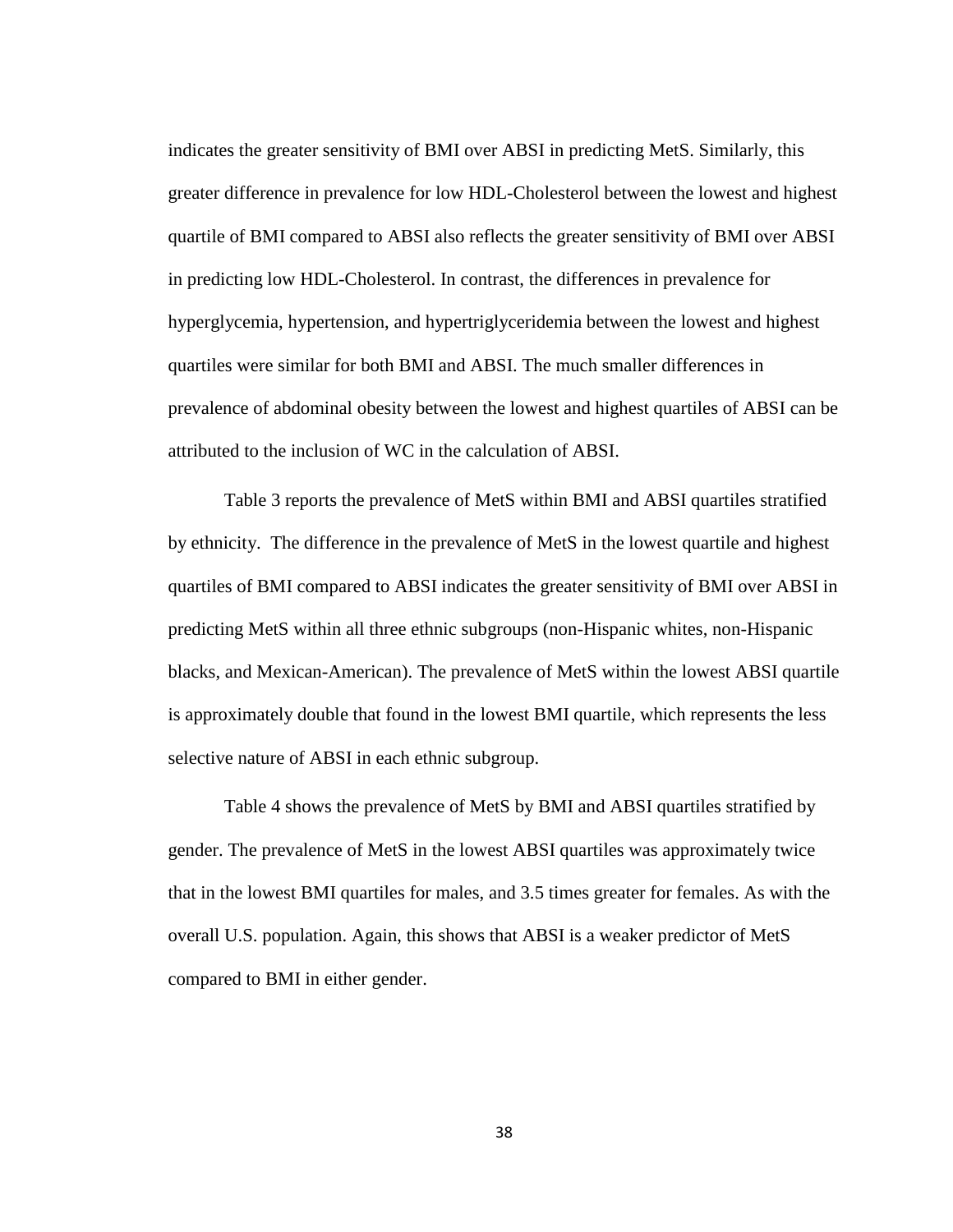indicates the greater sensitivity of BMI over ABSI in predicting MetS. Similarly, this greater difference in prevalence for low HDL-Cholesterol between the lowest and highest quartile of BMI compared to ABSI also reflects the greater sensitivity of BMI over ABSI in predicting low HDL-Cholesterol. In contrast, the differences in prevalence for hyperglycemia, hypertension, and hypertriglyceridemia between the lowest and highest quartiles were similar for both BMI and ABSI. The much smaller differences in prevalence of abdominal obesity between the lowest and highest quartiles of ABSI can be attributed to the inclusion of WC in the calculation of ABSI.

Table 3 reports the prevalence of MetS within BMI and ABSI quartiles stratified by ethnicity. The difference in the prevalence of MetS in the lowest quartile and highest quartiles of BMI compared to ABSI indicates the greater sensitivity of BMI over ABSI in predicting MetS within all three ethnic subgroups (non-Hispanic whites, non-Hispanic blacks, and Mexican-American). The prevalence of MetS within the lowest ABSI quartile is approximately double that found in the lowest BMI quartile, which represents the less selective nature of ABSI in each ethnic subgroup.

Table 4 shows the prevalence of MetS by BMI and ABSI quartiles stratified by gender. The prevalence of MetS in the lowest ABSI quartiles was approximately twice that in the lowest BMI quartiles for males, and 3.5 times greater for females. As with the overall U.S. population. Again, this shows that ABSI is a weaker predictor of MetS compared to BMI in either gender.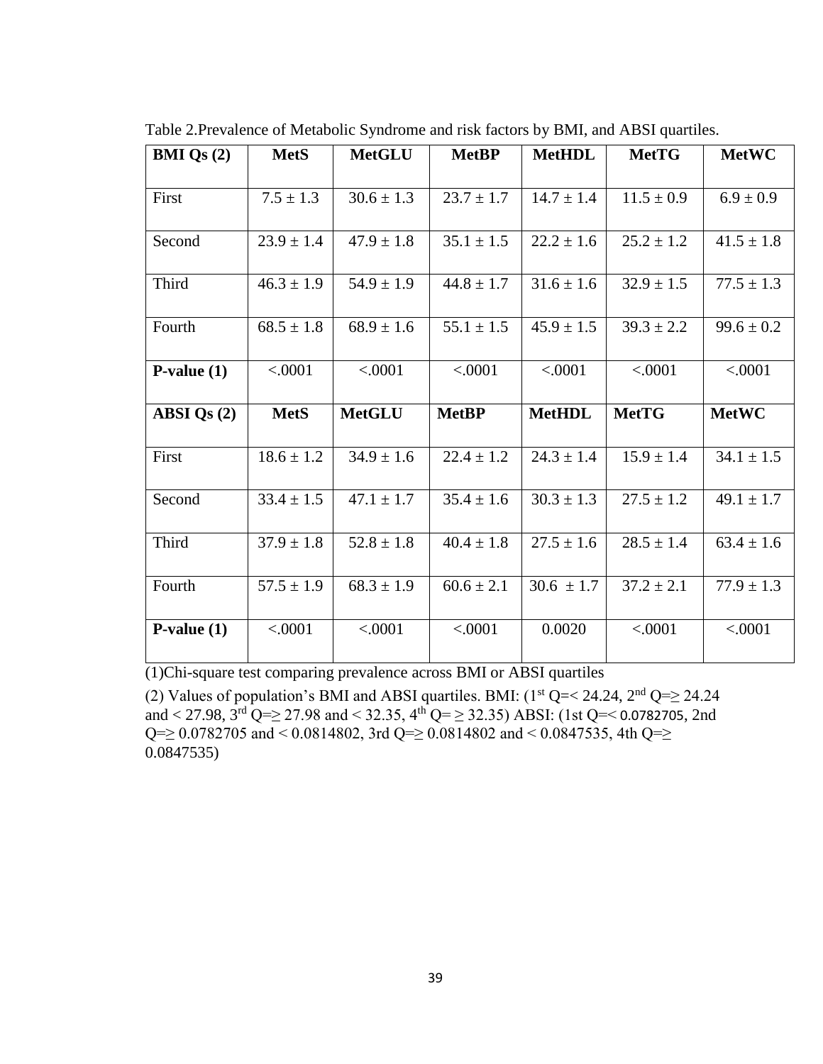Table 2.Prevalence of Metabolic Syndrome and risk factors by BMI, and ABSI quartiles.

| **BMI Qs (2)** | **MetS** | **MetGLU** | **MetBP** | **MetHDL** | **MetTG** | **MetWC** |
|---|---|---|---|---|---|---|
| First | 7.5 ± 1.3 | 30.6 ± 1.3 | 23.7 ± 1.7 | 14.7 ± 1.4 | 11.5 ± 0.9 | 6.9 ± 0.9 |
| Second | 23.9 ± 1.4 | 47.9 ± 1.8 | 35.1 ± 1.5 | 22.2 ± 1.6 | 25.2 ± 1.2 | 41.5 ± 1.8 |
| Third | 46.3 ± 1.9 | 54.9 ± 1.9 | 44.8 ± 1.7 | 31.6 ± 1.6 | 32.9 ± 1.5 | 77.5 ± 1.3 |
| Fourth | 68.5 ± 1.8 | 68.9 ± 1.6 | 55.1 ± 1.5 | 45.9 ± 1.5 | 39.3 ± 2.2 | 99.6 ± 0.2 |
| **P-value (1)** | <.0001 | <.0001 | <.0001 | <.0001 | <.0001 | <.0001 |
| **ABSI Qs (2)** | **MetS** | **MetGLU** | **MetBP** | **MetHDL** | **MetTG** | **MetWC** |
| First | 18.6 ± 1.2 | 34.9 ± 1.6 | 22.4 ± 1.2 | 24.3 ± 1.4 | 15.9 ± 1.4 | 34.1 ± 1.5 |
| Second | 33.4 ± 1.5 | 47.1 ± 1.7 | 35.4 ± 1.6 | 30.3 ± 1.3 | 27.5 ± 1.2 | 49.1 ± 1.7 |
| Third | 37.9 ± 1.8 | 52.8 ± 1.8 | 40.4 ± 1.8 | 27.5 ± 1.6 | 28.5 ± 1.4 | 63.4 ± 1.6 |
| Fourth | 57.5 ± 1.9 | 68.3 ± 1.9 | 60.6 ± 2.1 | 30.6 ± 1.7 | 37.2 ± 2.1 | 77.9 ± 1.3 |
| **P-value (1)** | <.0001 | <.0001 | <.0001 | 0.0020 | <.0001 | <.0001 |

(1)Chi-square test comparing prevalence across BMI or ABSI quartiles

(2) Values of population's BMI and ABSI quartiles. BMI: (1st Q=< 24.24, 2nd Q=≥ 24.24 and < 27.98, 3rd Q=≥ 27.98 and < 32.35, 4th Q= ≥ 32.35) ABSI: (1st Q=< 0.0782705, 2nd Q=≥ 0.0782705 and < 0.0814802, 3rd Q=≥ 0.0814802 and < 0.0847535, 4th Q=≥ 0.0847535)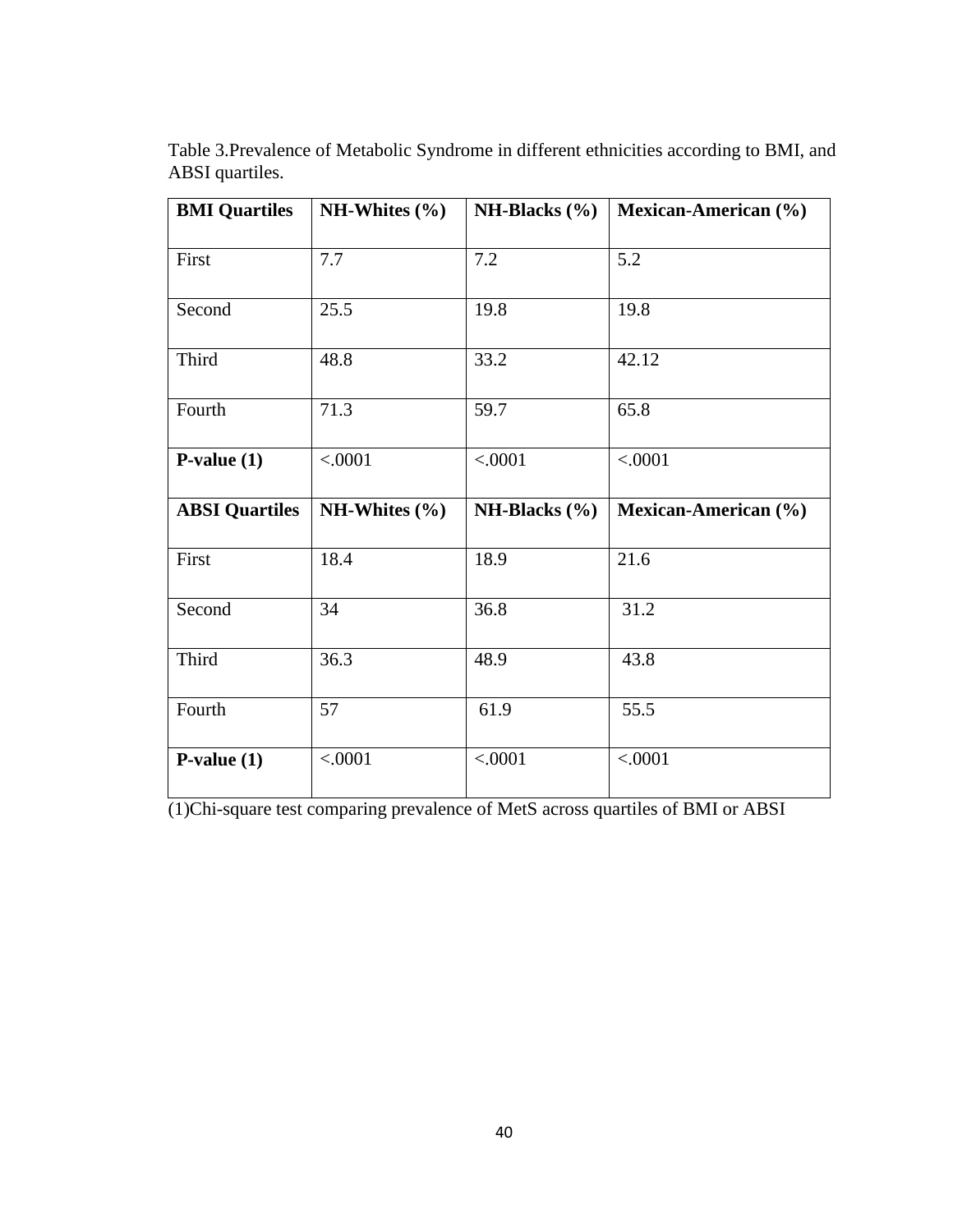Table 3.Prevalence of Metabolic Syndrome in different ethnicities according to BMI, and ABSI quartiles.

| **BMI Quartiles** | **NH-Whites (%)** | **NH-Blacks (%)** | **Mexican-American (%)** |
|---|---|---|---|
| First | 7.7 | 7.2 | 5.2 |
| Second | 25.5 | 19.8 | 19.8 |
| Third | 48.8 | 33.2 | 42.12 |
| Fourth | 71.3 | 59.7 | 65.8 |
| **P-value (1)** | <.0001 | <.0001 | <.0001 |
| **ABSI Quartiles** | **NH-Whites (%)** | **NH-Blacks (%)** | **Mexican-American (%)** |
| First | 18.4 | 18.9 | 21.6 |
| Second | 34 | 36.8 | 31.2 |
| Third | 36.3 | 48.9 | 43.8 |
| Fourth | 57 | 61.9 | 55.5 |
| **P-value (1)** | <.0001 | <.0001 | <.0001 |

(1)Chi-square test comparing prevalence of MetS across quartiles of BMI or ABSI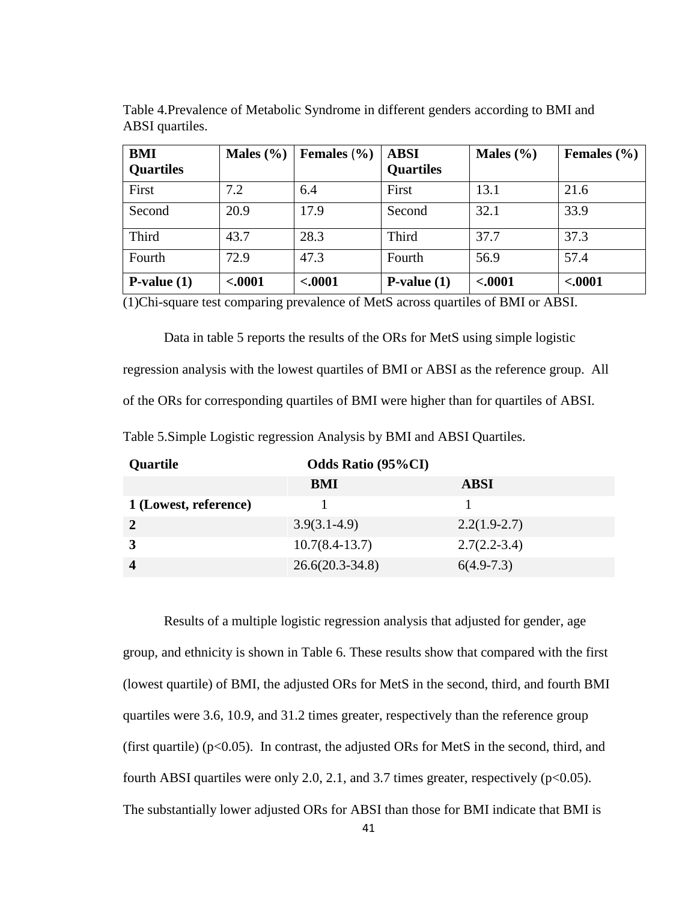Table 4.Prevalence of Metabolic Syndrome in different genders according to BMI and ABSI quartiles.

| BMI Quartiles | Males (%) | Females (%) | ABSI Quartiles | Males (%) | Females (%) |
|---|---|---|---|---|---|
| First | 7.2 | 6.4 | First | 13.1 | 21.6 |
| Second | 20.9 | 17.9 | Second | 32.1 | 33.9 |
| Third | 43.7 | 28.3 | Third | 37.7 | 37.3 |
| Fourth | 72.9 | 47.3 | Fourth | 56.9 | 57.4 |
| **P-value (1)** | **<.0001** | **<.0001** | **P-value (1)** | **<.0001** | **<.0001** |

(1)Chi-square test comparing prevalence of MetS across quartiles of BMI or ABSI.

Data in table 5 reports the results of the ORs for MetS using simple logistic regression analysis with the lowest quartiles of BMI or ABSI as the reference group. All of the ORs for corresponding quartiles of BMI were higher than for quartiles of ABSI.

Table 5.Simple Logistic regression Analysis by BMI and ABSI Quartiles.

| Quartile | Odds Ratio (95%CI) | |
|---|---|---|
| | **BMI** | **ABSI** |
| **1 (Lowest, reference)** | 1 | 1 |
| **2** | 3.9(3.1-4.9) | 2.2(1.9-2.7) |
| **3** | 10.7(8.4-13.7) | 2.7(2.2-3.4) |
| **4** | 26.6(20.3-34.8) | 6(4.9-7.3) |

Results of a multiple logistic regression analysis that adjusted for gender, age group, and ethnicity is shown in Table 6. These results show that compared with the first (lowest quartile) of BMI, the adjusted ORs for MetS in the second, third, and fourth BMI quartiles were 3.6, 10.9, and 31.2 times greater, respectively than the reference group (first quartile) ($p<0.05$). In contrast, the adjusted ORs for MetS in the second, third, and fourth ABSI quartiles were only 2.0, 2.1, and 3.7 times greater, respectively ($p<0.05$). The substantially lower adjusted ORs for ABSI than those for BMI indicate that BMI is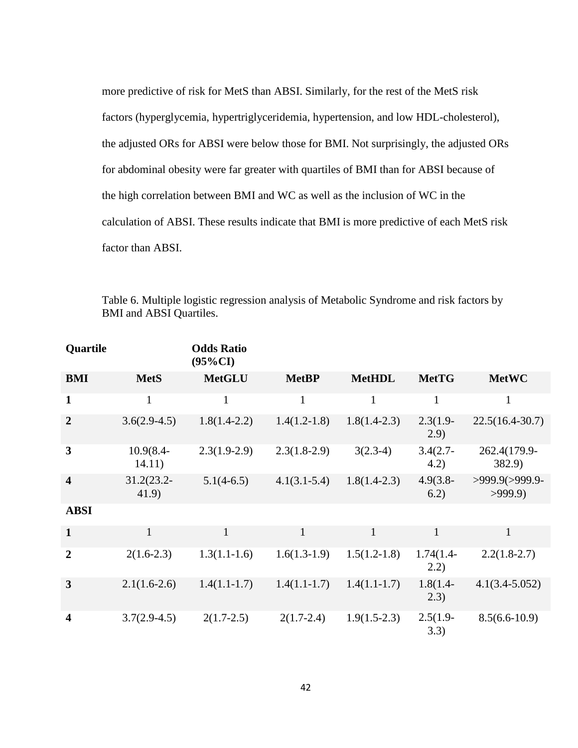more predictive of risk for MetS than ABSI. Similarly, for the rest of the MetS risk factors (hyperglycemia, hypertriglyceridemia, hypertension, and low HDL-cholesterol), the adjusted ORs for ABSI were below those for BMI. Not surprisingly, the adjusted ORs for abdominal obesity were far greater with quartiles of BMI than for ABSI because of the high correlation between BMI and WC as well as the inclusion of WC in the calculation of ABSI. These results indicate that BMI is more predictive of each MetS risk factor than ABSI.

Table 6. Multiple logistic regression analysis of Metabolic Syndrome and risk factors by BMI and ABSI Quartiles.

| **Quartile** | | **Odds Ratio (95%CI)** | | | | |
|---|---|---|---|---|---|---|
| **BMI** | **MetS** | **MetGLU** | **MetBP** | **MetHDL** | **MetTG** | **MetWC** |
| **1** | 1 | 1 | 1 | 1 | 1 | 1 |
| **2** | 3.6(2.9-4.5) | 1.8(1.4-2.2) | 1.4(1.2-1.8) | 1.8(1.4-2.3) | 2.3(1.9-2.9) | 22.5(16.4-30.7) |
| **3** | 10.9(8.4-14.11) | 2.3(1.9-2.9) | 2.3(1.8-2.9) | 3(2.3-4) | 3.4(2.7-4.2) | 262.4(179.9-382.9) |
| **4** | 31.2(23.2-41.9) | 5.1(4-6.5) | 4.1(3.1-5.4) | 1.8(1.4-2.3) | 4.9(3.8-6.2) | >999.9(>999.9->999.9) |
| **ABSI** | | | | | | |
| **1** | 1 | 1 | 1 | 1 | 1 | 1 |
| **2** | 2(1.6-2.3) | 1.3(1.1-1.6) | 1.6(1.3-1.9) | 1.5(1.2-1.8) | 1.74(1.4-2.2) | 2.2(1.8-2.7) |
| **3** | 2.1(1.6-2.6) | 1.4(1.1-1.7) | 1.4(1.1-1.7) | 1.4(1.1-1.7) | 1.8(1.4-2.3) | 4.1(3.4-5.052) |
| **4** | 3.7(2.9-4.5) | 2(1.7-2.5) | 2(1.7-2.4) | 1.9(1.5-2.3) | 2.5(1.9-3.3) | 8.5(6.6-10.9) |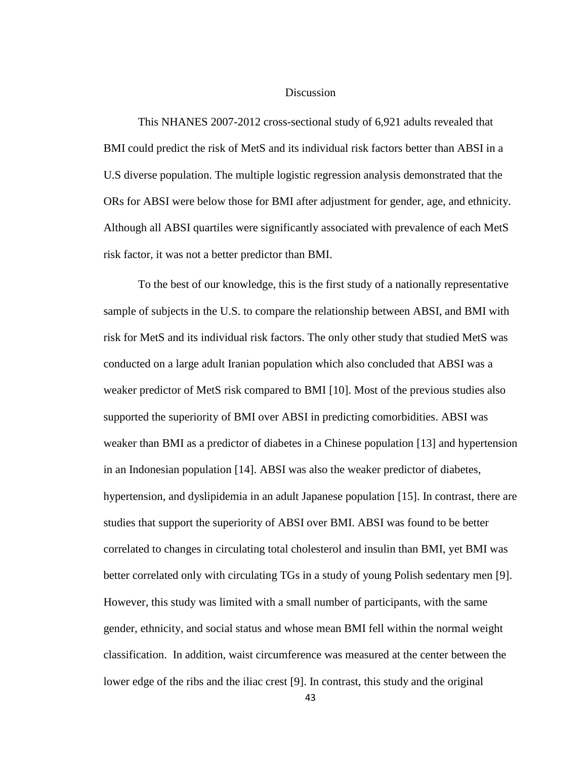## Discussion

This NHANES 2007-2012 cross-sectional study of 6,921 adults revealed that BMI could predict the risk of MetS and its individual risk factors better than ABSI in a U.S diverse population. The multiple logistic regression analysis demonstrated that the ORs for ABSI were below those for BMI after adjustment for gender, age, and ethnicity. Although all ABSI quartiles were significantly associated with prevalence of each MetS risk factor, it was not a better predictor than BMI.

To the best of our knowledge, this is the first study of a nationally representative sample of subjects in the U.S. to compare the relationship between ABSI, and BMI with risk for MetS and its individual risk factors. The only other study that studied MetS was conducted on a large adult Iranian population which also concluded that ABSI was a weaker predictor of MetS risk compared to BMI [10]. Most of the previous studies also supported the superiority of BMI over ABSI in predicting comorbidities. ABSI was weaker than BMI as a predictor of diabetes in a Chinese population [13] and hypertension in an Indonesian population [14]. ABSI was also the weaker predictor of diabetes, hypertension, and dyslipidemia in an adult Japanese population [15]. In contrast, there are studies that support the superiority of ABSI over BMI. ABSI was found to be better correlated to changes in circulating total cholesterol and insulin than BMI, yet BMI was better correlated only with circulating TGs in a study of young Polish sedentary men [9]. However, this study was limited with a small number of participants, with the same gender, ethnicity, and social status and whose mean BMI fell within the normal weight classification. In addition, waist circumference was measured at the center between the lower edge of the ribs and the iliac crest [9]. In contrast, this study and the original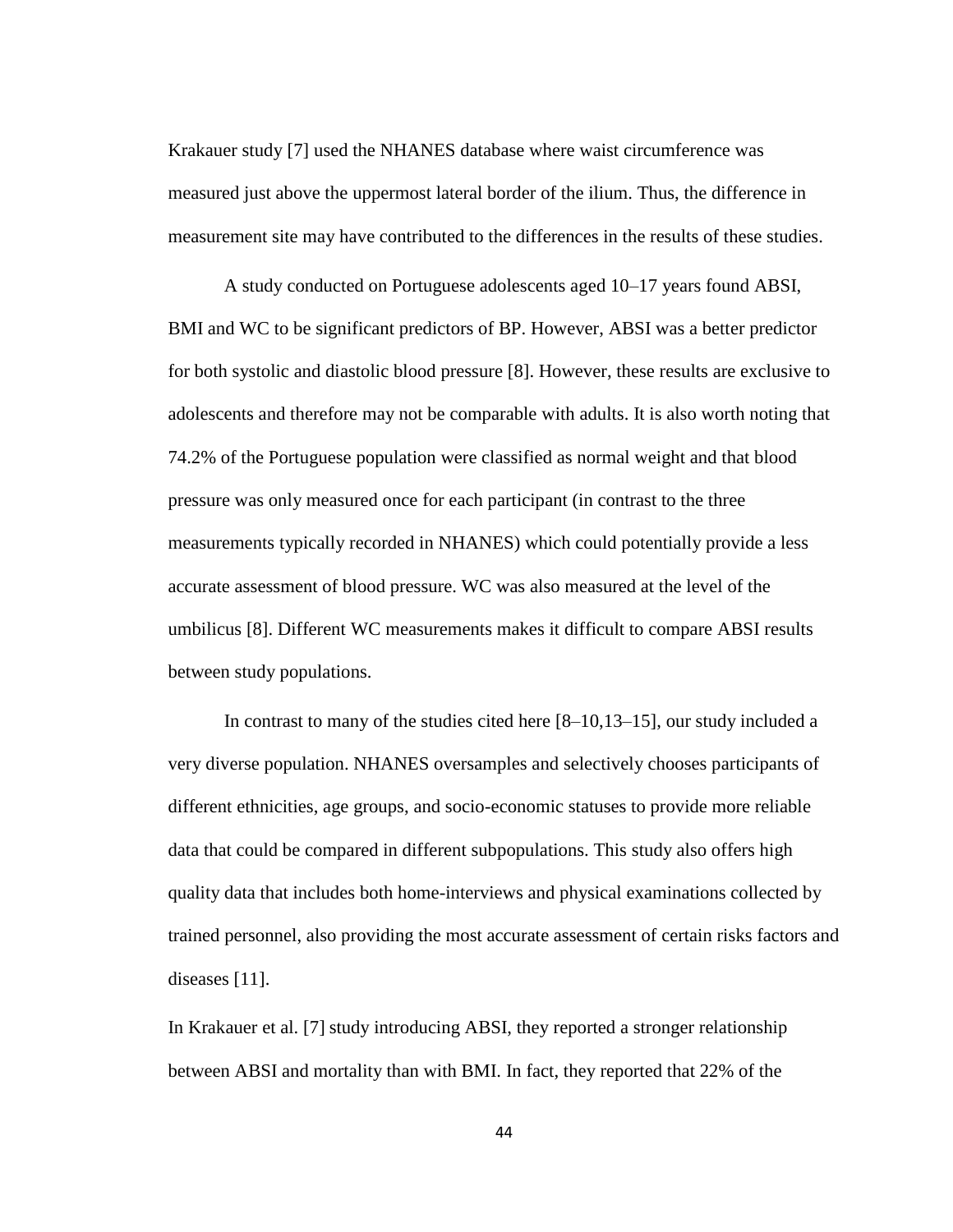Krakauer study [7] used the NHANES database where waist circumference was measured just above the uppermost lateral border of the ilium. Thus, the difference in measurement site may have contributed to the differences in the results of these studies.

A study conducted on Portuguese adolescents aged 10–17 years found ABSI, BMI and WC to be significant predictors of BP. However, ABSI was a better predictor for both systolic and diastolic blood pressure [8]. However, these results are exclusive to adolescents and therefore may not be comparable with adults. It is also worth noting that 74.2% of the Portuguese population were classified as normal weight and that blood pressure was only measured once for each participant (in contrast to the three measurements typically recorded in NHANES) which could potentially provide a less accurate assessment of blood pressure. WC was also measured at the level of the umbilicus [8]. Different WC measurements makes it difficult to compare ABSI results between study populations.

In contrast to many of the studies cited here [8–10,13–15], our study included a very diverse population. NHANES oversamples and selectively chooses participants of different ethnicities, age groups, and socio-economic statuses to provide more reliable data that could be compared in different subpopulations. This study also offers high quality data that includes both home-interviews and physical examinations collected by trained personnel, also providing the most accurate assessment of certain risks factors and diseases [11].

In Krakauer et al. [7] study introducing ABSI, they reported a stronger relationship between ABSI and mortality than with BMI. In fact, they reported that 22% of the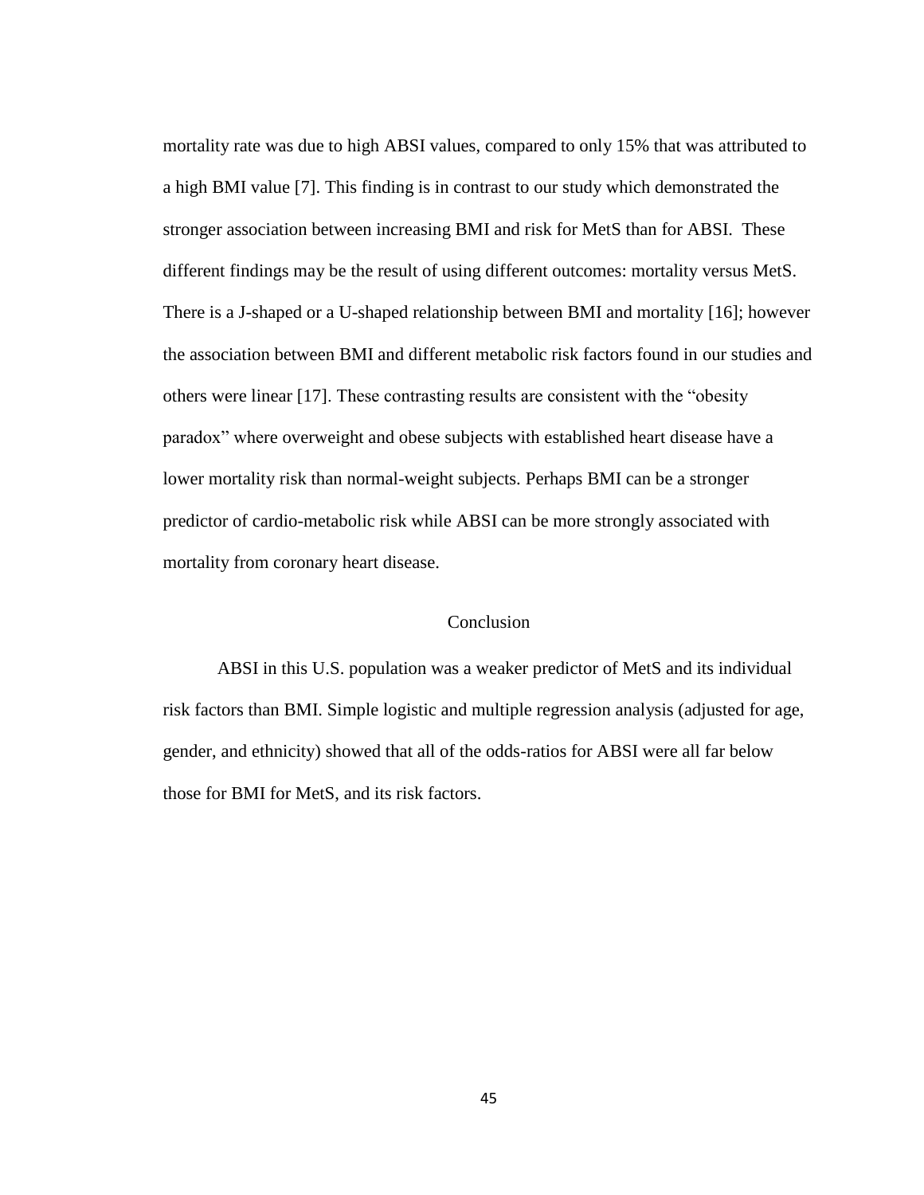mortality rate was due to high ABSI values, compared to only 15% that was attributed to a high BMI value [7]. This finding is in contrast to our study which demonstrated the stronger association between increasing BMI and risk for MetS than for ABSI. These different findings may be the result of using different outcomes: mortality versus MetS. There is a J-shaped or a U-shaped relationship between BMI and mortality [16]; however the association between BMI and different metabolic risk factors found in our studies and others were linear [17]. These contrasting results are consistent with the "obesity paradox" where overweight and obese subjects with established heart disease have a lower mortality risk than normal-weight subjects. Perhaps BMI can be a stronger predictor of cardio-metabolic risk while ABSI can be more strongly associated with mortality from coronary heart disease.

## Conclusion

ABSI in this U.S. population was a weaker predictor of MetS and its individual risk factors than BMI. Simple logistic and multiple regression analysis (adjusted for age, gender, and ethnicity) showed that all of the odds-ratios for ABSI were all far below those for BMI for MetS, and its risk factors.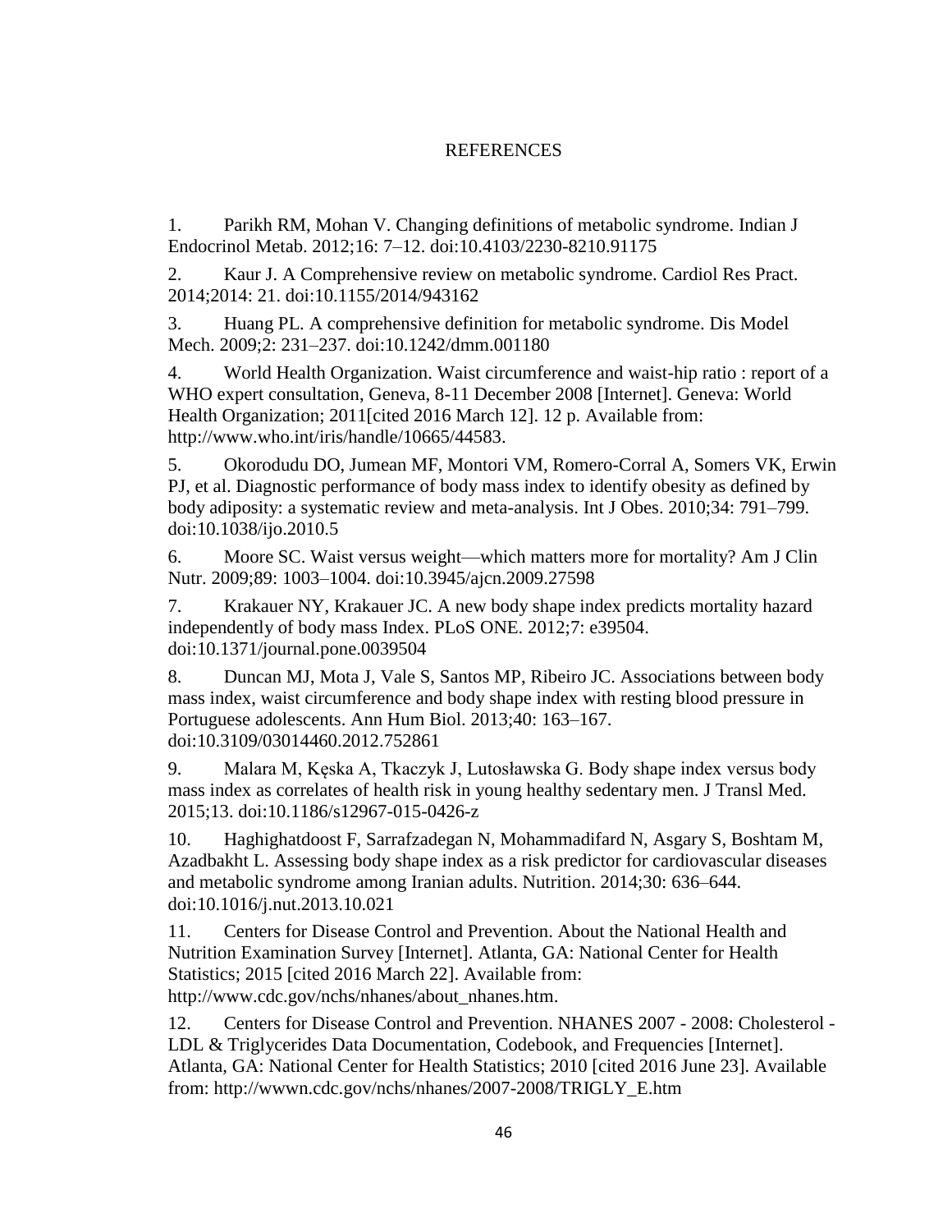# REFERENCES

1. Parikh RM, Mohan V. Changing definitions of metabolic syndrome. Indian J Endocrinol Metab. 2012;16: 7–12. doi:10.4103/2230-8210.91175

2. Kaur J. A Comprehensive review on metabolic syndrome. Cardiol Res Pract. 2014;2014: 21. doi:10.1155/2014/943162

3. Huang PL. A comprehensive definition for metabolic syndrome. Dis Model Mech. 2009;2: 231–237. doi:10.1242/dmm.001180

4. World Health Organization. Waist circumference and waist-hip ratio : report of a WHO expert consultation, Geneva, 8-11 December 2008 [Internet]. Geneva: World Health Organization; 2011[cited 2016 March 12]. 12 p. Available from: http://www.who.int/iris/handle/10665/44583.

5. Okorodudu DO, Jumean MF, Montori VM, Romero-Corral A, Somers VK, Erwin PJ, et al. Diagnostic performance of body mass index to identify obesity as defined by body adiposity: a systematic review and meta-analysis. Int J Obes. 2010;34: 791–799. doi:10.1038/ijo.2010.5

6. Moore SC. Waist versus weight—which matters more for mortality? Am J Clin Nutr. 2009;89: 1003–1004. doi:10.3945/ajcn.2009.27598

7. Krakauer NY, Krakauer JC. A new body shape index predicts mortality hazard independently of body mass Index. PLoS ONE. 2012;7: e39504. doi:10.1371/journal.pone.0039504

8. Duncan MJ, Mota J, Vale S, Santos MP, Ribeiro JC. Associations between body mass index, waist circumference and body shape index with resting blood pressure in Portuguese adolescents. Ann Hum Biol. 2013;40: 163–167. doi:10.3109/03014460.2012.752861

9. Malara M, Kęska A, Tkaczyk J, Lutosławska G. Body shape index versus body mass index as correlates of health risk in young healthy sedentary men. J Transl Med. 2015;13. doi:10.1186/s12967-015-0426-z

10. Haghighatdoost F, Sarrafzadegan N, Mohammadifard N, Asgary S, Boshtam M, Azadbakht L. Assessing body shape index as a risk predictor for cardiovascular diseases and metabolic syndrome among Iranian adults. Nutrition. 2014;30: 636–644. doi:10.1016/j.nut.2013.10.021

11. Centers for Disease Control and Prevention. About the National Health and Nutrition Examination Survey [Internet]. Atlanta, GA: National Center for Health Statistics; 2015 [cited 2016 March 22]. Available from: http://www.cdc.gov/nchs/nhanes/about_nhanes.htm.

12. Centers for Disease Control and Prevention. NHANES 2007 - 2008: Cholesterol - LDL & Triglycerides Data Documentation, Codebook, and Frequencies [Internet]. Atlanta, GA: National Center for Health Statistics; 2010 [cited 2016 June 23]. Available from: http://wwwn.cdc.gov/nchs/nhanes/2007-2008/TRIGLY_E.htm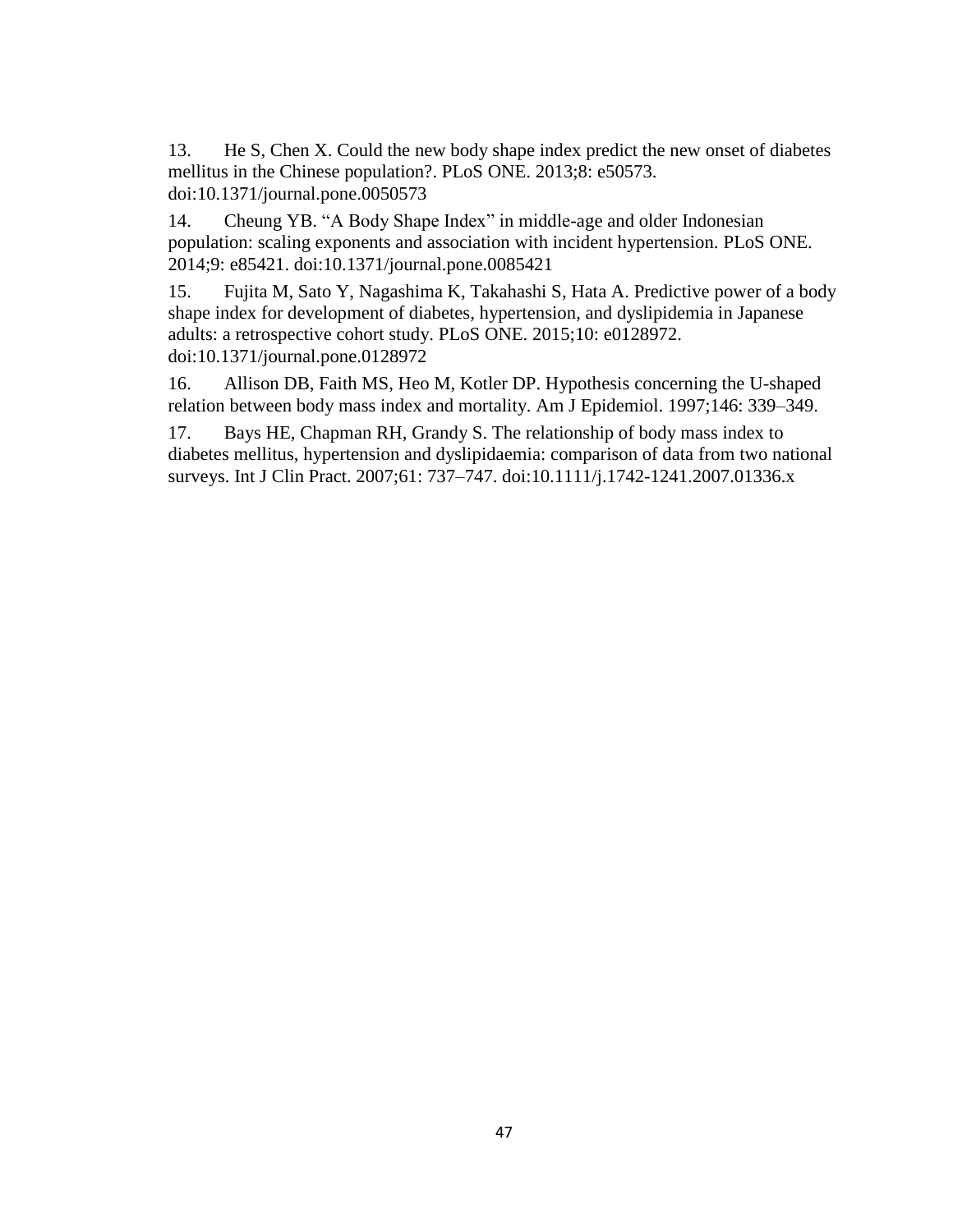13. He S, Chen X. Could the new body shape index predict the new onset of diabetes mellitus in the Chinese population?. PLoS ONE. 2013;8: e50573. doi:10.1371/journal.pone.0050573

14. Cheung YB. “A Body Shape Index” in middle-age and older Indonesian population: scaling exponents and association with incident hypertension. PLoS ONE. 2014;9: e85421. doi:10.1371/journal.pone.0085421

15. Fujita M, Sato Y, Nagashima K, Takahashi S, Hata A. Predictive power of a body shape index for development of diabetes, hypertension, and dyslipidemia in Japanese adults: a retrospective cohort study. PLoS ONE. 2015;10: e0128972. doi:10.1371/journal.pone.0128972

16. Allison DB, Faith MS, Heo M, Kotler DP. Hypothesis concerning the U-shaped relation between body mass index and mortality. Am J Epidemiol. 1997;146: 339–349.

17. Bays HE, Chapman RH, Grandy S. The relationship of body mass index to diabetes mellitus, hypertension and dyslipidaemia: comparison of data from two national surveys. Int J Clin Pract. 2007;61: 737–747. doi:10.1111/j.1742-1241.2007.01336.x